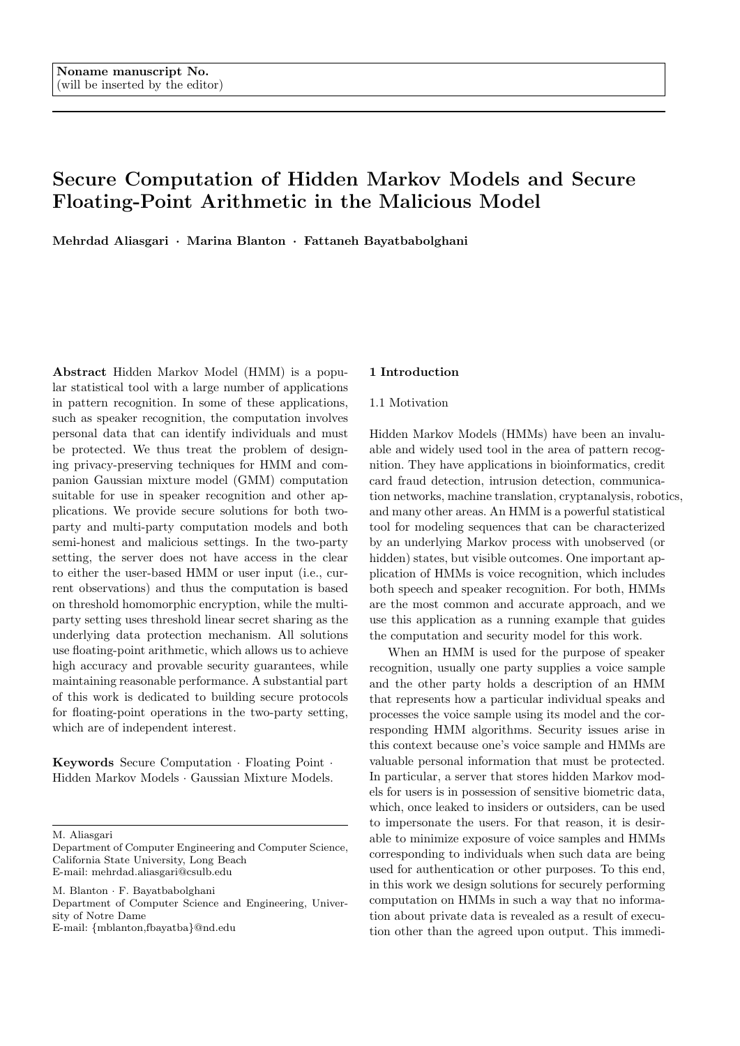Noname manuscript No.
(will be inserted by the editor)

# Secure Computation of Hidden Markov Models and Secure Floating-Point Arithmetic in the Malicious Model

**Mehrdad Aliasgari · Marina Blanton · Fattaneh Bayatbabolghani**

**Abstract** Hidden Markov Model (HMM) is a popular statistical tool with a large number of applications in pattern recognition. In some of these applications, such as speaker recognition, the computation involves personal data that can identify individuals and must be protected. We thus treat the problem of designing privacy-preserving techniques for HMM and companion Gaussian mixture model (GMM) computation suitable for use in speaker recognition and other applications. We provide secure solutions for both two-party and multi-party computation models and both semi-honest and malicious settings. In the two-party setting, the server does not have access in the clear to either the user-based HMM or user input (i.e., current observations) and thus the computation is based on threshold homomorphic encryption, while the multi-party setting uses threshold linear secret sharing as the underlying data protection mechanism. All solutions use floating-point arithmetic, which allows us to achieve high accuracy and provable security guarantees, while maintaining reasonable performance. A substantial part of this work is dedicated to building secure protocols for floating-point operations in the two-party setting, which are of independent interest.

**Keywords** Secure Computation · Floating Point · Hidden Markov Models · Gaussian Mixture Models.

M. Aliasgari
Department of Computer Engineering and Computer Science, California State University, Long Beach
E-mail: mehrdad.aliasgari@csulb.edu

M. Blanton · F. Bayatbabolghani
Department of Computer Science and Engineering, University of Notre Dame
E-mail: {mblanton,fbayatba}@nd.edu

## 1 Introduction

### 1.1 Motivation

Hidden Markov Models (HMMs) have been an invaluable and widely used tool in the area of pattern recognition. They have applications in bioinformatics, credit card fraud detection, intrusion detection, communication networks, machine translation, cryptanalysis, robotics, and many other areas. An HMM is a powerful statistical tool for modeling sequences that can be characterized by an underlying Markov process with unobserved (or hidden) states, but visible outcomes. One important application of HMMs is voice recognition, which includes both speech and speaker recognition. For both, HMMs are the most common and accurate approach, and we use this application as a running example that guides the computation and security model for this work.

When an HMM is used for the purpose of speaker recognition, usually one party supplies a voice sample and the other party holds a description of an HMM that represents how a particular individual speaks and processes the voice sample using its model and the corresponding HMM algorithms. Security issues arise in this context because one's voice sample and HMMs are valuable personal information that must be protected. In particular, a server that stores hidden Markov models for users is in possession of sensitive biometric data, which, once leaked to insiders or outsiders, can be used to impersonate the users. For that reason, it is desirable to minimize exposure of voice samples and HMMs corresponding to individuals when such data are being used for authentication or other purposes. To this end, in this work we design solutions for securely performing computation on HMMs in such a way that no information about private data is revealed as a result of execution other than the agreed upon output. This immedi-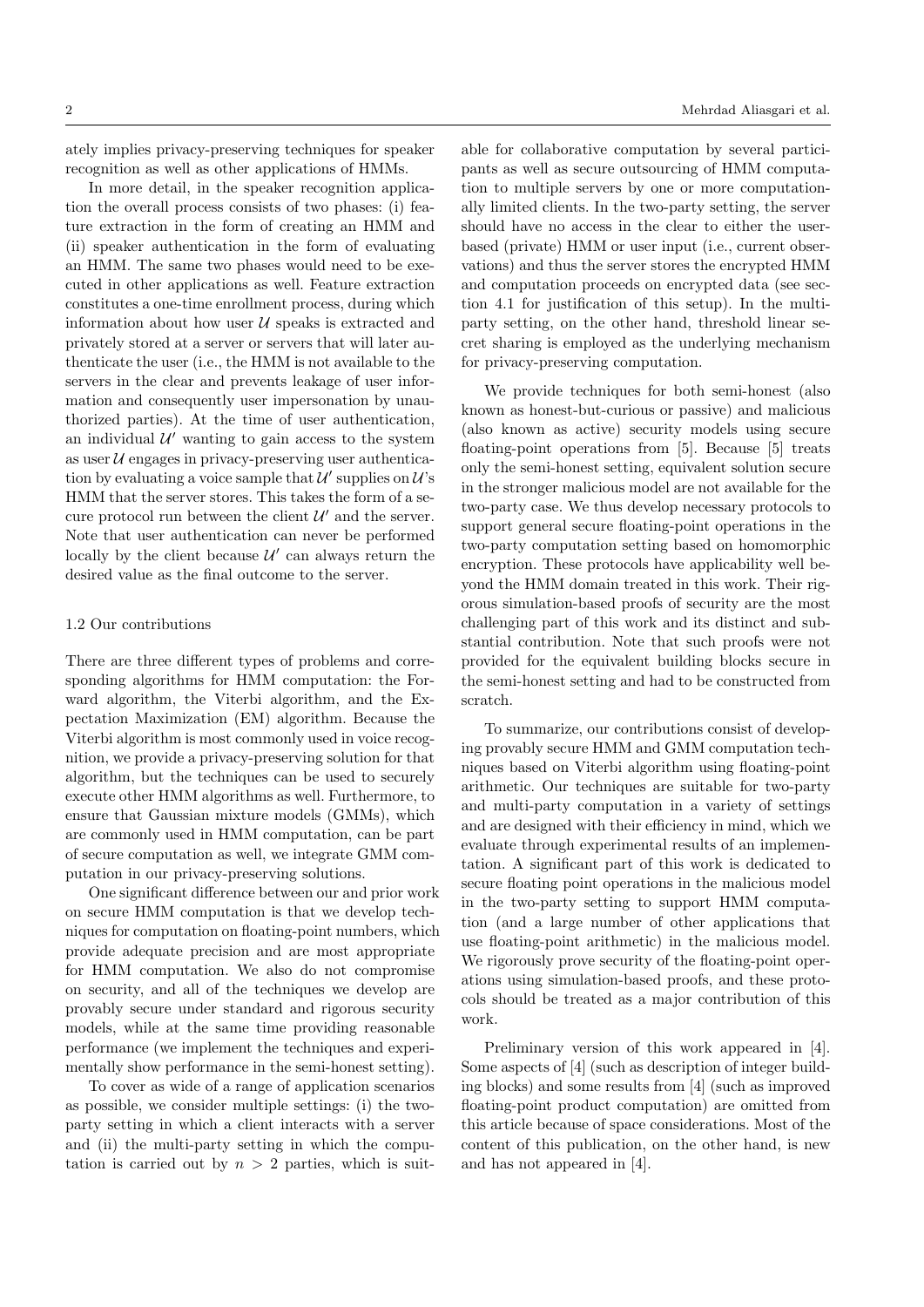ately implies privacy-preserving techniques for speaker recognition as well as other applications of HMMs.

In more detail, in the speaker recognition application the overall process consists of two phases: (i) feature extraction in the form of creating an HMM and (ii) speaker authentication in the form of evaluating an HMM. The same two phases would need to be executed in other applications as well. Feature extraction constitutes a one-time enrollment process, during which information about how user $\mathcal{U}$ speaks is extracted and privately stored at a server or servers that will later authenticate the user (i.e., the HMM is not available to the servers in the clear and prevents leakage of user information and consequently user impersonation by unauthorized parties). At the time of user authentication, an individual $\mathcal{U}'$ wanting to gain access to the system as user $\mathcal{U}$ engages in privacy-preserving user authentication by evaluating a voice sample that $\mathcal{U}'$ supplies on $\mathcal{U}$'s HMM that the server stores. This takes the form of a secure protocol run between the client $\mathcal{U}'$ and the server. Note that user authentication can never be performed locally by the client because $\mathcal{U}'$ can always return the desired value as the final outcome to the server.

### 1.2 Our contributions

There are three different types of problems and corresponding algorithms for HMM computation: the Forward algorithm, the Viterbi algorithm, and the Expectation Maximization (EM) algorithm. Because the Viterbi algorithm is most commonly used in voice recognition, we provide a privacy-preserving solution for that algorithm, but the techniques can be used to securely execute other HMM algorithms as well. Furthermore, to ensure that Gaussian mixture models (GMMs), which are commonly used in HMM computation, can be part of secure computation as well, we integrate GMM computation in our privacy-preserving solutions.

One significant difference between our and prior work on secure HMM computation is that we develop techniques for computation on floating-point numbers, which provide adequate precision and are most appropriate for HMM computation. We also do not compromise on security, and all of the techniques we develop are provably secure under standard and rigorous security models, while at the same time providing reasonable performance (we implement the techniques and experimentally show performance in the semi-honest setting).

To cover as wide of a range of application scenarios as possible, we consider multiple settings: (i) the two-party setting in which a client interacts with a server and (ii) the multi-party setting in which the computation is carried out by $n > 2$ parties, which is suitable for collaborative computation by several participants as well as secure outsourcing of HMM computation to multiple servers by one or more computationally limited clients. In the two-party setting, the server should have no access in the clear to either the user-based (private) HMM or user input (i.e., current observations) and thus the server stores the encrypted HMM and computation proceeds on encrypted data (see section 4.1 for justification of this setup). In the multi-party setting, on the other hand, threshold linear secret sharing is employed as the underlying mechanism for privacy-preserving computation.

We provide techniques for both semi-honest (also known as honest-but-curious or passive) and malicious (also known as active) security models using secure floating-point operations from [5]. Because [5] treats only the semi-honest setting, equivalent solution secure in the stronger malicious model are not available for the two-party case. We thus develop necessary protocols to support general secure floating-point operations in the two-party computation setting based on homomorphic encryption. These protocols have applicability well beyond the HMM domain treated in this work. Their rigorous simulation-based proofs of security are the most challenging part of this work and its distinct and substantial contribution. Note that such proofs were not provided for the equivalent building blocks secure in the semi-honest setting and had to be constructed from scratch.

To summarize, our contributions consist of developing provably secure HMM and GMM computation techniques based on Viterbi algorithm using floating-point arithmetic. Our techniques are suitable for two-party and multi-party computation in a variety of settings and are designed with their efficiency in mind, which we evaluate through experimental results of an implementation. A significant part of this work is dedicated to secure floating point operations in the malicious model in the two-party setting to support HMM computation (and a large number of other applications that use floating-point arithmetic) in the malicious model. We rigorously prove security of the floating-point operations using simulation-based proofs, and these protocols should be treated as a major contribution of this work.

Preliminary version of this work appeared in [4]. Some aspects of [4] (such as description of integer building blocks) and some results from [4] (such as improved floating-point product computation) are omitted from this article because of space considerations. Most of the content of this publication, on the other hand, is new and has not appeared in [4].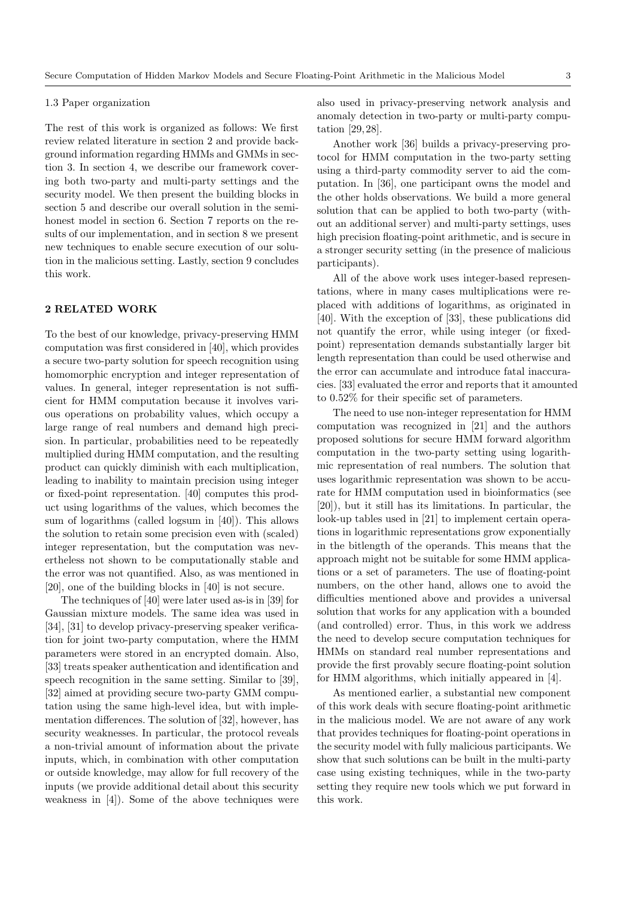### 1.3 Paper organization

The rest of this work is organized as follows: We first review related literature in section 2 and provide background information regarding HMMs and GMMs in section 3. In section 4, we describe our framework covering both two-party and multi-party settings and the security model. We then present the building blocks in section 5 and describe our overall solution in the semi-honest model in section 6. Section 7 reports on the results of our implementation, and in section 8 we present new techniques to enable secure execution of our solution in the malicious setting. Lastly, section 9 concludes this work.

## 2 RELATED WORK

To the best of our knowledge, privacy-preserving HMM computation was first considered in [40], which provides a secure two-party solution for speech recognition using homomorphic encryption and integer representation of values. In general, integer representation is not sufficient for HMM computation because it involves various operations on probability values, which occupy a large range of real numbers and demand high precision. In particular, probabilities need to be repeatedly multiplied during HMM computation, and the resulting product can quickly diminish with each multiplication, leading to inability to maintain precision using integer or fixed-point representation. [40] computes this product using logarithms of the values, which becomes the sum of logarithms (called logsum in [40]). This allows the solution to retain some precision even with (scaled) integer representation, but the computation was nevertheless not shown to be computationally stable and the error was not quantified. Also, as was mentioned in [20], one of the building blocks in [40] is not secure.

The techniques of [40] were later used as-is in [39] for Gaussian mixture models. The same idea was used in [34], [31] to develop privacy-preserving speaker verification for joint two-party computation, where the HMM parameters were stored in an encrypted domain. Also, [33] treats speaker authentication and identification and speech recognition in the same setting. Similar to [39], [32] aimed at providing secure two-party GMM computation using the same high-level idea, but with implementation differences. The solution of [32], however, has security weaknesses. In particular, the protocol reveals a non-trivial amount of information about the private inputs, which, in combination with other computation or outside knowledge, may allow for full recovery of the inputs (we provide additional detail about this security weakness in [4]). Some of the above techniques were also used in privacy-preserving network analysis and anomaly detection in two-party or multi-party computation [29, 28].

Another work [36] builds a privacy-preserving protocol for HMM computation in the two-party setting using a third-party commodity server to aid the computation. In [36], one participant owns the model and the other holds observations. We build a more general solution that can be applied to both two-party (without an additional server) and multi-party settings, uses high precision floating-point arithmetic, and is secure in a stronger security setting (in the presence of malicious participants).

All of the above work uses integer-based representations, where in many cases multiplications were replaced with additions of logarithms, as originated in [40]. With the exception of [33], these publications did not quantify the error, while using integer (or fixed-point) representation demands substantially larger bit length representation than could be used otherwise and the error can accumulate and introduce fatal inaccuracies. [33] evaluated the error and reports that it amounted to 0.52% for their specific set of parameters.

The need to use non-integer representation for HMM computation was recognized in [21] and the authors proposed solutions for secure HMM forward algorithm computation in the two-party setting using logarithmic representation of real numbers. The solution that uses logarithmic representation was shown to be accurate for HMM computation used in bioinformatics (see [20]), but it still has its limitations. In particular, the look-up tables used in [21] to implement certain operations in logarithmic representations grow exponentially in the bitlength of the operands. This means that the approach might not be suitable for some HMM applications or a set of parameters. The use of floating-point numbers, on the other hand, allows one to avoid the difficulties mentioned above and provides a universal solution that works for any application with a bounded (and controlled) error. Thus, in this work we address the need to develop secure computation techniques for HMMs on standard real number representations and provide the first provably secure floating-point solution for HMM algorithms, which initially appeared in [4].

As mentioned earlier, a substantial new component of this work deals with secure floating-point arithmetic in the malicious model. We are not aware of any work that provides techniques for floating-point operations in the security model with fully malicious participants. We show that such solutions can be built in the multi-party case using existing techniques, while in the two-party setting they require new tools which we put forward in this work.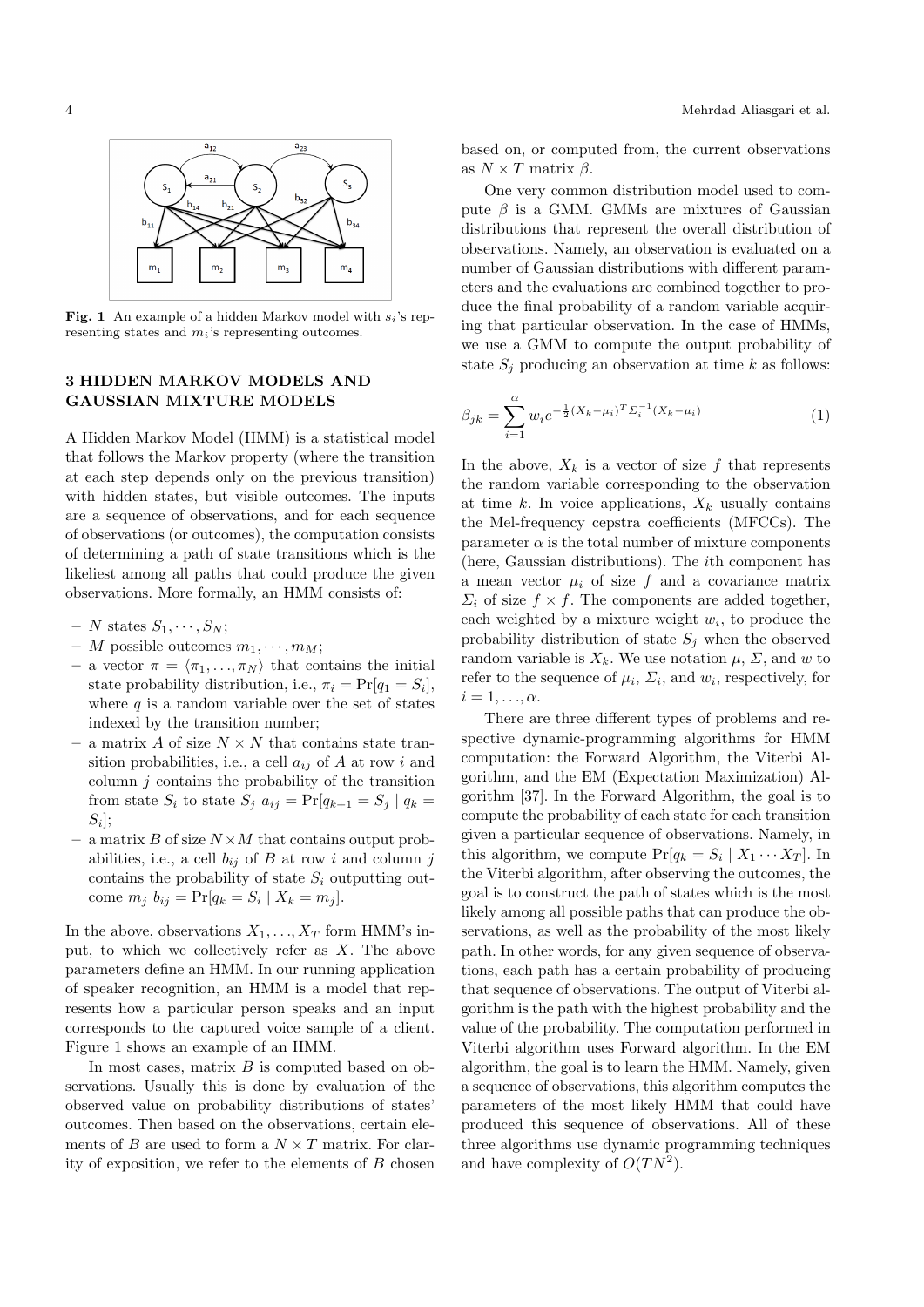**Fig. 1** An example of a hidden Markov model with $s_i$'s representing states and $m_i$'s representing outcomes.

## 3 HIDDEN MARKOV MODELS AND GAUSSIAN MIXTURE MODELS

A Hidden Markov Model (HMM) is a statistical model that follows the Markov property (where the transition at each step depends only on the previous transition) with hidden states, but visible outcomes. The inputs are a sequence of observations, and for each sequence of observations (or outcomes), the computation consists of determining a path of state transitions which is the likeliest among all paths that could produce the given observations. More formally, an HMM consists of:

- $N$ states $S_1, \cdots, S_N$;
- $M$ possible outcomes $m_1, \cdots, m_M$;
- a vector $\pi = \langle \pi_1, \ldots, \pi_N \rangle$ that contains the initial state probability distribution, i.e., $\pi_i = \Pr[q_1 = S_i]$, where $q$ is a random variable over the set of states indexed by the transition number;
- a matrix $A$ of size $N \times N$ that contains state transition probabilities, i.e., a cell $a_{ij}$ of $A$ at row $i$ and column $j$ contains the probability of the transition from state $S_i$ to state $S_j$ $a_{ij} = \Pr[q_{k+1} = S_j \mid q_k = S_i]$;
- a matrix $B$ of size $N \times M$ that contains output probabilities, i.e., a cell $b_{ij}$ of $B$ at row $i$ and column $j$ contains the probability of state $S_i$ outputting outcome $m_j$ $b_{ij} = \Pr[q_k = S_i \mid X_k = m_j]$.

In the above, observations $X_1, \ldots, X_T$ form HMM's input, to which we collectively refer as $X$. The above parameters define an HMM. In our running application of speaker recognition, an HMM is a model that represents how a particular person speaks and an input corresponds to the captured voice sample of a client. Figure 1 shows an example of an HMM.

In most cases, matrix $B$ is computed based on observations. Usually this is done by evaluation of the observed value on probability distributions of states' outcomes. Then based on the observations, certain elements of $B$ are used to form a $N \times T$ matrix. For clarity of exposition, we refer to the elements of $B$ chosen based on, or computed from, the current observations as $N \times T$ matrix $\beta$.

One very common distribution model used to compute $\beta$ is a GMM. GMMs are mixtures of Gaussian distributions that represent the overall distribution of observations. Namely, an observation is evaluated on a number of Gaussian distributions with different parameters and the evaluations are combined together to produce the final probability of a random variable acquiring that particular observation. In the case of HMMs, we use a GMM to compute the output probability of state $S_j$ producing an observation at time $k$ as follows:

$$\beta_{jk} = \sum_{i=1}^{\alpha} w_i e^{-\frac{1}{2}(X_k - \mu_i)^T \Sigma_i^{-1}(X_k - \mu_i)} \quad (1)$$

In the above, $X_k$ is a vector of size $f$ that represents the random variable corresponding to the observation at time $k$. In voice applications, $X_k$ usually contains the Mel-frequency cepstra coefficients (MFCCs). The parameter $\alpha$ is the total number of mixture components (here, Gaussian distributions). The $i$th component has a mean vector $\mu_i$ of size $f$ and a covariance matrix $\Sigma_i$ of size $f \times f$. The components are added together, each weighted by a mixture weight $w_i$, to produce the probability distribution of state $S_j$ when the observed random variable is $X_k$. We use notation $\mu$, $\Sigma$, and $w$ to refer to the sequence of $\mu_i$, $\Sigma_i$, and $w_i$, respectively, for $i = 1, \ldots, \alpha$.

There are three different types of problems and respective dynamic-programming algorithms for HMM computation: the Forward Algorithm, the Viterbi Algorithm, and the EM (Expectation Maximization) Algorithm [37]. In the Forward Algorithm, the goal is to compute the probability of each state for each transition given a particular sequence of observations. Namely, in this algorithm, we compute $\Pr[q_k = S_i \mid X_1 \cdots X_T]$. In the Viterbi algorithm, after observing the outcomes, the goal is to construct the path of states which is the most likely among all possible paths that can produce the observations, as well as the probability of the most likely path. In other words, for any given sequence of observations, each path has a certain probability of producing that sequence of observations. The output of Viterbi algorithm is the path with the highest probability and the value of the probability. The computation performed in Viterbi algorithm uses Forward algorithm. In the EM algorithm, the goal is to learn the HMM. Namely, given a sequence of observations, this algorithm computes the parameters of the most likely HMM that could have produced this sequence of observations. All of these three algorithms use dynamic programming techniques and have complexity of $O(TN^2)$.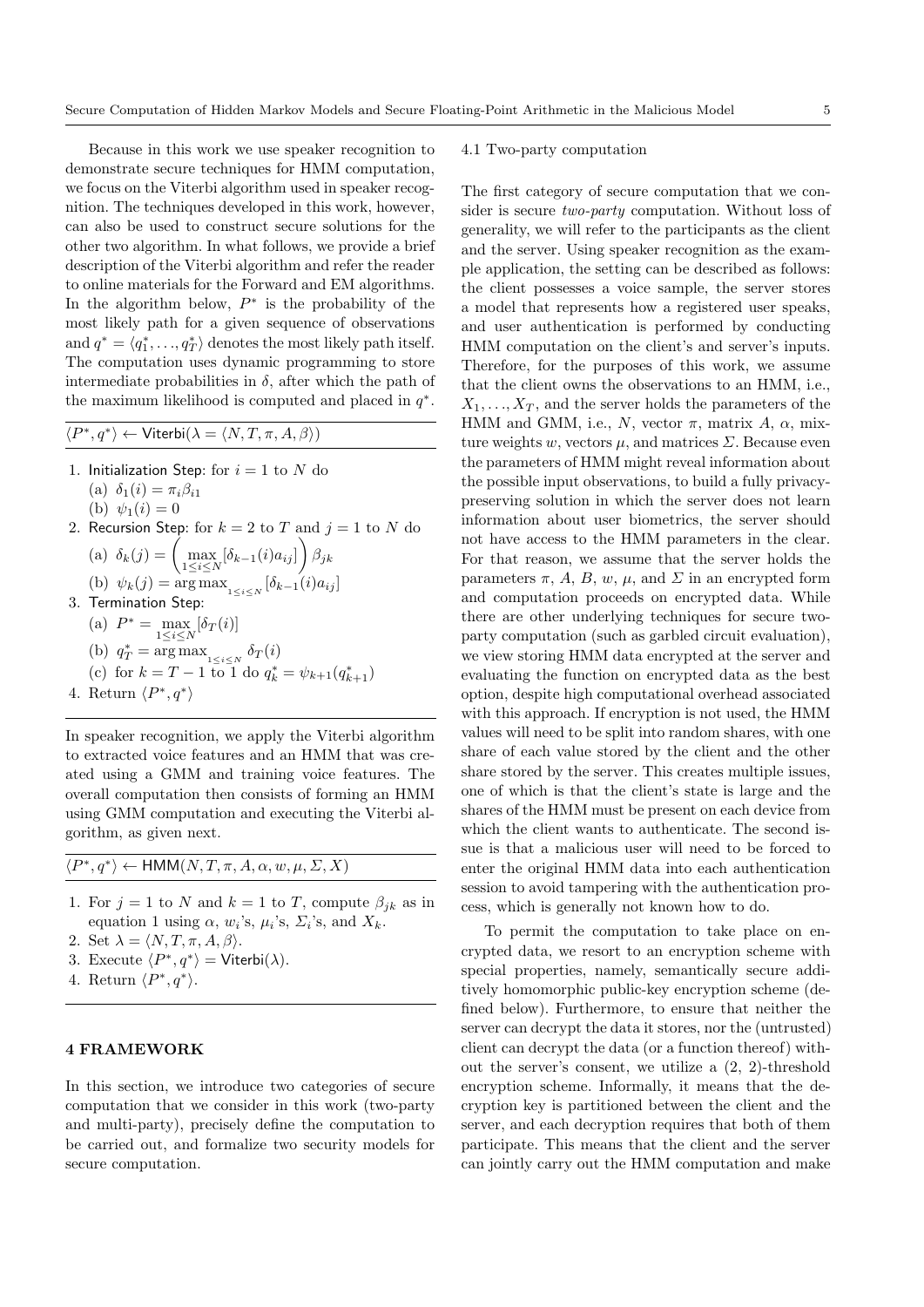Because in this work we use speaker recognition to demonstrate secure techniques for HMM computation, we focus on the Viterbi algorithm used in speaker recognition. The techniques developed in this work, however, can also be used to construct secure solutions for the other two algorithm. In what follows, we provide a brief description of the Viterbi algorithm and refer the reader to online materials for the Forward and EM algorithms. In the algorithm below, $P^*$ is the probability of the most likely path for a given sequence of observations and $q^* = \langle q_1^*, \ldots, q_T^* \rangle$ denotes the most likely path itself. The computation uses dynamic programming to store intermediate probabilities in $\delta$, after which the path of the maximum likelihood is computed and placed in $q^*$.

$\langle P^*, q^* \rangle \leftarrow \mathsf{Viterbi}(\lambda = \langle N, T, \pi, A, \beta \rangle)$

1. Initialization Step: for $i = 1$ to $N$ do
   (a) $\delta_1(i) = \pi_i \beta_{i1}$
   (b) $\psi_1(i) = 0$
2. Recursion Step: for $k = 2$ to $T$ and $j = 1$ to $N$ do
   (a) $\delta_k(j) = \left( \max\limits_{1 \le i \le N} [\delta_{k-1}(i) a_{ij}] \right) \beta_{jk}$
   (b) $\psi_k(j) = \arg\max_{1 \le i \le N} [\delta_{k-1}(i) a_{ij}]$
3. Termination Step:
   (a) $P^* = \max\limits_{1 \le i \le N} [\delta_T(i)]$
   (b) $q_T^* = \arg\max_{1 \le i \le N} \delta_T(i)$
   (c) for $k = T - 1$ to 1 do $q_k^* = \psi_{k+1}(q_{k+1}^*)$
4. Return $\langle P^*, q^* \rangle$

In speaker recognition, we apply the Viterbi algorithm to extracted voice features and an HMM that was created using a GMM and training voice features. The overall computation then consists of forming an HMM using GMM computation and executing the Viterbi algorithm, as given next.

$\langle P^*, q^* \rangle \leftarrow \mathsf{HMM}(N, T, \pi, A, \alpha, w, \mu, \Sigma, X)$

1. For $j = 1$ to $N$ and $k = 1$ to $T$, compute $\beta_{jk}$ as in equation 1 using $\alpha$, $w_i$'s, $\mu_i$'s, $\Sigma_i$'s, and $X_k$.
2. Set $\lambda = \langle N, T, \pi, A, \beta \rangle$.
3. Execute $\langle P^*, q^* \rangle = \mathsf{Viterbi}(\lambda)$.
4. Return $\langle P^*, q^* \rangle$.

## 4 FRAMEWORK

In this section, we introduce two categories of secure computation that we consider in this work (two-party and multi-party), precisely define the computation to be carried out, and formalize two security models for secure computation.

### 4.1 Two-party computation

The first category of secure computation that we consider is secure *two-party* computation. Without loss of generality, we will refer to the participants as the client and the server. Using speaker recognition as the example application, the setting can be described as follows: the client possesses a voice sample, the server stores a model that represents how a registered user speaks, and user authentication is performed by conducting HMM computation on the client's and server's inputs. Therefore, for the purposes of this work, we assume that the client owns the observations to an HMM, i.e., $X_1, \ldots, X_T$, and the server holds the parameters of the HMM and GMM, i.e., $N$, vector $\pi$, matrix $A$, $\alpha$, mixture weights $w$, vectors $\mu$, and matrices $\Sigma$. Because even the parameters of HMM might reveal information about the possible input observations, to build a fully privacy-preserving solution in which the server does not learn information about user biometrics, the server should not have access to the HMM parameters in the clear. For that reason, we assume that the server holds the parameters $\pi$, $A$, $B$, $w$, $\mu$, and $\Sigma$ in an encrypted form and computation proceeds on encrypted data. While there are other underlying techniques for secure two-party computation (such as garbled circuit evaluation), we view storing HMM data encrypted at the server and evaluating the function on encrypted data as the best option, despite high computational overhead associated with this approach. If encryption is not used, the HMM values will need to be split into random shares, with one share of each value stored by the client and the other share stored by the server. This creates multiple issues, one of which is that the client's state is large and the shares of the HMM must be present on each device from which the client wants to authenticate. The second issue is that a malicious user will need to be forced to enter the original HMM data into each authentication session to avoid tampering with the authentication process, which is generally not known how to do.

To permit the computation to take place on encrypted data, we resort to an encryption scheme with special properties, namely, semantically secure additively homomorphic public-key encryption scheme (defined below). Furthermore, to ensure that neither the server can decrypt the data it stores, nor the (untrusted) client can decrypt the data (or a function thereof) without the server's consent, we utilize a (2, 2)-threshold encryption scheme. Informally, it means that the decryption key is partitioned between the client and the server, and each decryption requires that both of them participate. This means that the client and the server can jointly carry out the HMM computation and make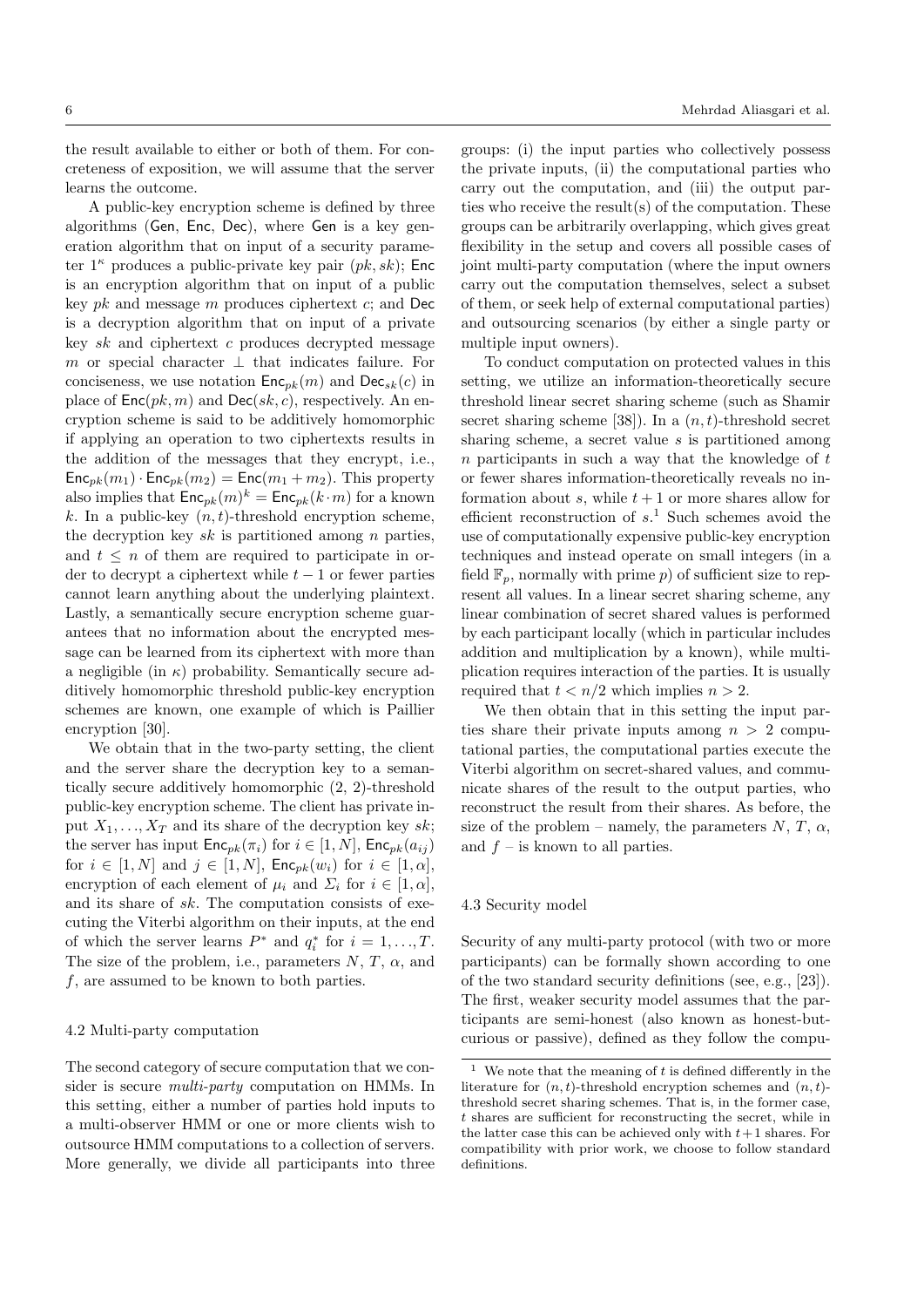the result available to either or both of them. For concreteness of exposition, we will assume that the server learns the outcome.

A public-key encryption scheme is defined by three algorithms ($\mathsf{Gen}$, $\mathsf{Enc}$, $\mathsf{Dec}$), where $\mathsf{Gen}$ is a key generation algorithm that on input of a security parameter $1^\kappa$ produces a public-private key pair $(pk, sk)$; $\mathsf{Enc}$ is an encryption algorithm that on input of a public key $pk$ and message $m$ produces ciphertext $c$; and $\mathsf{Dec}$ is a decryption algorithm that on input of a private key $sk$ and ciphertext $c$ produces decrypted message $m$ or special character $\perp$ that indicates failure. For conciseness, we use notation $\mathsf{Enc}_{pk}(m)$ and $\mathsf{Dec}_{sk}(c)$ in place of $\mathsf{Enc}(pk, m)$ and $\mathsf{Dec}(sk, c)$, respectively. An encryption scheme is said to be additively homomorphic if applying an operation to two ciphertexts results in the addition of the messages that they encrypt, i.e., $\mathsf{Enc}_{pk}(m_1) \cdot \mathsf{Enc}_{pk}(m_2) = \mathsf{Enc}(m_1 + m_2)$. This property also implies that $\mathsf{Enc}_{pk}(m)^k = \mathsf{Enc}_{pk}(k \cdot m)$ for a known $k$. In a public-key $(n, t)$-threshold encryption scheme, the decryption key $sk$ is partitioned among $n$ parties, and $t \leq n$ of them are required to participate in order to decrypt a ciphertext while $t-1$ or fewer parties cannot learn anything about the underlying plaintext. Lastly, a semantically secure encryption scheme guarantees that no information about the encrypted message can be learned from its ciphertext with more than a negligible (in $\kappa$) probability. Semantically secure additively homomorphic threshold public-key encryption schemes are known, one example of which is Paillier encryption [30].

We obtain that in the two-party setting, the client and the server share the decryption key to a semantically secure additively homomorphic (2, 2)-threshold public-key encryption scheme. The client has private input $X_1, \ldots, X_T$ and its share of the decryption key $sk$; the server has input $\mathsf{Enc}_{pk}(\pi_i)$ for $i \in [1, N]$, $\mathsf{Enc}_{pk}(a_{ij})$ for $i \in [1, N]$ and $j \in [1, N]$, $\mathsf{Enc}_{pk}(w_i)$ for $i \in [1, \alpha]$, encryption of each element of $\mu_i$ and $\Sigma_i$ for $i \in [1, \alpha]$, and its share of $sk$. The computation consists of executing the Viterbi algorithm on their inputs, at the end of which the server learns $P^*$ and $q_i^*$ for $i = 1, \ldots, T$. The size of the problem, i.e., parameters $N$, $T$, $\alpha$, and $f$, are assumed to be known to both parties.

### 4.2 Multi-party computation

The second category of secure computation that we consider is secure *multi-party* computation on HMMs. In this setting, either a number of parties hold inputs to a multi-observer HMM or one or more clients wish to outsource HMM computations to a collection of servers. More generally, we divide all participants into three groups: (i) the input parties who collectively possess the private inputs, (ii) the computational parties who carry out the computation, and (iii) the output parties who receive the result(s) of the computation. These groups can be arbitrarily overlapping, which gives great flexibility in the setup and covers all possible cases of joint multi-party computation (where the input owners carry out the computation themselves, select a subset of them, or seek help of external computational parties) and outsourcing scenarios (by either a single party or multiple input owners).

To conduct computation on protected values in this setting, we utilize an information-theoretically secure threshold linear secret sharing scheme (such as Shamir secret sharing scheme [38]). In a $(n, t)$-threshold secret sharing scheme, a secret value $s$ is partitioned among $n$ participants in such a way that the knowledge of $t$ or fewer shares information-theoretically reveals no information about $s$, while $t+1$ or more shares allow for efficient reconstruction of $s$.[1] Such schemes avoid the use of computationally expensive public-key encryption techniques and instead operate on small integers (in a field $\mathbb{F}_p$, normally with prime $p$) of sufficient size to represent all values. In a linear secret sharing scheme, any linear combination of secret shared values is performed by each participant locally (which in particular includes addition and multiplication by a known), while multiplication requires interaction of the parties. It is usually required that $t < n/2$ which implies $n > 2$.

We then obtain that in this setting the input parties share their private inputs among $n > 2$ computational parties, the computational parties execute the Viterbi algorithm on secret-shared values, and communicate shares of the result to the output parties, who reconstruct the result from their shares. As before, the size of the problem – namely, the parameters $N$, $T$, $\alpha$, and $f$ – is known to all parties.

### 4.3 Security model

Security of any multi-party protocol (with two or more participants) can be formally shown according to one of the two standard security definitions (see, e.g., [23]). The first, weaker security model assumes that the participants are semi-honest (also known as honest-but-curious or passive), defined as they follow the compu-

[1] We note that the meaning of $t$ is defined differently in the literature for $(n, t)$-threshold encryption schemes and $(n, t)$-threshold secret sharing schemes. That is, in the former case, $t$ shares are sufficient for reconstructing the secret, while in the latter case this can be achieved only with $t+1$ shares. For compatibility with prior work, we choose to follow standard definitions.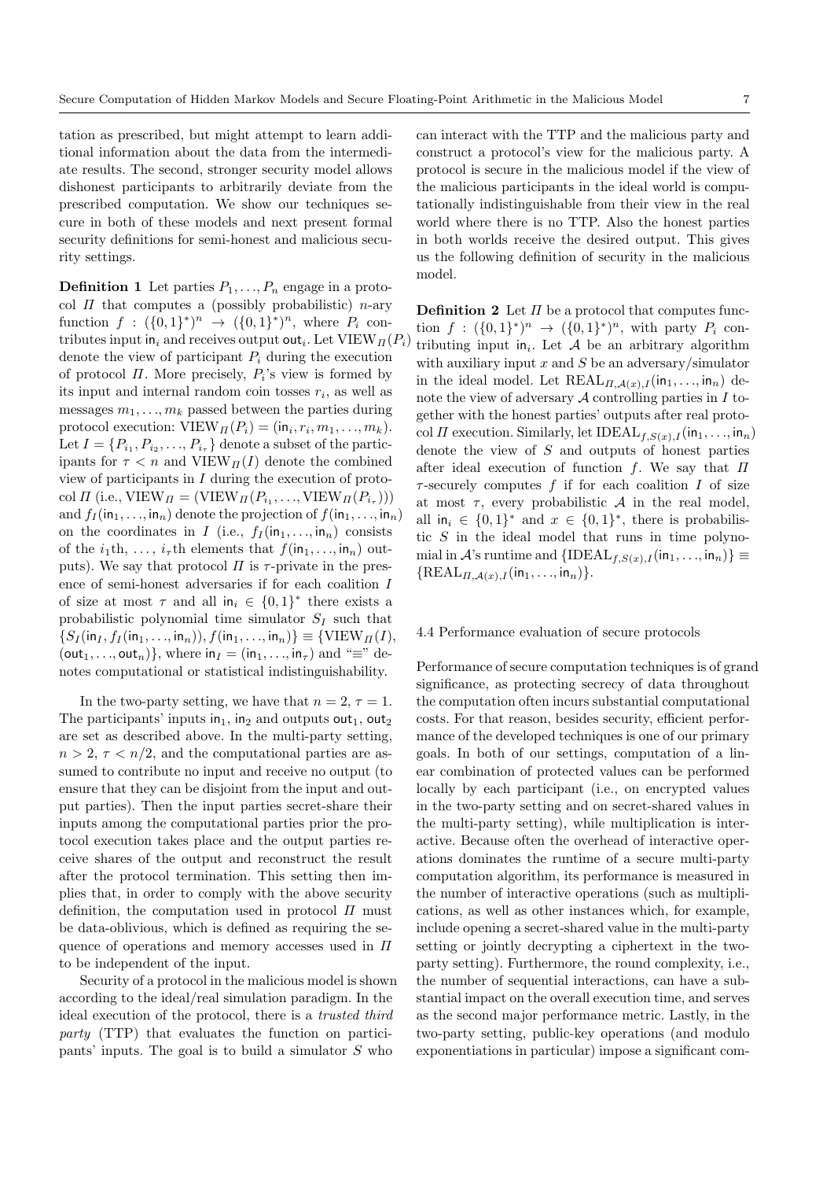tation as prescribed, but might attempt to learn additional information about the data from the intermediate results. The second, stronger security model allows dishonest participants to arbitrarily deviate from the prescribed computation. We show our techniques secure in both of these models and next present formal security definitions for semi-honest and malicious security settings.

**Definition 1** Let parties $P_1, \ldots, P_n$ engage in a protocol $\Pi$ that computes a (possibly probabilistic) $n$-ary function $f : (\{0,1\}^*)^n \to (\{0,1\}^*)^n$, where $P_i$ contributes input $\mathsf{in}_i$ and receives output $\mathsf{out}_i$. Let $\mathrm{VIEW}_\Pi(P_i)$ denote the view of participant $P_i$ during the execution of protocol $\Pi$. More precisely, $P_i$'s view is formed by its input and internal random coin tosses $r_i$, as well as messages $m_1, \ldots, m_k$ passed between the parties during protocol execution: $\mathrm{VIEW}_\Pi(P_i) = (\mathsf{in}_i, r_i, m_1, \ldots, m_k)$. Let $I = \{P_{i_1}, P_{i_2}, \ldots, P_{i_\tau}\}$ denote a subset of the participants for $\tau < n$ and $\mathrm{VIEW}_\Pi(I)$ denote the combined view of participants in $I$ during the execution of protocol $\Pi$ (i.e., $\mathrm{VIEW}_\Pi = (\mathrm{VIEW}_\Pi(P_{i_1}, \ldots, \mathrm{VIEW}_\Pi(P_{i_\tau})))$ and $f_I(\mathsf{in}_1, \ldots, \mathsf{in}_n)$ denote the projection of $f(\mathsf{in}_1, \ldots, \mathsf{in}_n)$ on the coordinates in $I$ (i.e., $f_I(\mathsf{in}_1, \ldots, \mathsf{in}_n)$ consists of the $i_1$th, $\ldots$, $i_\tau$th elements that $f(\mathsf{in}_1, \ldots, \mathsf{in}_n)$ outputs). We say that protocol $\Pi$ is $\tau$-private in the presence of semi-honest adversaries if for each coalition $I$ of size at most $\tau$ and all $\mathsf{in}_i \in \{0,1\}^*$ there exists a probabilistic polynomial time simulator $S_I$ such that $\{S_I(\mathsf{in}_I, f_I(\mathsf{in}_1, \ldots, \mathsf{in}_n)), f(\mathsf{in}_1, \ldots, \mathsf{in}_n)\} \equiv \{\mathrm{VIEW}_\Pi(I), (\mathsf{out}_1, \ldots, \mathsf{out}_n)\}$, where $\mathsf{in}_I = (\mathsf{in}_1, \ldots, \mathsf{in}_\tau)$ and "$\equiv$" denotes computational or statistical indistinguishability.

In the two-party setting, we have that $n = 2$, $\tau = 1$. The participants' inputs $\mathsf{in}_1$, $\mathsf{in}_2$ and outputs $\mathsf{out}_1$, $\mathsf{out}_2$ are set as described above. In the multi-party setting, $n > 2$, $\tau < n/2$, and the computational parties are assumed to contribute no input and receive no output (to ensure that they can be disjoint from the input and output parties). Then the input parties secret-share their inputs among the computational parties prior the protocol execution takes place and the output parties receive shares of the output and reconstruct the result after the protocol termination. This setting then implies that, in order to comply with the above security definition, the computation used in protocol $\Pi$ must be data-oblivious, which is defined as requiring the sequence of operations and memory accesses used in $\Pi$ to be independent of the input.

Security of a protocol in the malicious model is shown according to the ideal/real simulation paradigm. In the ideal execution of the protocol, there is a *trusted third party* (TTP) that evaluates the function on participants' inputs. The goal is to build a simulator $S$ who can interact with the TTP and the malicious party and construct a protocol's view for the malicious party. A protocol is secure in the malicious model if the view of the malicious participants in the ideal world is computationally indistinguishable from their view in the real world where there is no TTP. Also the honest parties in both worlds receive the desired output. This gives us the following definition of security in the malicious model.

**Definition 2** Let $\Pi$ be a protocol that computes function $f : (\{0,1\}^*)^n \to (\{0,1\}^*)^n$, with party $P_i$ contributing input $\mathsf{in}_i$. Let $\mathcal{A}$ be an arbitrary algorithm with auxiliary input $x$ and $S$ be an adversary/simulator in the ideal model. Let $\mathrm{REAL}_{\Pi,\mathcal{A}(x),I}(\mathsf{in}_1, \ldots, \mathsf{in}_n)$ denote the view of adversary $\mathcal{A}$ controlling parties in $I$ together with the honest parties' outputs after real protocol $\Pi$ execution. Similarly, let $\mathrm{IDEAL}_{f,S(x),I}(\mathsf{in}_1, \ldots, \mathsf{in}_n)$ denote the view of $S$ and outputs of honest parties after ideal execution of function $f$. We say that $\Pi$ $\tau$-securely computes $f$ if for each coalition $I$ of size at most $\tau$, every probabilistic $\mathcal{A}$ in the real model, all $\mathsf{in}_i \in \{0,1\}^*$ and $x \in \{0,1\}^*$, there is probabilistic $S$ in the ideal model that runs in time polynomial in $\mathcal{A}$'s runtime and $\{\mathrm{IDEAL}_{f,S(x),I}(\mathsf{in}_1, \ldots, \mathsf{in}_n)\} \equiv \{\mathrm{REAL}_{\Pi,\mathcal{A}(x),I}(\mathsf{in}_1, \ldots, \mathsf{in}_n)\}$.

### 4.4 Performance evaluation of secure protocols

Performance of secure computation techniques is of grand significance, as protecting secrecy of data throughout the computation often incurs substantial computational costs. For that reason, besides security, efficient performance of the developed techniques is one of our primary goals. In both of our settings, computation of a linear combination of protected values can be performed locally by each participant (i.e., on encrypted values in the two-party setting and on secret-shared values in the multi-party setting), while multiplication is interactive. Because often the overhead of interactive operations dominates the runtime of a secure multi-party computation algorithm, its performance is measured in the number of interactive operations (such as multiplications, as well as other instances which, for example, include opening a secret-shared value in the multi-party setting or jointly decrypting a ciphertext in the two-party setting). Furthermore, the round complexity, i.e., the number of sequential interactions, can have a substantial impact on the overall execution time, and serves as the second major performance metric. Lastly, in the two-party setting, public-key operations (and modulo exponentiations in particular) impose a significant com-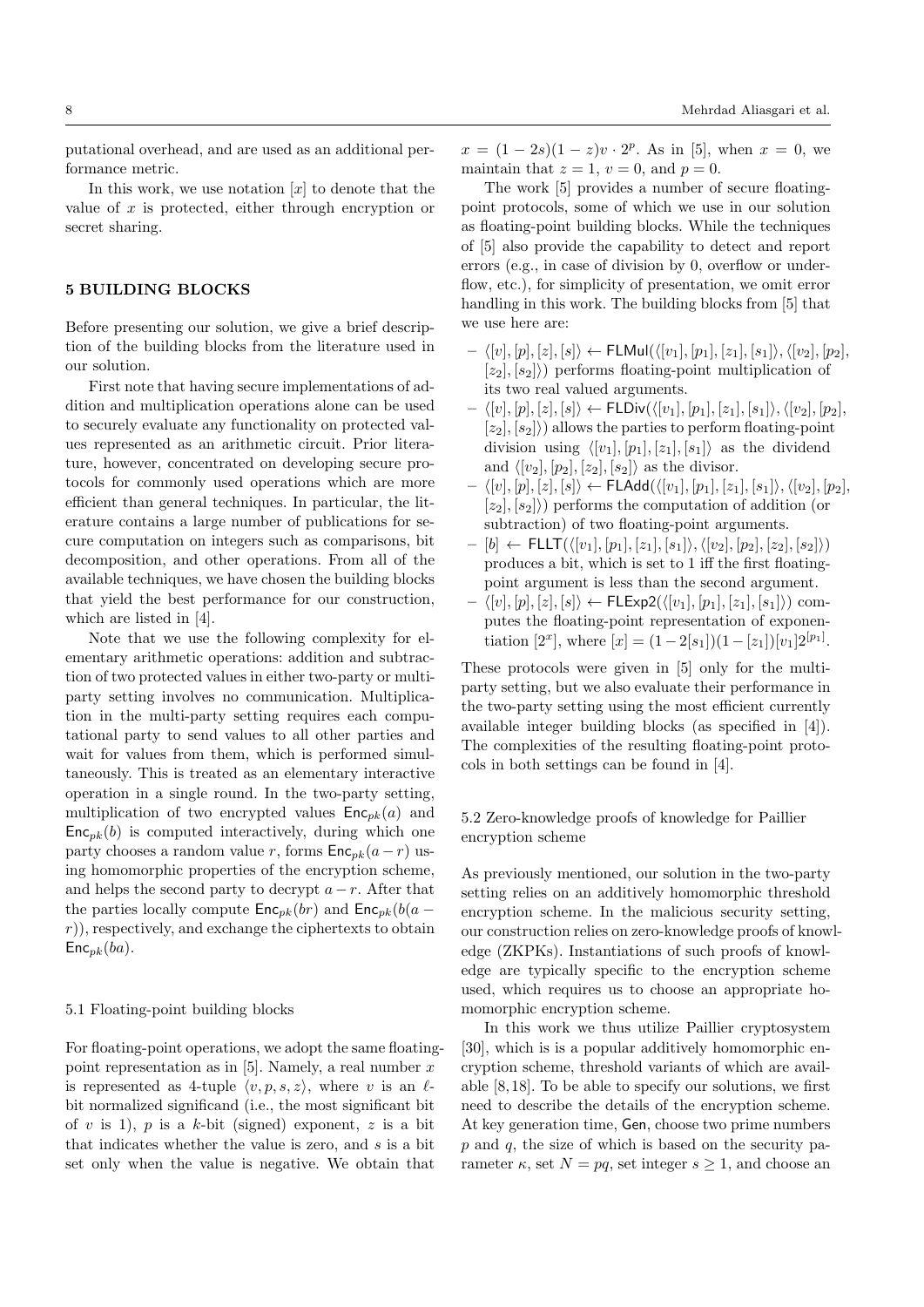putational overhead, and are used as an additional performance metric.

In this work, we use notation $[x]$ to denote that the value of $x$ is protected, either through encryption or secret sharing.

## 5 BUILDING BLOCKS

Before presenting our solution, we give a brief description of the building blocks from the literature used in our solution.

First note that having secure implementations of addition and multiplication operations alone can be used to securely evaluate any functionality on protected values represented as an arithmetic circuit. Prior literature, however, concentrated on developing secure protocols for commonly used operations which are more efficient than general techniques. In particular, the literature contains a large number of publications for secure computation on integers such as comparisons, bit decomposition, and other operations. From all of the available techniques, we have chosen the building blocks that yield the best performance for our construction, which are listed in [4].

Note that we use the following complexity for elementary arithmetic operations: addition and subtraction of two protected values in either two-party or multiparty setting involves no communication. Multiplication in the multi-party setting requires each computational party to send values to all other parties and wait for values from them, which is performed simultaneously. This is treated as an elementary interactive operation in a single round. In the two-party setting, multiplication of two encrypted values $\mathsf{Enc}_{pk}(a)$ and $\mathsf{Enc}_{pk}(b)$ is computed interactively, during which one party chooses a random value $r$, forms $\mathsf{Enc}_{pk}(a-r)$ using homomorphic properties of the encryption scheme, and helps the second party to decrypt $a-r$. After that the parties locally compute $\mathsf{Enc}_{pk}(br)$ and $\mathsf{Enc}_{pk}(b(a-r))$, respectively, and exchange the ciphertexts to obtain $\mathsf{Enc}_{pk}(ba)$.

### 5.1 Floating-point building blocks

For floating-point operations, we adopt the same floating-point representation as in [5]. Namely, a real number $x$ is represented as 4-tuple $\langle v, p, s, z\rangle$, where $v$ is an $\ell$-bit normalized significand (i.e., the most significant bit of $v$ is 1), $p$ is a $k$-bit (signed) exponent, $z$ is a bit that indicates whether the value is zero, and $s$ is a bit set only when the value is negative. We obtain that $x = (1-2s)(1-z)v \cdot 2^p$. As in [5], when $x = 0$, we maintain that $z = 1$, $v = 0$, and $p = 0$.

The work [5] provides a number of secure floating-point protocols, some of which we use in our solution as floating-point building blocks. While the techniques of [5] also provide the capability to detect and report errors (e.g., in case of division by 0, overflow or underflow, etc.), for simplicity of presentation, we omit error handling in this work. The building blocks from [5] that we use here are:

- $\langle [v], [p], [z], [s]\rangle \leftarrow \mathsf{FLMul}(\langle [v_1], [p_1], [z_1], [s_1]\rangle, \langle [v_2], [p_2], [z_2], [s_2]\rangle)$ performs floating-point multiplication of its two real valued arguments.
- $\langle [v], [p], [z], [s]\rangle \leftarrow \mathsf{FLDiv}(\langle [v_1], [p_1], [z_1], [s_1]\rangle, \langle [v_2], [p_2], [z_2], [s_2]\rangle)$ allows the parties to perform floating-point division using $\langle [v_1], [p_1], [z_1], [s_1]\rangle$ as the dividend and $\langle [v_2], [p_2], [z_2], [s_2]\rangle$ as the divisor.
- $\langle [v], [p], [z], [s]\rangle \leftarrow \mathsf{FLAdd}(\langle [v_1], [p_1], [z_1], [s_1]\rangle, \langle [v_2], [p_2], [z_2], [s_2]\rangle)$ performs the computation of addition (or subtraction) of two floating-point arguments.
- $[b] \leftarrow \mathsf{FLLT}(\langle [v_1], [p_1], [z_1], [s_1]\rangle, \langle [v_2], [p_2], [z_2], [s_2]\rangle)$ produces a bit, which is set to 1 iff the first floating-point argument is less than the second argument.
- $\langle [v], [p], [z], [s]\rangle \leftarrow \mathsf{FLExp2}(\langle [v_1], [p_1], [z_1], [s_1]\rangle)$ computes the floating-point representation of exponentiation $[2^x]$, where $[x] = (1-2[s_1])(1-[z_1])[v_1]2^{[p_1]}$.

These protocols were given in [5] only for the multiparty setting, but we also evaluate their performance in the two-party setting using the most efficient currently available integer building blocks (as specified in [4]). The complexities of the resulting floating-point protocols in both settings can be found in [4].

### 5.2 Zero-knowledge proofs of knowledge for Paillier encryption scheme

As previously mentioned, our solution in the two-party setting relies on an additively homomorphic threshold encryption scheme. In the malicious security setting, our construction relies on zero-knowledge proofs of knowledge (ZKPKs). Instantiations of such proofs of knowledge are typically specific to the encryption scheme used, which requires us to choose an appropriate homomorphic encryption scheme.

In this work we thus utilize Paillier cryptosystem [30], which is is a popular additively homomorphic encryption scheme, threshold variants of which are available [8,18]. To be able to specify our solutions, we first need to describe the details of the encryption scheme. At key generation time, $\mathsf{Gen}$, choose two prime numbers $p$ and $q$, the size of which is based on the security parameter $\kappa$, set $N = pq$, set integer $s \geq 1$, and choose an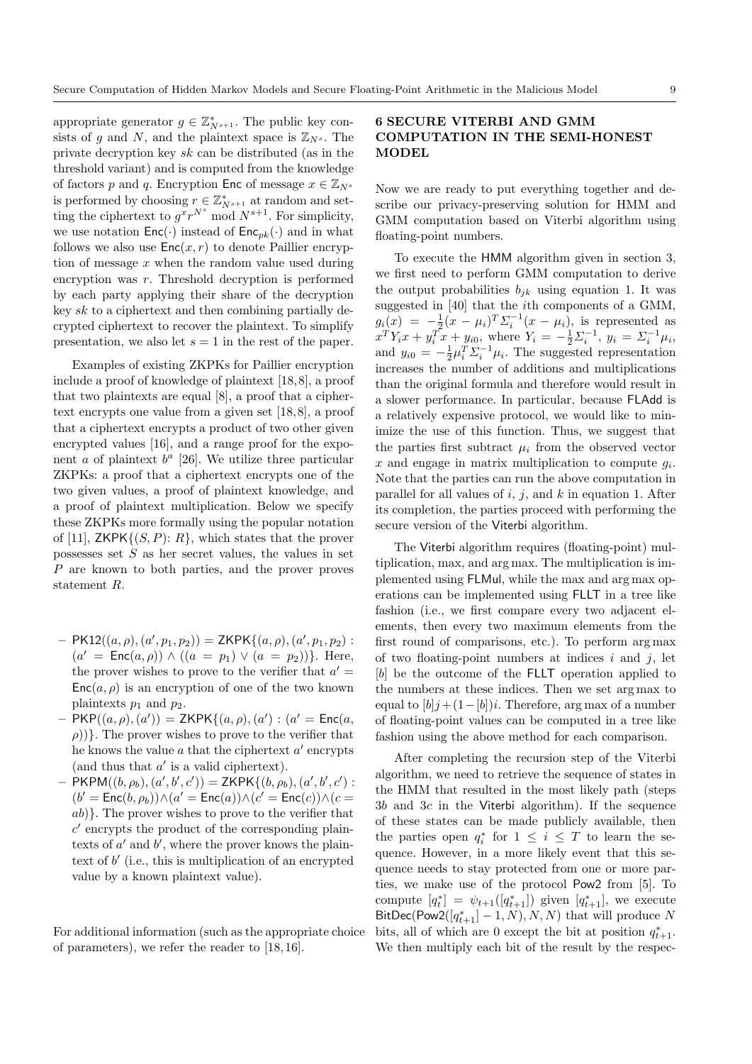appropriate generator $g \in \mathbb{Z}^*_{N^{s+1}}$. The public key consists of $g$ and $N$, and the plaintext space is $\mathbb{Z}_{N^s}$. The private decryption key $sk$ can be distributed (as in the threshold variant) and is computed from the knowledge of factors $p$ and $q$. Encryption $\mathsf{Enc}$ of message $x \in \mathbb{Z}_{N^s}$ is performed by choosing $r \in \mathbb{Z}^*_{N^{s+1}}$ at random and setting the ciphertext to $g^x r^{N^s} \bmod N^{s+1}$. For simplicity, we use notation $\mathsf{Enc}(\cdot)$ instead of $\mathsf{Enc}_{pk}(\cdot)$ and in what follows we also use $\mathsf{Enc}(x, r)$ to denote Paillier encryption of message $x$ when the random value used during encryption was $r$. Threshold decryption is performed by each party applying their share of the decryption key $sk$ to a ciphertext and then combining partially decrypted ciphertext to recover the plaintext. To simplify presentation, we also let $s = 1$ in the rest of the paper.

Examples of existing ZKPKs for Paillier encryption include a proof of knowledge of plaintext [18,8], a proof that two plaintexts are equal [8], a proof that a ciphertext encrypts one value from a given set [18,8], a proof that a ciphertext encrypts a product of two other given encrypted values [16], and a range proof for the exponent $a$ of plaintext $b^a$ [26]. We utilize three particular ZKPKs: a proof that a ciphertext encrypts one of the two given values, a proof of plaintext knowledge, and a proof of plaintext multiplication. Below we specify these ZKPKs more formally using the popular notation of [11], $\mathsf{ZKPK}\{(S, P) \colon R\}$, which states that the prover possesses set $S$ as her secret values, the values in set $P$ are known to both parties, and the prover proves statement $R$.

- $\mathsf{PK12}((a, \rho), (a', p_1, p_2)) = \mathsf{ZKPK}\{(a, \rho), (a', p_1, p_2) : (a' = \mathsf{Enc}(a, \rho)) \wedge ((a = p_1) \vee (a = p_2))\}$. Here, the prover wishes to prove to the verifier that $a' = \mathsf{Enc}(a, \rho)$ is an encryption of one of the two known plaintexts $p_1$ and $p_2$.
- $\mathsf{PKP}((a, \rho), (a')) = \mathsf{ZKPK}\{(a, \rho), (a') : (a' = \mathsf{Enc}(a, \rho))\}$. The prover wishes to prove to the verifier that he knows the value $a$ that the ciphertext $a'$ encrypts (and thus that $a'$ is a valid ciphertext).
- $\mathsf{PKPM}((b, \rho_b), (a', b', c')) = \mathsf{ZKPK}\{(b, \rho_b), (a', b', c') : (b' = \mathsf{Enc}(b, \rho_b)) \wedge (a' = \mathsf{Enc}(a)) \wedge (c' = \mathsf{Enc}(c)) \wedge (c = ab)\}$. The prover wishes to prove to the verifier that $c'$ encrypts the product of the corresponding plaintexts of $a'$ and $b'$, where the prover knows the plaintext of $b'$ (i.e., this is multiplication of an encrypted value by a known plaintext value).

For additional information (such as the appropriate choice of parameters), we refer the reader to [18,16].

## 6 SECURE VITERBI AND GMM COMPUTATION IN THE SEMI-HONEST MODEL

Now we are ready to put everything together and describe our privacy-preserving solution for HMM and GMM computation based on Viterbi algorithm using floating-point numbers.

To execute the $\mathsf{HMM}$ algorithm given in section 3, we first need to perform GMM computation to derive the output probabilities $b_{jk}$ using equation 1. It was suggested in [40] that the $i$th components of a GMM, $g_i(x) = -\frac{1}{2}(x - \mu_i)^T \Sigma_i^{-1}(x - \mu_i)$, is represented as $x^T Y_i x + y_i^T x + y_{i0}$, where $Y_i = -\frac{1}{2}\Sigma_i^{-1}$, $y_i = \Sigma_i^{-1}\mu_i$, and $y_{i0} = -\frac{1}{2}\mu_i^T \Sigma_i^{-1}\mu_i$. The suggested representation increases the number of additions and multiplications than the original formula and therefore would result in a slower performance. In particular, because $\mathsf{FLAdd}$ is a relatively expensive protocol, we would like to minimize the use of this function. Thus, we suggest that the parties first subtract $\mu_i$ from the observed vector $x$ and engage in matrix multiplication to compute $g_i$. Note that the parties can run the above computation in parallel for all values of $i$, $j$, and $k$ in equation 1. After its completion, the parties proceed with performing the secure version of the $\mathsf{Viterbi}$ algorithm.

The $\mathsf{Viterbi}$ algorithm requires (floating-point) multiplication, max, and arg max. The multiplication is implemented using $\mathsf{FLMul}$, while the max and arg max operations can be implemented using $\mathsf{FLLT}$ in a tree like fashion (i.e., we first compare every two adjacent elements, then every two maximum elements from the first round of comparisons, etc.). To perform arg max of two floating-point numbers at indices $i$ and $j$, let $[b]$ be the outcome of the $\mathsf{FLLT}$ operation applied to the numbers at these indices. Then we set arg max to equal to $[b]j + (1 - [b])i$. Therefore, arg max of a number of floating-point values can be computed in a tree like fashion using the above method for each comparison.

After completing the recursion step of the Viterbi algorithm, we need to retrieve the sequence of states in the HMM that resulted in the most likely path (steps 3b and 3c in the $\mathsf{Viterbi}$ algorithm). If the sequence of these states can be made publicly available, then the parties open $q_i^*$ for $1 \le i \le T$ to learn the sequence. However, in a more likely event that this sequence needs to stay protected from one or more parties, we make use of the protocol $\mathsf{Pow2}$ from [5]. To compute $[q_t^*] = \psi_{t+1}([q_{t+1}^*])$ given $[q_{t+1}^*]$, we execute $\mathsf{BitDec}(\mathsf{Pow2}([q_{t+1}^*] - 1, N), N, N)$ that will produce $N$ bits, all of which are 0 except the bit at position $q_{t+1}^*$. We then multiply each bit of the result by the respec-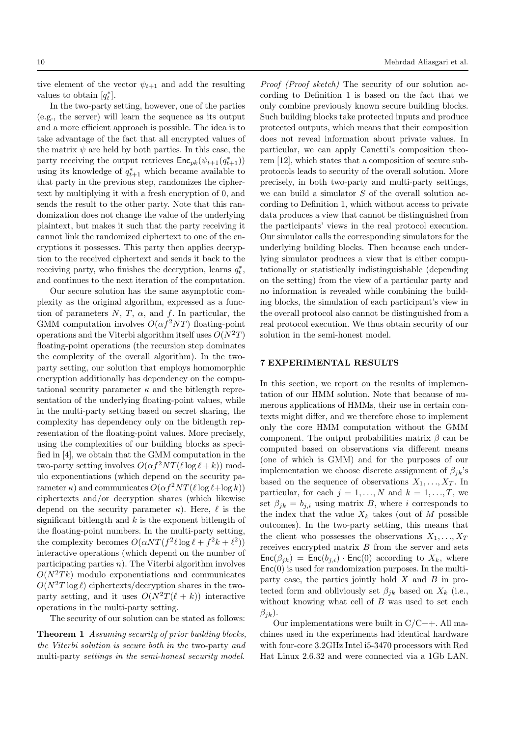tive element of the vector $\psi_{t+1}$ and add the resulting values to obtain $[q_t^*]$.

In the two-party setting, however, one of the parties (e.g., the server) will learn the sequence as its output and a more efficient approach is possible. The idea is to take advantage of the fact that all encrypted values of the matrix $\psi$ are held by both parties. In this case, the party receiving the output retrieves $\mathsf{Enc}_{pk}(\psi_{t+1}(q_{t+1}^*))$ using its knowledge of $q_{t+1}^*$ which became available to that party in the previous step, randomizes the ciphertext by multiplying it with a fresh encryption of 0, and sends the result to the other party. Note that this randomization does not change the value of the underlying plaintext, but makes it such that the party receiving it cannot link the randomized ciphertext to one of the encryptions it possesses. This party then applies decryption to the received ciphertext and sends it back to the receiving party, who finishes the decryption, learns $q_t^*$, and continues to the next iteration of the computation.

Our secure solution has the same asymptotic complexity as the original algorithm, expressed as a function of parameters $N$, $T$, $\alpha$, and $f$. In particular, the GMM computation involves $O(\alpha f^2 NT)$ floating-point operations and the Viterbi algorithm itself uses $O(N^2T)$ floating-point operations (the recursion step dominates the complexity of the overall algorithm). In the two-party setting, our solution that employs homomorphic encryption additionally has dependency on the computational security parameter $\kappa$ and the bitlength representation of the underlying floating-point values, while in the multi-party setting based on secret sharing, the complexity has dependency only on the bitlength representation of the floating-point values. More precisely, using the complexities of our building blocks as specified in [4], we obtain that the GMM computation in the two-party setting involves $O(\alpha f^2 NT(\ell \log \ell + k))$ modulo exponentiations (which depend on the security parameter $\kappa$) and communicates $O(\alpha f^2 NT(\ell \log \ell + \log k))$ ciphertexts and/or decryption shares (which likewise depend on the security parameter $\kappa$). Here, $\ell$ is the significant bitlength and $k$ is the exponent bitlength of the floating-point numbers. In the multi-party setting, the complexity becomes $O(\alpha NT(f^2 \ell \log \ell + f^2 k + \ell^2))$ interactive operations (which depend on the number of participating parties $n$). The Viterbi algorithm involves $O(N^2Tk)$ modulo exponentiations and communicates $O(N^2T \log \ell)$ ciphertexts/decryption shares in the two-party setting, and it uses $O(N^2T(\ell + k))$ interactive operations in the multi-party setting.

The security of our solution can be stated as follows:

**Theorem 1** *Assuming security of prior building blocks, the Viterbi solution is secure both in the* two-party *and* multi-party *settings in the semi-honest security model.*

*Proof (Proof sketch)* The security of our solution according to Definition 1 is based on the fact that we only combine previously known secure building blocks. Such building blocks take protected inputs and produce protected outputs, which means that their composition does not reveal information about private values. In particular, we can apply Canetti's composition theorem [12], which states that a composition of secure subprotocols leads to security of the overall solution. More precisely, in both two-party and multi-party settings, we can build a simulator $S$ of the overall solution according to Definition 1, which without access to private data produces a view that cannot be distinguished from the participants' views in the real protocol execution. Our simulator calls the corresponding simulators for the underlying building blocks. Then because each underlying simulator produces a view that is either computationally or statistically indistinguishable (depending on the setting) from the view of a particular party and no information is revealed while combining the building blocks, the simulation of each participant's view in the overall protocol also cannot be distinguished from a real protocol execution. We thus obtain security of our solution in the semi-honest model.

## 7 EXPERIMENTAL RESULTS

In this section, we report on the results of implementation of our HMM solution. Note that because of numerous applications of HMMs, their use in certain contexts might differ, and we therefore chose to implement only the core HMM computation without the GMM component. The output probabilities matrix $\beta$ can be computed based on observations via different means (one of which is GMM) and for the purposes of our implementation we choose discrete assignment of $\beta_{jk}$'s based on the sequence of observations $X_1, \ldots, X_T$. In particular, for each $j = 1, \ldots, N$ and $k = 1, \ldots, T$, we set $\beta_{jk} = b_{j,i}$ using matrix $B$, where $i$ corresponds to the index that the value $X_k$ takes (out of $M$ possible outcomes). In the two-party setting, this means that the client who possesses the observations $X_1, \ldots, X_T$ receives encrypted matrix $B$ from the server and sets $\mathsf{Enc}(\beta_{jk}) = \mathsf{Enc}(b_{j,i}) \cdot \mathsf{Enc}(0)$ according to $X_k$, where $\mathsf{Enc}(0)$ is used for randomization purposes. In the multi-party case, the parties jointly hold $X$ and $B$ in protected form and obliviously set $\beta_{jk}$ based on $X_k$ (i.e., without knowing what cell of $B$ was used to set each $\beta_{jk}$).

Our implementations were built in C/C++. All machines used in the experiments had identical hardware with four-core 3.2GHz Intel i5-3470 processors with Red Hat Linux 2.6.32 and were connected via a 1Gb LAN.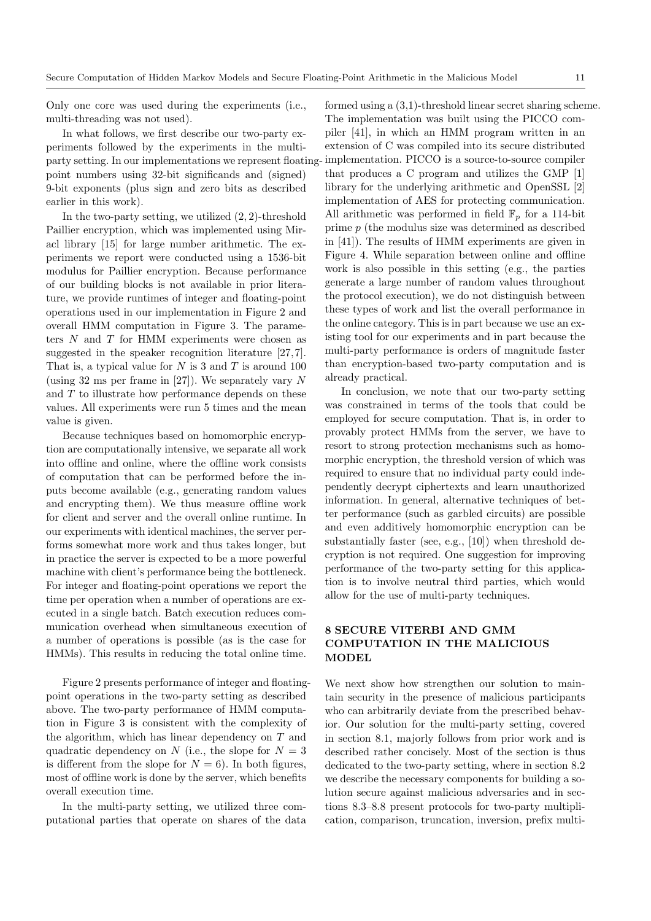Only one core was used during the experiments (i.e., multi-threading was not used).

In what follows, we first describe our two-party experiments followed by the experiments in the multi-party setting. In our implementations we represent floating-point numbers using 32-bit significands and (signed) 9-bit exponents (plus sign and zero bits as described earlier in this work).

In the two-party setting, we utilized $(2, 2)$-threshold Paillier encryption, which was implemented using Miracl library [15] for large number arithmetic. The experiments we report were conducted using a 1536-bit modulus for Paillier encryption. Because performance of our building blocks is not available in prior literature, we provide runtimes of integer and floating-point operations used in our implementation in Figure 2 and overall HMM computation in Figure 3. The parameters $N$ and $T$ for HMM experiments were chosen as suggested in the speaker recognition literature [27,7]. That is, a typical value for $N$ is 3 and $T$ is around 100 (using 32 ms per frame in [27]). We separately vary $N$ and $T$ to illustrate how performance depends on these values. All experiments were run 5 times and the mean value is given.

Because techniques based on homomorphic encryption are computationally intensive, we separate all work into offline and online, where the offline work consists of computation that can be performed before the inputs become available (e.g., generating random values and encrypting them). We thus measure offline work for client and server and the overall online runtime. In our experiments with identical machines, the server performs somewhat more work and thus takes longer, but in practice the server is expected to be a more powerful machine with client's performance being the bottleneck. For integer and floating-point operations we report the time per operation when a number of operations are executed in a single batch. Batch execution reduces communication overhead when simultaneous execution of a number of operations is possible (as is the case for HMMs). This results in reducing the total online time.

Figure 2 presents performance of integer and floating-point operations in the two-party setting as described above. The two-party performance of HMM computation in Figure 3 is consistent with the complexity of the algorithm, which has linear dependency on $T$ and quadratic dependency on $N$ (i.e., the slope for $N = 3$ is different from the slope for $N = 6$). In both figures, most of offline work is done by the server, which benefits overall execution time.

In the multi-party setting, we utilized three computational parties that operate on shares of the data formed using a (3,1)-threshold linear secret sharing scheme. The implementation was built using the PICCO compiler [41], in which an HMM program written in an extension of C was compiled into its secure distributed implementation. PICCO is a source-to-source compiler that produces a C program and utilizes the GMP [1] library for the underlying arithmetic and OpenSSL [2] implementation of AES for protecting communication. All arithmetic was performed in field $\mathbb{F}_p$ for a 114-bit prime $p$ (the modulus size was determined as described in [41]). The results of HMM experiments are given in Figure 4. While separation between online and offline work is also possible in this setting (e.g., the parties generate a large number of random values throughout the protocol execution), we do not distinguish between these types of work and list the overall performance in the online category. This is in part because we use an existing tool for our experiments and in part because the multi-party performance is orders of magnitude faster than encryption-based two-party computation and is already practical.

In conclusion, we note that our two-party setting was constrained in terms of the tools that could be employed for secure computation. That is, in order to provably protect HMMs from the server, we have to resort to strong protection mechanisms such as homomorphic encryption, the threshold version of which was required to ensure that no individual party could independently decrypt ciphertexts and learn unauthorized information. In general, alternative techniques of better performance (such as garbled circuits) are possible and even additively homomorphic encryption can be substantially faster (see, e.g., [10]) when threshold decryption is not required. One suggestion for improving performance of the two-party setting for this application is to involve neutral third parties, which would allow for the use of multi-party techniques.

## 8 SECURE VITERBI AND GMM COMPUTATION IN THE MALICIOUS MODEL

We next show how strengthen our solution to maintain security in the presence of malicious participants who can arbitrarily deviate from the prescribed behavior. Our solution for the multi-party setting, covered in section 8.1, majorly follows from prior work and is described rather concisely. Most of the section is thus dedicated to the two-party setting, where in section 8.2 we describe the necessary components for building a solution secure against malicious adversaries and in sections 8.3–8.8 present protocols for two-party multiplication, comparison, truncation, inversion, prefix multi-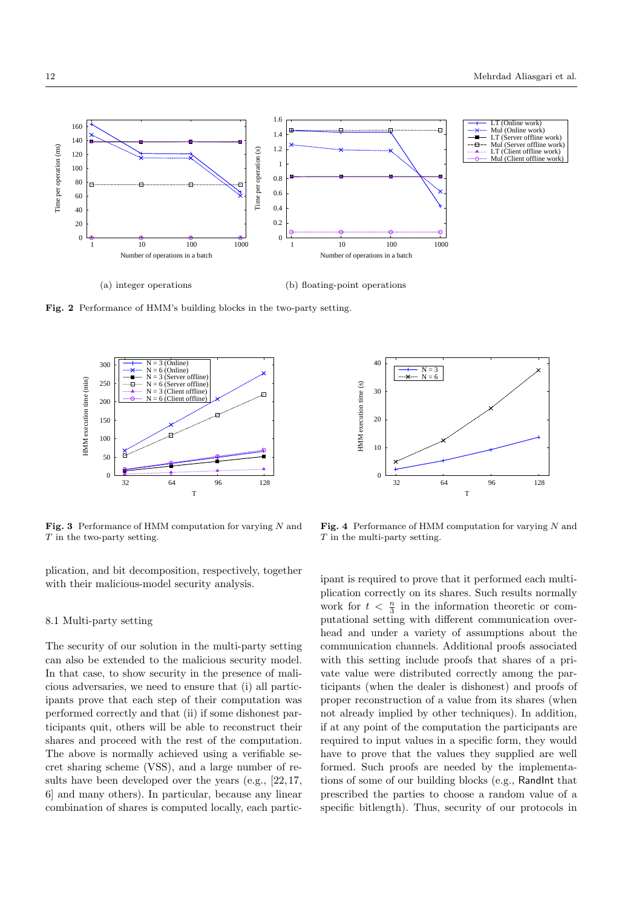Fig. 2 Performance of HMM's building blocks in the two-party setting.

(a) integer operations

(b) floating-point operations

Fig. 3 Performance of HMM computation for varying $N$ and $T$ in the two-party setting.

Fig. 4 Performance of HMM computation for varying $N$ and $T$ in the multi-party setting.

plication, and bit decomposition, respectively, together with their malicious-model security analysis.

### 8.1 Multi-party setting

The security of our solution in the multi-party setting can also be extended to the malicious security model. In that case, to show security in the presence of malicious adversaries, we need to ensure that (i) all participants prove that each step of their computation was performed correctly and that (ii) if some dishonest participants quit, others will be able to reconstruct their shares and proceed with the rest of the computation. The above is normally achieved using a verifiable secret sharing scheme (VSS), and a large number of results have been developed over the years (e.g., [22,17, 6] and many others). In particular, because any linear combination of shares is computed locally, each participant is required to prove that it performed each multiplication correctly on its shares. Such results normally work for $t < \frac{n}{3}$ in the information theoretic or computational setting with different communication overhead and under a variety of assumptions about the communication channels. Additional proofs associated with this setting include proofs that shares of a private value were distributed correctly among the participants (when the dealer is dishonest) and proofs of proper reconstruction of a value from its shares (when not already implied by other techniques). In addition, if at any point of the computation the participants are required to input values in a specific form, they would have to prove that the values they supplied are well formed. Such proofs are needed by the implementations of some of our building blocks (e.g., RandInt that prescribed the parties to choose a random value of a specific bitlength). Thus, security of our protocols in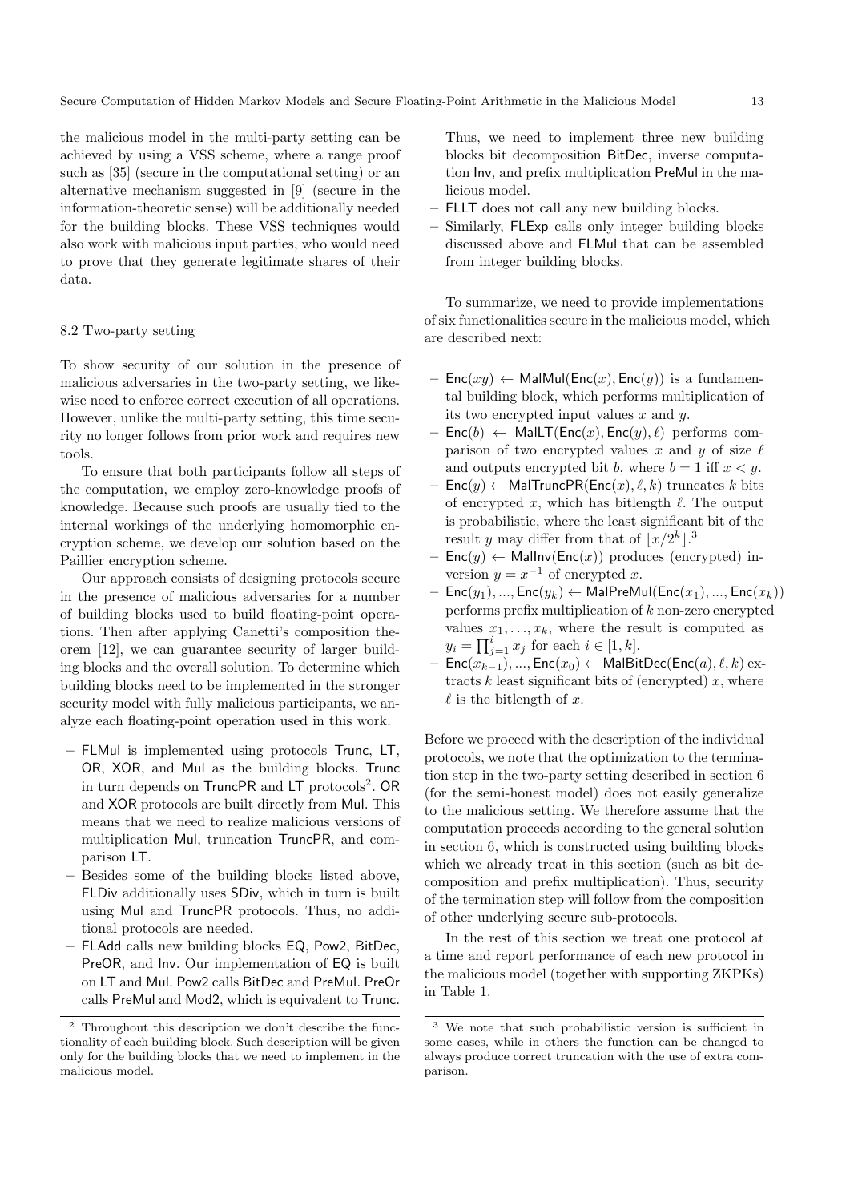the malicious model in the multi-party setting can be achieved by using a VSS scheme, where a range proof such as [35] (secure in the computational setting) or an alternative mechanism suggested in [9] (secure in the information-theoretic sense) will be additionally needed for the building blocks. These VSS techniques would also work with malicious input parties, who would need to prove that they generate legitimate shares of their data.

### 8.2 Two-party setting

To show security of our solution in the presence of malicious adversaries in the two-party setting, we likewise need to enforce correct execution of all operations. However, unlike the multi-party setting, this time security no longer follows from prior work and requires new tools.

To ensure that both participants follow all steps of the computation, we employ zero-knowledge proofs of knowledge. Because such proofs are usually tied to the internal workings of the underlying homomorphic encryption scheme, we develop our solution based on the Paillier encryption scheme.

Our approach consists of designing protocols secure in the presence of malicious adversaries for a number of building blocks used to build floating-point operations. Then after applying Canetti's composition theorem [12], we can guarantee security of larger building blocks and the overall solution. To determine which building blocks need to be implemented in the stronger security model with fully malicious participants, we analyze each floating-point operation used in this work.

- FLMul is implemented using protocols Trunc, LT, OR, XOR, and Mul as the building blocks. Trunc in turn depends on TruncPR and LT protocols[2]. OR and XOR protocols are built directly from Mul. This means that we need to realize malicious versions of multiplication Mul, truncation TruncPR, and comparison LT.
- Besides some of the building blocks listed above, FLDiv additionally uses SDiv, which in turn is built using Mul and TruncPR protocols. Thus, no additional protocols are needed.
- FLAdd calls new building blocks EQ, Pow2, BitDec, PreOR, and Inv. Our implementation of EQ is built on LT and Mul. Pow2 calls BitDec and PreMul. PreOr calls PreMul and Mod2, which is equivalent to Trunc. Thus, we need to implement three new building blocks bit decomposition BitDec, inverse computation Inv, and prefix multiplication PreMul in the malicious model.
- FLLT does not call any new building blocks.
- Similarly, FLExp calls only integer building blocks discussed above and FLMul that can be assembled from integer building blocks.

To summarize, we need to provide implementations of six functionalities secure in the malicious model, which are described next:

- $\mathsf{Enc}(xy) \leftarrow \mathsf{MalMul}(\mathsf{Enc}(x), \mathsf{Enc}(y))$ is a fundamental building block, which performs multiplication of its two encrypted input values $x$ and $y$.
- $\mathsf{Enc}(b) \leftarrow \mathsf{MalLT}(\mathsf{Enc}(x), \mathsf{Enc}(y), \ell)$ performs comparison of two encrypted values $x$ and $y$ of size $\ell$ and outputs encrypted bit $b$, where $b = 1$ iff $x < y$.
- $\mathsf{Enc}(y) \leftarrow \mathsf{MalTruncPR}(\mathsf{Enc}(x), \ell, k)$ truncates $k$ bits of encrypted $x$, which has bitlength $\ell$. The output is probabilistic, where the least significant bit of the result $y$ may differ from that of $\lfloor x/2^k \rfloor$.[3]
- $\mathsf{Enc}(y) \leftarrow \mathsf{MalInv}(\mathsf{Enc}(x))$ produces (encrypted) inversion $y = x^{-1}$ of encrypted $x$.
- $\mathsf{Enc}(y_1), ..., \mathsf{Enc}(y_k) \leftarrow \mathsf{MalPreMul}(\mathsf{Enc}(x_1), ..., \mathsf{Enc}(x_k))$ performs prefix multiplication of $k$ non-zero encrypted values $x_1, \ldots, x_k$, where the result is computed as $y_i = \prod_{j=1}^{i} x_j$ for each $i \in [1, k]$.
- $\mathsf{Enc}(x_{k-1}), ..., \mathsf{Enc}(x_0) \leftarrow \mathsf{MalBitDec}(\mathsf{Enc}(a), \ell, k)$ extracts $k$ least significant bits of (encrypted) $x$, where $\ell$ is the bitlength of $x$.

Before we proceed with the description of the individual protocols, we note that the optimization to the termination step in the two-party setting described in section 6 (for the semi-honest model) does not easily generalize to the malicious setting. We therefore assume that the computation proceeds according to the general solution in section 6, which is constructed using building blocks which we already treat in this section (such as bit decomposition and prefix multiplication). Thus, security of the termination step will follow from the composition of other underlying secure sub-protocols.

In the rest of this section we treat one protocol at a time and report performance of each new protocol in the malicious model (together with supporting ZKPKs) in Table 1.

[2] Throughout this description we don't describe the functionality of each building block. Such description will be given only for the building blocks that we need to implement in the malicious model.

[3] We note that such probabilistic version is sufficient in some cases, while in others the function can be changed to always produce correct truncation with the use of extra comparison.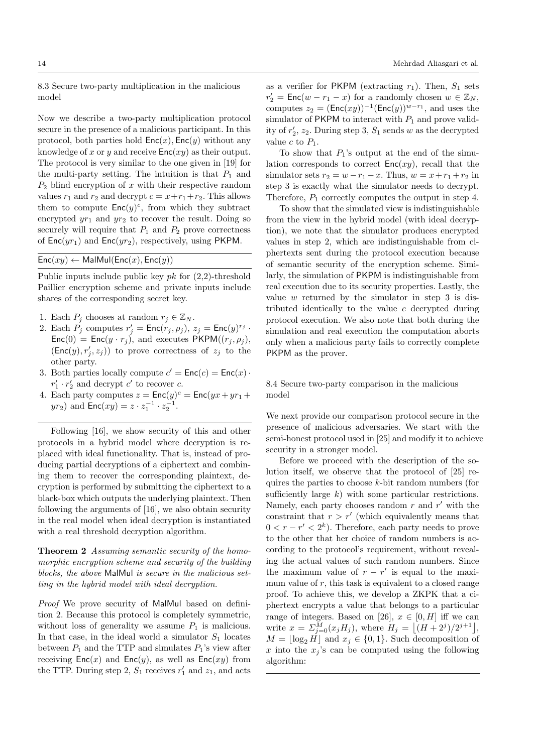### 8.3 Secure two-party multiplication in the malicious model

Now we describe a two-party multiplication protocol secure in the presence of a malicious participant. In this protocol, both parties hold $\mathsf{Enc}(x), \mathsf{Enc}(y)$ without any knowledge of $x$ or $y$ and receive $\mathsf{Enc}(xy)$ as their output. The protocol is very similar to the one given in [19] for the multi-party setting. The intuition is that $P_1$ and $P_2$ blind encryption of $x$ with their respective random values $r_1$ and $r_2$ and decrypt $c = x + r_1 + r_2$. This allows them to compute $\mathsf{Enc}(y)^c$, from which they subtract encrypted $yr_1$ and $yr_2$ to recover the result. Doing so securely will require that $P_1$ and $P_2$ prove correctness of $\mathsf{Enc}(yr_1)$ and $\mathsf{Enc}(yr_2)$, respectively, using PKPM.

---

$\mathsf{Enc}(xy) \leftarrow \mathsf{MalMul}(\mathsf{Enc}(x), \mathsf{Enc}(y))$

---

Public inputs include public key $pk$ for (2,2)-threshold Paillier encryption scheme and private inputs include shares of the corresponding secret key.

1. Each $P_j$ chooses at random $r_j \in \mathbb{Z}_N$.
2. Each $P_j$ computes $r'_j = \mathsf{Enc}(r_j, \rho_j)$, $z_j = \mathsf{Enc}(y)^{r_j} \cdot \mathsf{Enc}(0) = \mathsf{Enc}(y \cdot r_j)$, and executes $\mathsf{PKPM}((r_j, \rho_j), (\mathsf{Enc}(y), r'_j, z_j))$ to prove correctness of $z_j$ to the other party.
3. Both parties locally compute $c' = \mathsf{Enc}(c) = \mathsf{Enc}(x) \cdot r'_1 \cdot r'_2$ and decrypt $c'$ to recover $c$.
4. Each party computes $z = \mathsf{Enc}(y)^c = \mathsf{Enc}(yx + yr_1 + yr_2)$ and $\mathsf{Enc}(xy) = z \cdot z_1^{-1} \cdot z_2^{-1}$.

---

Following [16], we show security of this and other protocols in a hybrid model where decryption is replaced with ideal functionality. That is, instead of producing partial decryptions of a ciphertext and combining them to recover the corresponding plaintext, decryption is performed by submitting the ciphertext to a black-box which outputs the underlying plaintext. Then following the arguments of [16], we also obtain security in the real model when ideal decryption is instantiated with a real threshold decryption algorithm.

**Theorem 2** *Assuming semantic security of the homomorphic encryption scheme and security of the building blocks, the above* MalMul *is secure in the malicious setting in the hybrid model with ideal decryption.*

*Proof* We prove security of MalMul based on definition 2. Because this protocol is completely symmetric, without loss of generality we assume $P_1$ is malicious. In that case, in the ideal world a simulator $S_1$ locates between $P_1$ and the TTP and simulates $P_1$'s view after receiving $\mathsf{Enc}(x)$ and $\mathsf{Enc}(y)$, as well as $\mathsf{Enc}(xy)$ from the TTP. During step 2, $S_1$ receives $r'_1$ and $z_1$, and acts as a verifier for PKPM (extracting $r_1$). Then, $S_1$ sets $r'_2 = \mathsf{Enc}(w - r_1 - x)$ for a randomly chosen $w \in \mathbb{Z}_N$, computes $z_2 = (\mathsf{Enc}(xy))^{-1}(\mathsf{Enc}(y))^{w-r_1}$, and uses the simulator of PKPM to interact with $P_1$ and prove validity of $r'_2$, $z_2$. During step 3, $S_1$ sends $w$ as the decrypted value $c$ to $P_1$.

To show that $P_1$'s output at the end of the simulation corresponds to correct $\mathsf{Enc}(xy)$, recall that the simulator sets $r_2 = w - r_1 - x$. Thus, $w = x + r_1 + r_2$ in step 3 is exactly what the simulator needs to decrypt. Therefore, $P_1$ correctly computes the output in step 4.

To show that the simulated view is indistinguishable from the view in the hybrid model (with ideal decryption), we note that the simulator produces encrypted values in step 2, which are indistinguishable from ciphertexts sent during the protocol execution because of semantic security of the encryption scheme. Similarly, the simulation of PKPM is indistinguishable from real execution due to its security properties. Lastly, the value $w$ returned by the simulator in step 3 is distributed identically to the value $c$ decrypted during protocol execution. We also note that both during the simulation and real execution the computation aborts only when a malicious party fails to correctly complete PKPM as the prover.

### 8.4 Secure two-party comparison in the malicious model

We next provide our comparison protocol secure in the presence of malicious adversaries. We start with the semi-honest protocol used in [25] and modify it to achieve security in a stronger model.

Before we proceed with the description of the solution itself, we observe that the protocol of [25] requires the parties to choose $k$-bit random numbers (for sufficiently large $k$) with some particular restrictions. Namely, each party chooses random $r$ and $r'$ with the constraint that $r > r'$ (which equivalently means that $0 < r - r' < 2^k$). Therefore, each party needs to prove to the other that her choice of random numbers is according to the protocol's requirement, without revealing the actual values of such random numbers. Since the maximum value of $r - r'$ is equal to the maximum value of $r$, this task is equivalent to a closed range proof. To achieve this, we develop a ZKPK that a ciphertext encrypts a value that belongs to a particular range of integers. Based on [26], $x \in [0, H]$ iff we can write $x = \Sigma_{j=0}^{M}(x_j H_j)$, where $H_j = \lfloor (H + 2^j)/2^{j+1} \rfloor$, $M = \lfloor \log_2 H \rfloor$ and $x_j \in \{0, 1\}$. Such decomposition of $x$ into the $x_j$'s can be computed using the following algorithm:

---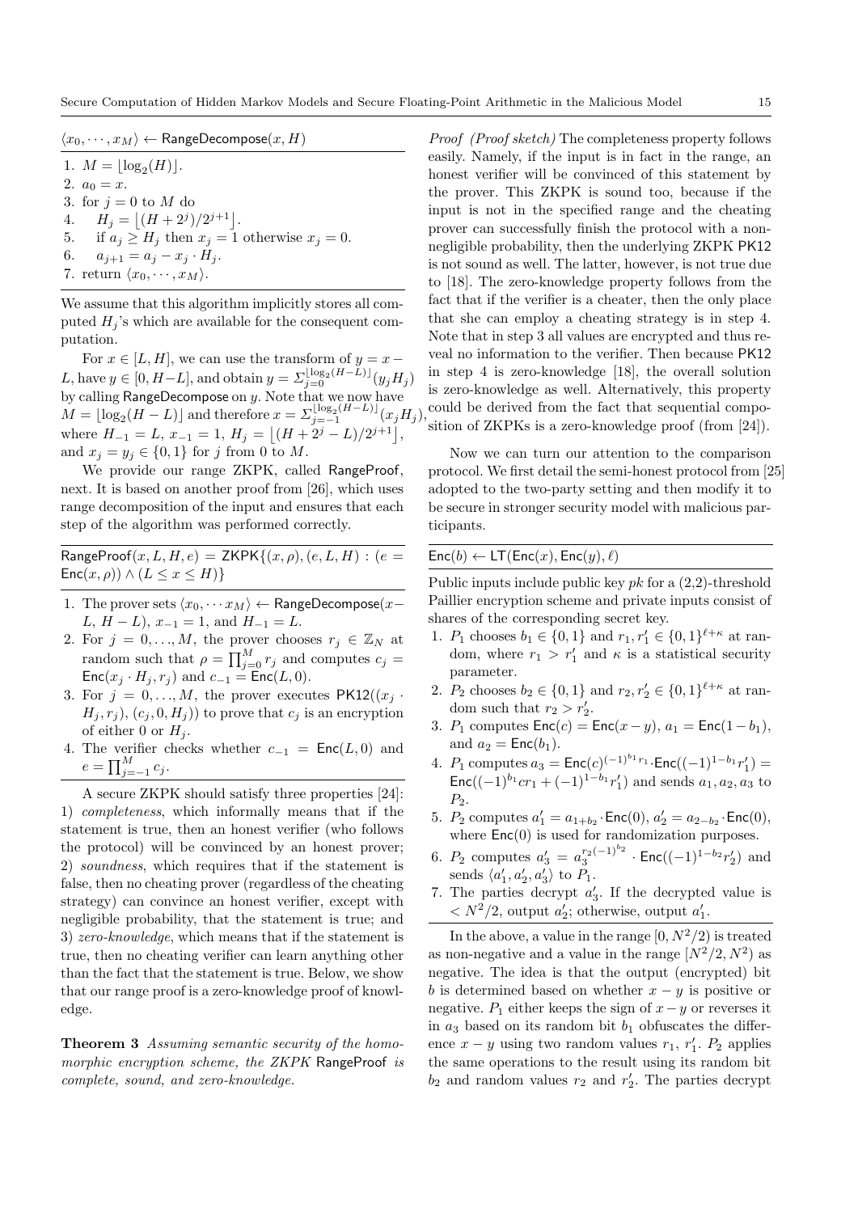$\langle x_0, \cdots, x_M \rangle \leftarrow \mathsf{RangeDecompose}(x, H)$

1. $M = \lfloor \log_2(H) \rfloor$.
2. $a_0 = x$.
3. for $j = 0$ to $M$ do
4. $\quad H_j = \lfloor (H + 2^j)/2^{j+1} \rfloor$.
5. $\quad$ if $a_j \geq H_j$ then $x_j = 1$ otherwise $x_j = 0$.
6. $\quad a_{j+1} = a_j - x_j \cdot H_j$.
7. return $\langle x_0, \cdots, x_M \rangle$.

We assume that this algorithm implicitly stores all computed $H_j$'s which are available for the consequent computation.

For $x \in [L, H]$, we can use the transform of $y = x - L$, have $y \in [0, H-L]$, and obtain $y = \Sigma_{j=0}^{\lfloor \log_2(H-L) \rfloor}(y_j H_j)$ by calling RangeDecompose on $y$. Note that we now have $M = \lfloor \log_2(H - L) \rfloor$ and therefore $x = \Sigma_{j=-1}^{\lfloor \log_2(H-L) \rfloor}(x_j H_j)$, where $H_{-1} = L$, $x_{-1} = 1$, $H_j = \lfloor (H + 2^j - L)/2^{j+1} \rfloor$, and $x_j = y_j \in \{0, 1\}$ for $j$ from 0 to $M$.

We provide our range ZKPK, called RangeProof, next. It is based on another proof from [26], which uses range decomposition of the input and ensures that each step of the algorithm was performed correctly.

$\mathsf{RangeProof}(x, L, H, e) = \mathsf{ZKPK}\{(x, \rho), (e, L, H) : (e = \mathsf{Enc}(x, \rho)) \wedge (L \leq x \leq H)\}$

1. The prover sets $\langle x_0, \cdots x_M \rangle \leftarrow \mathsf{RangeDecompose}(x - L,\ H - L)$, $x_{-1} = 1$, and $H_{-1} = L$.
2. For $j = 0, \ldots, M$, the prover chooses $r_j \in \mathbb{Z}_N$ at random such that $\rho = \prod_{j=0}^{M} r_j$ and computes $c_j = \mathsf{Enc}(x_j \cdot H_j, r_j)$ and $c_{-1} = \mathsf{Enc}(L, 0)$.
3. For $j = 0, \ldots, M$, the prover executes $\mathsf{PK12}((x_j \cdot H_j, r_j), (c_j, 0, H_j))$ to prove that $c_j$ is an encryption of either 0 or $H_j$.
4. The verifier checks whether $c_{-1} = \mathsf{Enc}(L, 0)$ and $e = \prod_{j=-1}^{M} c_j$.

A secure ZKPK should satisfy three properties [24]: 1) *completeness*, which informally means that if the statement is true, then an honest verifier (who follows the protocol) will be convinced by an honest prover; 2) *soundness*, which requires that if the statement is false, then no cheating prover (regardless of the cheating strategy) can convince an honest verifier, except with negligible probability, that the statement is true; and 3) *zero-knowledge*, which means that if the statement is true, then no cheating verifier can learn anything other than the fact that the statement is true. Below, we show that our range proof is a zero-knowledge proof of knowledge.

**Theorem 3** *Assuming semantic security of the homomorphic encryption scheme, the ZKPK* RangeProof *is complete, sound, and zero-knowledge.*

*Proof (Proof sketch)* The completeness property follows easily. Namely, if the input is in fact in the range, an honest verifier will be convinced of this statement by the prover. This ZKPK is sound too, because if the input is not in the specified range and the cheating prover can successfully finish the protocol with a non-negligible probability, then the underlying ZKPK PK12 is not sound as well. The latter, however, is not true due to [18]. The zero-knowledge property follows from the fact that if the verifier is a cheater, then the only place that she can employ a cheating strategy is in step 4. Note that in step 3 all values are encrypted and thus reveal no information to the verifier. Then because PK12 in step 4 is zero-knowledge [18], the overall solution is zero-knowledge as well. Alternatively, this property could be derived from the fact that sequential composition of ZKPKs is a zero-knowledge proof (from [24]).

Now we can turn our attention to the comparison protocol. We first detail the semi-honest protocol from [25] adopted to the two-party setting and then modify it to be secure in stronger security model with malicious participants.

$\mathsf{Enc}(b) \leftarrow \mathsf{LT}(\mathsf{Enc}(x), \mathsf{Enc}(y), \ell)$

Public inputs include public key $pk$ for a (2,2)-threshold Paillier encryption scheme and private inputs consist of shares of the corresponding secret key.

1. $P_1$ chooses $b_1 \in \{0, 1\}$ and $r_1, r_1' \in \{0, 1\}^{\ell+\kappa}$ at random, where $r_1 > r_1'$ and $\kappa$ is a statistical security parameter.
2. $P_2$ chooses $b_2 \in \{0, 1\}$ and $r_2, r_2' \in \{0, 1\}^{\ell+\kappa}$ at random such that $r_2 > r_2'$.
3. $P_1$ computes $\mathsf{Enc}(c) = \mathsf{Enc}(x - y)$, $a_1 = \mathsf{Enc}(1 - b_1)$, and $a_2 = \mathsf{Enc}(b_1)$.
4. $P_1$ computes $a_3 = \mathsf{Enc}(c)^{(-1)^{b_1} r_1} \cdot \mathsf{Enc}((-1)^{1-b_1} r_1') = \mathsf{Enc}((-1)^{b_1} c r_1 + (-1)^{1-b_1} r_1')$ and sends $a_1, a_2, a_3$ to $P_2$.
5. $P_2$ computes $a_1' = a_{1+b_2} \cdot \mathsf{Enc}(0)$, $a_2' = a_{2-b_2} \cdot \mathsf{Enc}(0)$, where $\mathsf{Enc}(0)$ is used for randomization purposes.
6. $P_2$ computes $a_3' = a_3^{r_2(-1)^{b_2}} \cdot \mathsf{Enc}((-1)^{1-b_2} r_2')$ and sends $\langle a_1', a_2', a_3' \rangle$ to $P_1$.
7. The parties decrypt $a_3'$. If the decrypted value is $< N^2/2$, output $a_2'$; otherwise, output $a_1'$.

In the above, a value in the range $[0, N^2/2)$ is treated as non-negative and a value in the range $[N^2/2, N^2)$ as negative. The idea is that the output (encrypted) bit $b$ is determined based on whether $x - y$ is positive or negative. $P_1$ either keeps the sign of $x - y$ or reverses it in $a_3$ based on its random bit $b_1$ obfuscates the difference $x - y$ using two random values $r_1$, $r_1'$. $P_2$ applies the same operations to the result using its random bit $b_2$ and random values $r_2$ and $r_2'$. The parties decrypt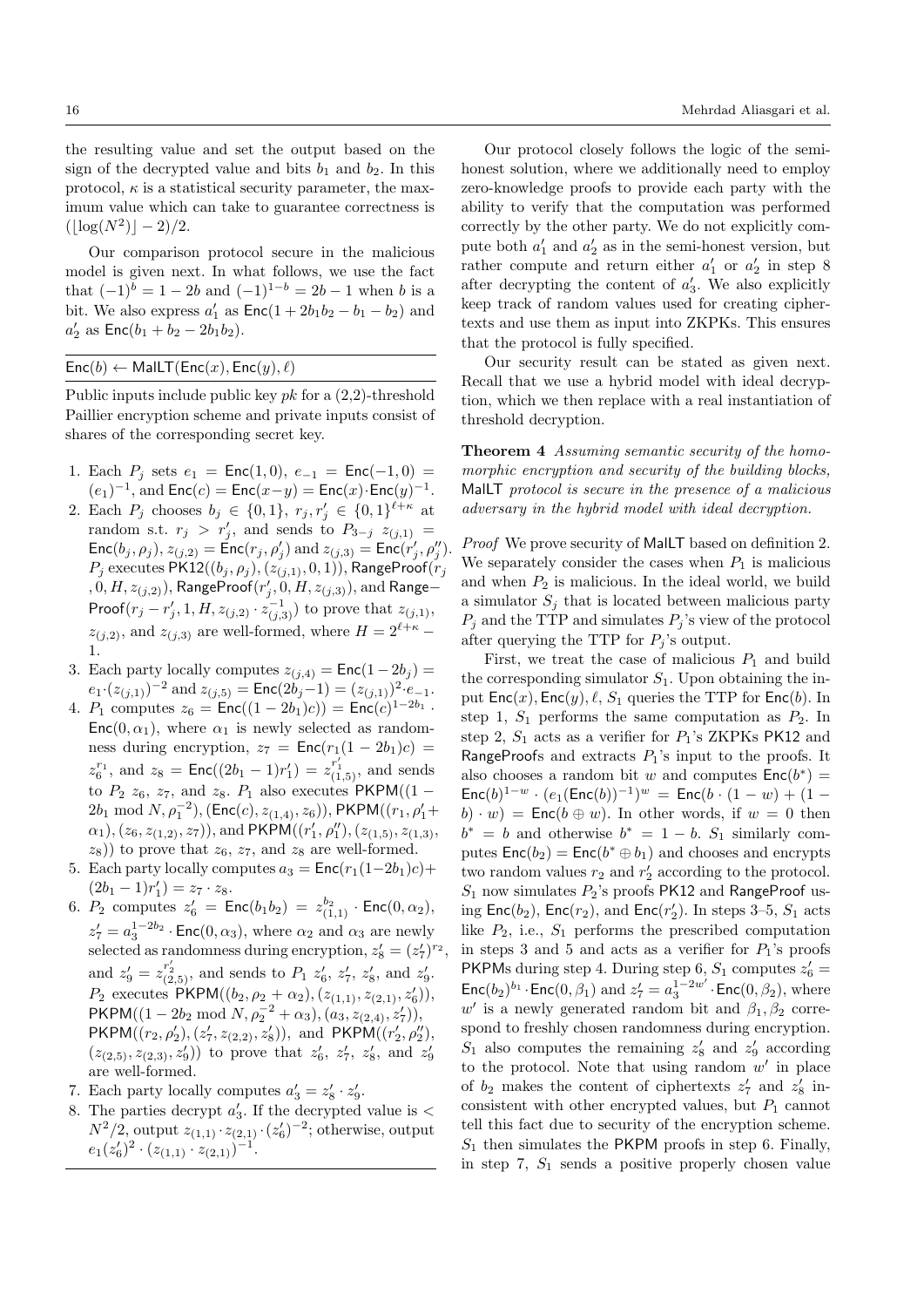the resulting value and set the output based on the sign of the decrypted value and bits $b_1$ and $b_2$. In this protocol, $\kappa$ is a statistical security parameter, the maximum value which can take to guarantee correctness is $(\lfloor \log(N^2) \rfloor - 2)/2$.

Our comparison protocol secure in the malicious model is given next. In what follows, we use the fact that $(-1)^b = 1 - 2b$ and $(-1)^{1-b} = 2b - 1$ when $b$ is a bit. We also express $a'_1$ as $\mathsf{Enc}(1 + 2b_1b_2 - b_1 - b_2)$ and $a'_2$ as $\mathsf{Enc}(b_1 + b_2 - 2b_1b_2)$.

---

$\mathsf{Enc}(b) \leftarrow \mathsf{MalLT}(\mathsf{Enc}(x), \mathsf{Enc}(y), \ell)$

---

Public inputs include public key $pk$ for a (2,2)-threshold Paillier encryption scheme and private inputs consist of shares of the corresponding secret key.

1. Each $P_j$ sets $e_1 = \mathsf{Enc}(1, 0)$, $e_{-1} = \mathsf{Enc}(-1, 0) = (e_1)^{-1}$, and $\mathsf{Enc}(c) = \mathsf{Enc}(x - y) = \mathsf{Enc}(x) \cdot \mathsf{Enc}(y)^{-1}$.
2. Each $P_j$ chooses $b_j \in \{0, 1\}$, $r_j, r'_j \in \{0, 1\}^{\ell+\kappa}$ at random s.t. $r_j > r'_j$, and sends to $P_{3-j}$ $z_{(j,1)} = \mathsf{Enc}(b_j, \rho_j)$, $z_{(j,2)} = \mathsf{Enc}(r_j, \rho'_j)$ and $z_{(j,3)} = \mathsf{Enc}(r'_j, \rho''_j)$. $P_j$ executes $\mathsf{PK12}((b_j, \rho_j), (z_{(j,1)}, 0, 1))$, $\mathsf{RangeProof}(r_j, 0, H, z_{(j,2)})$, $\mathsf{RangeProof}(r'_j, 0, H, z_{(j,3)})$, and $\mathsf{RangeProof}(r_j - r'_j, 1, H, z_{(j,2)} \cdot z_{(j,3)}^{-1})$ to prove that $z_{(j,1)}$, $z_{(j,2)}$, and $z_{(j,3)}$ are well-formed, where $H = 2^{\ell+\kappa} - 1$.
3. Each party locally computes $z_{(j,4)} = \mathsf{Enc}(1 - 2b_j) = e_1 \cdot (z_{(j,1)})^{-2}$ and $z_{(j,5)} = \mathsf{Enc}(2b_j - 1) = (z_{(j,1)})^2 \cdot e_{-1}$.
4. $P_1$ computes $z_6 = \mathsf{Enc}((1 - 2b_1)c)) = \mathsf{Enc}(c)^{1-2b_1} \cdot \mathsf{Enc}(0, \alpha_1)$, where $\alpha_1$ is newly selected as randomness during encryption, $z_7 = \mathsf{Enc}(r_1(1 - 2b_1)c) = z_6^{r_1}$, and $z_8 = \mathsf{Enc}((2b_1 - 1)r'_1) = z_{(1,5)}^{r'_1}$, and sends to $P_2$ $z_6$, $z_7$, and $z_8$. $P_1$ also executes $\mathsf{PKPM}((1 - 2b_1 \bmod N, \rho_1^{-2}), (\mathsf{Enc}(c), z_{(1,4)}, z_6))$, $\mathsf{PKPM}((r_1, \rho'_1 + \alpha_1), (z_6, z_{(1,2)}, z_7))$, and $\mathsf{PKPM}((r'_1, \rho''_1), (z_{(1,5)}, z_{(1,3)}, z_8))$ to prove that $z_6$, $z_7$, and $z_8$ are well-formed.
5. Each party locally computes $a_3 = \mathsf{Enc}(r_1(1 - 2b_1)c) + (2b_1 - 1)r'_1) = z_7 \cdot z_8$.
6. $P_2$ computes $z'_6 = \mathsf{Enc}(b_1b_2) = z_{(1,1)}^{b_2} \cdot \mathsf{Enc}(0, \alpha_2)$, $z'_7 = a_3^{1-2b_2} \cdot \mathsf{Enc}(0, \alpha_3)$, where $\alpha_2$ and $\alpha_3$ are newly selected as randomness during encryption, $z'_8 = (z'_7)^{r_2}$, and $z'_9 = z_{(2,5)}^{r'_2}$, and sends to $P_1$ $z'_6$, $z'_7$, $z'_8$, and $z'_9$. $P_2$ executes $\mathsf{PKPM}((b_2, \rho_2 + \alpha_2), (z_{(1,1)}, z_{(2,1)}, z'_6))$, $\mathsf{PKPM}((1 - 2b_2 \bmod N, \rho_2^{-2} + \alpha_3), (a_3, z_{(2,4)}, z'_7))$, $\mathsf{PKPM}((r_2, \rho'_2), (z'_7, z_{(2,2)}, z'_8))$, and $\mathsf{PKPM}((r'_2, \rho''_2), (z_{(2,5)}, z_{(2,3)}, z'_9))$ to prove that $z'_6$, $z'_7$, $z'_8$, and $z'_9$ are well-formed.
7. Each party locally computes $a'_3 = z'_8 \cdot z'_9$.
8. The parties decrypt $a'_3$. If the decrypted value is $< N^2/2$, output $z_{(1,1)} \cdot z_{(2,1)} \cdot (z'_6)^{-2}$; otherwise, output $e_1(z'_6)^2 \cdot (z_{(1,1)} \cdot z_{(2,1)})^{-1}$.

---

Our protocol closely follows the logic of the semi-honest solution, where we additionally need to employ zero-knowledge proofs to provide each party with the ability to verify that the computation was performed correctly by the other party. We do not explicitly compute both $a'_1$ and $a'_2$ as in the semi-honest version, but rather compute and return either $a'_1$ or $a'_2$ in step 8 after decrypting the content of $a'_3$. We also explicitly keep track of random values used for creating ciphertexts and use them as input into ZKPKs. This ensures that the protocol is fully specified.

Our security result can be stated as given next. Recall that we use a hybrid model with ideal decryption, which we then replace with a real instantiation of threshold decryption.

**Theorem 4** *Assuming semantic security of the homomorphic encryption and security of the building blocks,* $\mathsf{MalLT}$ *protocol is secure in the presence of a malicious adversary in the hybrid model with ideal decryption.*

*Proof* We prove security of $\mathsf{MalLT}$ based on definition 2. We separately consider the cases when $P_1$ is malicious and when $P_2$ is malicious. In the ideal world, we build a simulator $S_j$ that is located between malicious party $P_j$ and the TTP and simulates $P_j$'s view of the protocol after querying the TTP for $P_j$'s output.

First, we treat the case of malicious $P_1$ and build the corresponding simulator $S_1$. Upon obtaining the input $\mathsf{Enc}(x), \mathsf{Enc}(y), \ell$, $S_1$ queries the TTP for $\mathsf{Enc}(b)$. In step 1, $S_1$ performs the same computation as $P_2$. In step 2, $S_1$ acts as a verifier for $P_1$'s ZKPKs $\mathsf{PK12}$ and $\mathsf{RangeProof}$s and extracts $P_1$'s input to the proofs. It also chooses a random bit $w$ and computes $\mathsf{Enc}(b^*) = \mathsf{Enc}(b)^{1-w} \cdot (e_1(\mathsf{Enc}(b))^{-1})^w = \mathsf{Enc}(b \cdot (1 - w) + (1 - b) \cdot w) = \mathsf{Enc}(b \oplus w)$. In other words, if $w = 0$ then $b^* = b$ and otherwise $b^* = 1 - b$. $S_1$ similarly computes $\mathsf{Enc}(b_2) = \mathsf{Enc}(b^* \oplus b_1)$ and chooses and encrypts two random values $r_2$ and $r'_2$ according to the protocol. $S_1$ now simulates $P_2$'s proofs $\mathsf{PK12}$ and $\mathsf{RangeProof}$ using $\mathsf{Enc}(b_2)$, $\mathsf{Enc}(r_2)$, and $\mathsf{Enc}(r'_2)$. In steps 3–5, $S_1$ acts like $P_2$, i.e., $S_1$ performs the prescribed computation in steps 3 and 5 and acts as a verifier for $P_1$'s proofs $\mathsf{PKPM}$s during step 4. During step 6, $S_1$ computes $z'_6 = \mathsf{Enc}(b_2)^{b_1} \cdot \mathsf{Enc}(0, \beta_1)$ and $z'_7 = a_3^{1-2w'} \cdot \mathsf{Enc}(0, \beta_2)$, where $w'$ is a newly generated random bit and $\beta_1, \beta_2$ correspond to freshly chosen randomness during encryption. $S_1$ also computes the remaining $z'_8$ and $z'_9$ according to the protocol. Note that using random $w'$ in place of $b_2$ makes the content of ciphertexts $z'_7$ and $z'_8$ inconsistent with other encrypted values, but $P_1$ cannot tell this fact due to security of the encryption scheme. $S_1$ then simulates the $\mathsf{PKPM}$ proofs in step 6. Finally, in step 7, $S_1$ sends a positive properly chosen value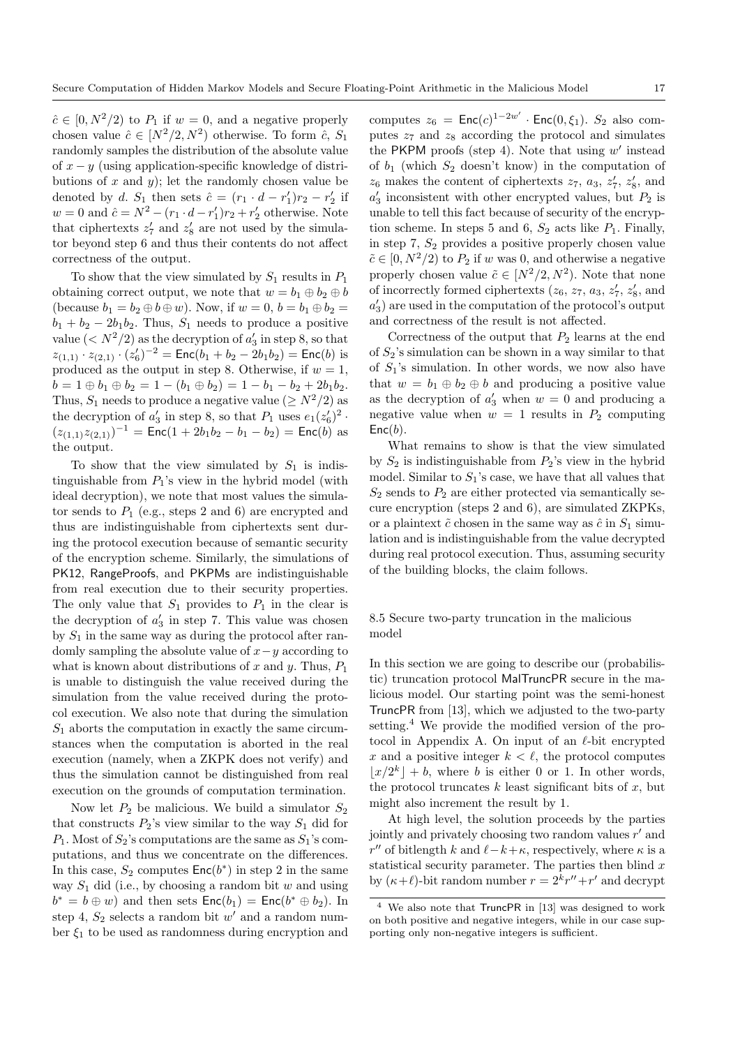$\hat{c} \in [0, N^2/2)$ to $P_1$ if $w = 0$, and a negative properly chosen value $\hat{c} \in [N^2/2, N^2)$ otherwise. To form $\hat{c}$, $S_1$ randomly samples the distribution of the absolute value of $x - y$ (using application-specific knowledge of distributions of $x$ and $y$); let the randomly chosen value be denoted by $d$. $S_1$ then sets $\hat{c} = (r_1 \cdot d - r_1')r_2 - r_2'$ if $w = 0$ and $\hat{c} = N^2 - (r_1 \cdot d - r_1')r_2 + r_2'$ otherwise. Note that ciphertexts $z_7'$ and $z_8'$ are not used by the simulator beyond step 6 and thus their contents do not affect correctness of the output.

To show that the view simulated by $S_1$ results in $P_1$ obtaining correct output, we note that $w = b_1 \oplus b_2 \oplus b$ (because $b_1 = b_2 \oplus b \oplus w$). Now, if $w = 0$, $b = b_1 \oplus b_2 = b_1 + b_2 - 2b_1b_2$. Thus, $S_1$ needs to produce a positive value ($< N^2/2$) as the decryption of $a_3'$ in step 8, so that $z_{(1,1)} \cdot z_{(2,1)} \cdot (z_6')^{-2} = \mathsf{Enc}(b_1 + b_2 - 2b_1b_2) = \mathsf{Enc}(b)$ is produced as the output in step 8. Otherwise, if $w = 1$, $b = 1 \oplus b_1 \oplus b_2 = 1 - (b_1 \oplus b_2) = 1 - b_1 - b_2 + 2b_1b_2$. Thus, $S_1$ needs to produce a negative value ($\geq N^2/2$) as the decryption of $a_3'$ in step 8, so that $P_1$ uses $e_1(z_6')^2 \cdot (z_{(1,1)}z_{(2,1)})^{-1} = \mathsf{Enc}(1 + 2b_1b_2 - b_1 - b_2) = \mathsf{Enc}(b)$ as the output.

To show that the view simulated by $S_1$ is indistinguishable from $P_1$'s view in the hybrid model (with ideal decryption), we note that most values the simulator sends to $P_1$ (e.g., steps 2 and 6) are encrypted and thus are indistinguishable from ciphertexts sent during the protocol execution because of semantic security of the encryption scheme. Similarly, the simulations of $\mathsf{PK12}$, $\mathsf{RangeProofs}$, and $\mathsf{PKPMs}$ are indistinguishable from real execution due to their security properties. The only value that $S_1$ provides to $P_1$ in the clear is the decryption of $a_3'$ in step 7. This value was chosen by $S_1$ in the same way as during the protocol after randomly sampling the absolute value of $x - y$ according to what is known about distributions of $x$ and $y$. Thus, $P_1$ is unable to distinguish the value received during the simulation from the value received during the protocol execution. We also note that during the simulation $S_1$ aborts the computation in exactly the same circumstances when the computation is aborted in the real execution (namely, when a ZKPK does not verify) and thus the simulation cannot be distinguished from real execution on the grounds of computation termination.

Now let $P_2$ be malicious. We build a simulator $S_2$ that constructs $P_2$'s view similar to the way $S_1$ did for $P_1$. Most of $S_2$'s computations are the same as $S_1$'s computations, and thus we concentrate on the differences. In this case, $S_2$ computes $\mathsf{Enc}(b^*)$ in step 2 in the same way $S_1$ did (i.e., by choosing a random bit $w$ and using $b^* = b \oplus w$) and then sets $\mathsf{Enc}(b_1) = \mathsf{Enc}(b^* \oplus b_2)$. In step 4, $S_2$ selects a random bit $w'$ and a random number $\xi_1$ to be used as randomness during encryption and computes $z_6 = \mathsf{Enc}(c)^{1-2w'} \cdot \mathsf{Enc}(0, \xi_1)$. $S_2$ also computes $z_7$ and $z_8$ according the protocol and simulates the $\mathsf{PKPM}$ proofs (step 4). Note that using $w'$ instead of $b_1$ (which $S_2$ doesn't know) in the computation of $z_6$ makes the content of ciphertexts $z_7$, $a_3$, $z_7'$, $z_8'$, and $a_3'$ inconsistent with other encrypted values, but $P_2$ is unable to tell this fact because of security of the encryption scheme. In steps 5 and 6, $S_2$ acts like $P_1$. Finally, in step 7, $S_2$ provides a positive properly chosen value $\tilde{c} \in [0, N^2/2)$ to $P_2$ if $w$ was 0, and otherwise a negative properly chosen value $\tilde{c} \in [N^2/2, N^2)$. Note that none of incorrectly formed ciphertexts ($z_6$, $z_7$, $a_3$, $z_7'$, $z_8'$, and $a_3'$) are used in the computation of the protocol's output and correctness of the result is not affected.

Correctness of the output that $P_2$ learns at the end of $S_2$'s simulation can be shown in a way similar to that of $S_1$'s simulation. In other words, we now also have that $w = b_1 \oplus b_2 \oplus b$ and producing a positive value as the decryption of $a_3'$ when $w = 0$ and producing a negative value when $w = 1$ results in $P_2$ computing $\mathsf{Enc}(b)$.

What remains to show is that the view simulated by $S_2$ is indistinguishable from $P_2$'s view in the hybrid model. Similar to $S_1$'s case, we have that all values that $S_2$ sends to $P_2$ are either protected via semantically secure encryption (steps 2 and 6), are simulated ZKPKs, or a plaintext $\tilde{c}$ chosen in the same way as $\hat{c}$ in $S_1$ simulation and is indistinguishable from the value decrypted during real protocol execution. Thus, assuming security of the building blocks, the claim follows.

### 8.5 Secure two-party truncation in the malicious model

In this section we are going to describe our (probabilistic) truncation protocol $\mathsf{MalTruncPR}$ secure in the malicious model. Our starting point was the semi-honest $\mathsf{TruncPR}$ from [13], which we adjusted to the two-party setting.[4] We provide the modified version of the protocol in Appendix A. On input of an $\ell$-bit encrypted $x$ and a positive integer $k < \ell$, the protocol computes $\lfloor x/2^k \rfloor + b$, where $b$ is either 0 or 1. In other words, the protocol truncates $k$ least significant bits of $x$, but might also increment the result by 1.

At high level, the solution proceeds by the parties jointly and privately choosing two random values $r'$ and $r''$ of bitlength $k$ and $\ell - k + \kappa$, respectively, where $\kappa$ is a statistical security parameter. The parties then blind $x$ by $(\kappa + \ell)$-bit random number $r = 2^k r'' + r'$ and decrypt

[4] We also note that $\mathsf{TruncPR}$ in [13] was designed to work on both positive and negative integers, while in our case supporting only non-negative integers is sufficient.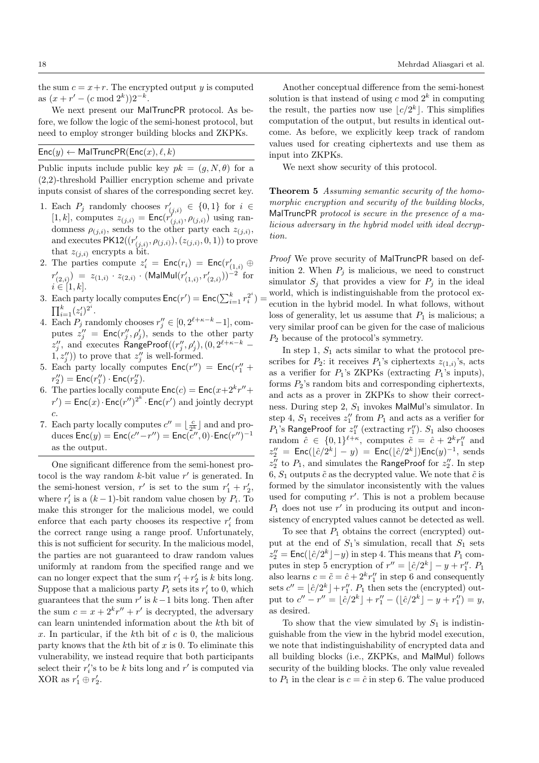the sum $c = x + r$. The encrypted output $y$ is computed as $(x + r' - (c \bmod 2^k))2^{-k}$.

We next present our MalTruncPR protocol. As before, we follow the logic of the semi-honest protocol, but need to employ stronger building blocks and ZKPKs.

---

$\mathsf{Enc}(y) \leftarrow \mathsf{MalTruncPR}(\mathsf{Enc}(x), \ell, k)$

---

Public inputs include public key $pk = (g, N, \theta)$ for a (2,2)-threshold Paillier encryption scheme and private inputs consist of shares of the corresponding secret key.

1. Each $P_j$ randomly chooses $r'_{(j,i)} \in \{0, 1\}$ for $i \in [1, k]$, computes $z_{(j,i)} = \mathsf{Enc}(r'_{(j,i)}, \rho_{(j,i)})$ using randomness $\rho_{(j,i)}$, sends to the other party each $z_{(j,i)}$, and executes $\mathsf{PK12}((r'_{(j,i)}, \rho_{(j,i)}), (z_{(j,i)}, 0, 1))$ to prove that $z_{(j,i)}$ encrypts a bit.
2. The parties compute $z'_i = \mathsf{Enc}(r_i) = \mathsf{Enc}(r'_{(1,i)} \oplus r'_{(2,i)}) = z_{(1,i)} \cdot z_{(2,i)} \cdot (\mathsf{MalMul}(r'_{(1,i)}, r'_{(2,i)}))^{-2}$ for $i \in [1, k]$.
3. Each party locally computes $\mathsf{Enc}(r') = \mathsf{Enc}(\sum_{i=1}^{k} r_i^{2^i}) = \prod_{i=1}^{k} (z'_i)^{2^i}$.
4. Each $P_j$ randomly chooses $r''_j \in [0, 2^{\ell+\kappa-k} - 1]$, computes $z''_j = \mathsf{Enc}(r''_j, \rho'_j)$, sends to the other party $z''_j$, and executes $\mathsf{RangeProof}((r''_j, \rho'_j), (0, 2^{\ell+\kappa-k} - 1, z''_j))$ to prove that $z''_j$ is well-formed.
5. Each party locally computes $\mathsf{Enc}(r'') = \mathsf{Enc}(r''_1 + r''_2) = \mathsf{Enc}(r''_1) \cdot \mathsf{Enc}(r''_2)$.
6. The parties locally compute $\mathsf{Enc}(c) = \mathsf{Enc}(x + 2^k r'' + r') = \mathsf{Enc}(x) \cdot \mathsf{Enc}(r'')^{2^k} \cdot \mathsf{Enc}(r')$ and jointly decrypt $c$.
7. Each party locally computes $c'' = \lfloor \frac{c}{2^k} \rfloor$ and and produces $\mathsf{Enc}(y) = \mathsf{Enc}(c'' - r'') = \mathsf{Enc}(c'', 0) \cdot \mathsf{Enc}(r'')^{-1}$ as the output.

---

One significant difference from the semi-honest protocol is the way random $k$-bit value $r'$ is generated. In the semi-honest version, $r'$ is set to the sum $r'_1 + r'_2$, where $r'_i$ is a $(k-1)$-bit random value chosen by $P_i$. To make this stronger for the malicious model, we could enforce that each party chooses its respective $r'_i$ from the correct range using a range proof. Unfortunately, this is not sufficient for security. In the malicious model, the parties are not guaranteed to draw random values uniformly at random from the specified range and we can no longer expect that the sum $r'_1 + r'_2$ is $k$ bits long. Suppose that a malicious party $P_i$ sets its $r'_i$ to 0, which guarantees that the sum $r'$ is $k-1$ bits long. Then after the sum $c = x + 2^k r'' + r'$ is decrypted, the adversary can learn unintended information about the $k$th bit of $x$. In particular, if the $k$th bit of $c$ is 0, the malicious party knows that the $k$th bit of $x$ is 0. To eliminate this vulnerability, we instead require that both participants select their $r'_i$'s to be $k$ bits long and $r'$ is computed via XOR as $r'_1 \oplus r'_2$.

Another conceptual difference from the semi-honest solution is that instead of using $c \bmod 2^k$ in computing the result, the parties now use $\lfloor c/2^k \rfloor$. This simplifies computation of the output, but results in identical outcome. As before, we explicitly keep track of random values used for creating ciphertexts and use them as input into ZKPKs.

We next show security of this protocol.

**Theorem 5** *Assuming semantic security of the homomorphic encryption and security of the building blocks,* MalTruncPR *protocol is secure in the presence of a malicious adversary in the hybrid model with ideal decryption.*

*Proof* We prove security of MalTruncPR based on definition 2. When $P_j$ is malicious, we need to construct simulator $S_j$ that provides a view for $P_j$ in the ideal world, which is indistinguishable from the protocol execution in the hybrid model. In what follows, without loss of generality, let us assume that $P_1$ is malicious; a very similar proof can be given for the case of malicious $P_2$ because of the protocol's symmetry.

In step 1, $S_1$ acts similar to what the protocol prescribes for $P_2$: it receives $P_1$'s ciphertexts $z_{(1,i)}$'s, acts as a verifier for $P_1$'s ZKPKs (extracting $P_1$'s inputs), forms $P_2$'s random bits and corresponding ciphertexts, and acts as a prover in ZKPKs to show their correctness. During step 2, $S_1$ invokes MalMul's simulator. In step 4, $S_1$ receives $z''_1$ from $P_1$ and acts as a verifier for $P_1$'s RangeProof for $z''_1$ (extracting $r''_1$). $S_1$ also chooses random $\hat{c} \in \{0, 1\}^{\ell+\kappa}$, computes $\tilde{c} = \hat{c} + 2^k r''_1$ and $z''_2 = \mathsf{Enc}(\lfloor \hat{c}/2^k \rfloor - y) = \mathsf{Enc}(\lfloor \hat{c}/2^k \rfloor)\mathsf{Enc}(y)^{-1}$, sends $z''_2$ to $P_1$, and simulates the RangeProof for $z''_2$. In step 6, $S_1$ outputs $\tilde{c}$ as the decrypted value. We note that $\tilde{c}$ is formed by the simulator inconsistently with the values used for computing $r'$. This is not a problem because $P_1$ does not use $r'$ in producing its output and inconsistency of encrypted values cannot be detected as well.

To see that $P_1$ obtains the correct (encrypted) output at the end of $S_1$'s simulation, recall that $S_1$ sets $z''_2 = \mathsf{Enc}(\lfloor \hat{c}/2^k \rfloor - y)$ in step 4. This means that $P_1$ computes in step 5 encryption of $r'' = \lfloor \hat{c}/2^k \rfloor - y + r''_1$. $P_1$ also learns $c = \tilde{c} = \hat{c} + 2^k r''_1$ in step 6 and consequently sets $c'' = \lfloor \hat{c}/2^k \rfloor + r''_1$. $P_1$ then sets the (encrypted) output to $c'' - r'' = \lfloor \hat{c}/2^k \rfloor + r''_1 - (\lfloor \hat{c}/2^k \rfloor - y + r''_1) = y$, as desired.

To show that the view simulated by $S_1$ is indistinguishable from the view in the hybrid model execution, we note that indistinguishability of encrypted data and all building blocks (i.e., ZKPKs, and MalMul) follows security of the building blocks. The only value revealed to $P_1$ in the clear is $c = \hat{c}$ in step 6. The value produced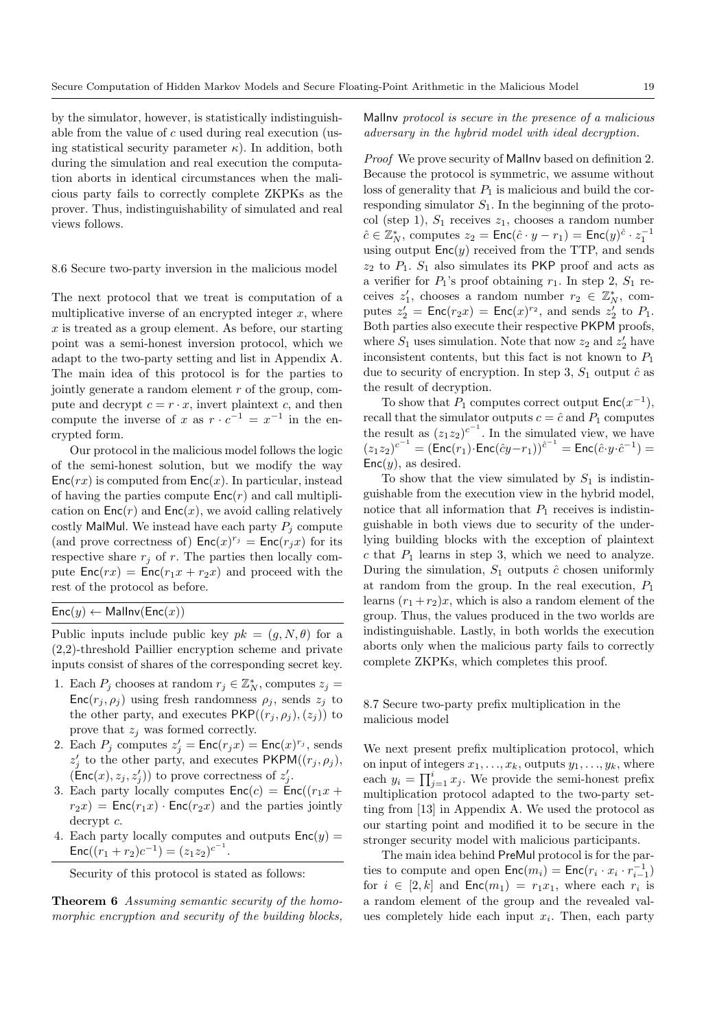by the simulator, however, is statistically indistinguishable from the value of $c$ used during real execution (using statistical security parameter $\kappa$). In addition, both during the simulation and real execution the computation aborts in identical circumstances when the malicious party fails to correctly complete ZKPKs as the prover. Thus, indistinguishability of simulated and real views follows.

### 8.6 Secure two-party inversion in the malicious model

The next protocol that we treat is computation of a multiplicative inverse of an encrypted integer $x$, where $x$ is treated as a group element. As before, our starting point was a semi-honest inversion protocol, which we adapt to the two-party setting and list in Appendix A. The main idea of this protocol is for the parties to jointly generate a random element $r$ of the group, compute and decrypt $c = r \cdot x$, invert plaintext $c$, and then compute the inverse of $x$ as $r \cdot c^{-1} = x^{-1}$ in the encrypted form.

Our protocol in the malicious model follows the logic of the semi-honest solution, but we modify the way $\mathsf{Enc}(rx)$ is computed from $\mathsf{Enc}(x)$. In particular, instead of having the parties compute $\mathsf{Enc}(r)$ and call multiplication on $\mathsf{Enc}(r)$ and $\mathsf{Enc}(x)$, we avoid calling relatively costly MalMul. We instead have each party $P_j$ compute (and prove correctness of) $\mathsf{Enc}(x)^{r_j} = \mathsf{Enc}(r_j x)$ for its respective share $r_j$ of $r$. The parties then locally compute $\mathsf{Enc}(rx) = \mathsf{Enc}(r_1 x + r_2 x)$ and proceed with the rest of the protocol as before.

---

$\mathsf{Enc}(y) \leftarrow \mathsf{MalInv}(\mathsf{Enc}(x))$

---

Public inputs include public key $pk = (g, N, \theta)$ for a (2,2)-threshold Paillier encryption scheme and private inputs consist of shares of the corresponding secret key.

1. Each $P_j$ chooses at random $r_j \in \mathbb{Z}_N^*$, computes $z_j = \mathsf{Enc}(r_j, \rho_j)$ using fresh randomness $\rho_j$, sends $z_j$ to the other party, and executes $\mathsf{PKP}((r_j, \rho_j), (z_j))$ to prove that $z_j$ was formed correctly.
2. Each $P_j$ computes $z'_j = \mathsf{Enc}(r_j x) = \mathsf{Enc}(x)^{r_j}$, sends $z'_j$ to the other party, and executes $\mathsf{PKPM}((r_j, \rho_j), (\mathsf{Enc}(x), z_j, z'_j))$ to prove correctness of $z'_j$.
3. Each party locally computes $\mathsf{Enc}(c) = \mathsf{Enc}((r_1 x + r_2 x) = \mathsf{Enc}(r_1 x) \cdot \mathsf{Enc}(r_2 x)$ and the parties jointly decrypt $c$.
4. Each party locally computes and outputs $\mathsf{Enc}(y) = \mathsf{Enc}((r_1 + r_2) c^{-1}) = (z_1 z_2)^{c^{-1}}$.

---

Security of this protocol is stated as follows:

**Theorem 6** *Assuming semantic security of the homomorphic encryption and security of the building blocks, MalInv protocol is secure in the presence of a malicious adversary in the hybrid model with ideal decryption.*

*Proof* We prove security of MalInv based on definition 2. Because the protocol is symmetric, we assume without loss of generality that $P_1$ is malicious and build the corresponding simulator $S_1$. In the beginning of the protocol (step 1), $S_1$ receives $z_1$, chooses a random number $\hat{c} \in \mathbb{Z}_N^*$, computes $z_2 = \mathsf{Enc}(\hat{c} \cdot y - r_1) = \mathsf{Enc}(y)^{\hat{c}} \cdot z_1^{-1}$ using output $\mathsf{Enc}(y)$ received from the TTP, and sends $z_2$ to $P_1$. $S_1$ also simulates its PKP proof and acts as a verifier for $P_1$'s proof obtaining $r_1$. In step 2, $S_1$ receives $z'_1$, chooses a random number $r_2 \in \mathbb{Z}_N^*$, computes $z'_2 = \mathsf{Enc}(r_2 x) = \mathsf{Enc}(x)^{r_2}$, and sends $z'_2$ to $P_1$. Both parties also execute their respective PKPM proofs, where $S_1$ uses simulation. Note that now $z_2$ and $z'_2$ have inconsistent contents, but this fact is not known to $P_1$ due to security of encryption. In step 3, $S_1$ output $\hat{c}$ as the result of decryption.

To show that $P_1$ computes correct output $\mathsf{Enc}(x^{-1})$, recall that the simulator outputs $c = \hat{c}$ and $P_1$ computes the result as $(z_1 z_2)^{c^{-1}}$. In the simulated view, we have $(z_1 z_2)^{c^{-1}} = (\mathsf{Enc}(r_1) \cdot \mathsf{Enc}(\hat{c} y - r_1))^{\hat{c}^{-1}} = \mathsf{Enc}(\hat{c} \cdot y \cdot \hat{c}^{-1}) = \mathsf{Enc}(y)$, as desired.

To show that the view simulated by $S_1$ is indistinguishable from the execution view in the hybrid model, notice that all information that $P_1$ receives is indistinguishable in both views due to security of the underlying building blocks with the exception of plaintext $c$ that $P_1$ learns in step 3, which we need to analyze. During the simulation, $S_1$ outputs $\hat{c}$ chosen uniformly at random from the group. In the real execution, $P_1$ learns $(r_1 + r_2)x$, which is also a random element of the group. Thus, the values produced in the two worlds are indistinguishable. Lastly, in both worlds the execution aborts only when the malicious party fails to correctly complete ZKPKs, which completes this proof.

### 8.7 Secure two-party prefix multiplication in the malicious model

We next present prefix multiplication protocol, which on input of integers $x_1, \ldots, x_k$, outputs $y_1, \ldots, y_k$, where each $y_i = \prod_{j=1}^{i} x_j$. We provide the semi-honest prefix multiplication protocol adapted to the two-party setting from [13] in Appendix A. We used the protocol as our starting point and modified it to be secure in the stronger security model with malicious participants.

The main idea behind PreMul protocol is for the parties to compute and open $\mathsf{Enc}(m_i) = \mathsf{Enc}(r_i \cdot x_i \cdot r_{i-1}^{-1})$ for $i \in [2, k]$ and $\mathsf{Enc}(m_1) = r_1 x_1$, where each $r_i$ is a random element of the group and the revealed values completely hide each input $x_i$. Then, each party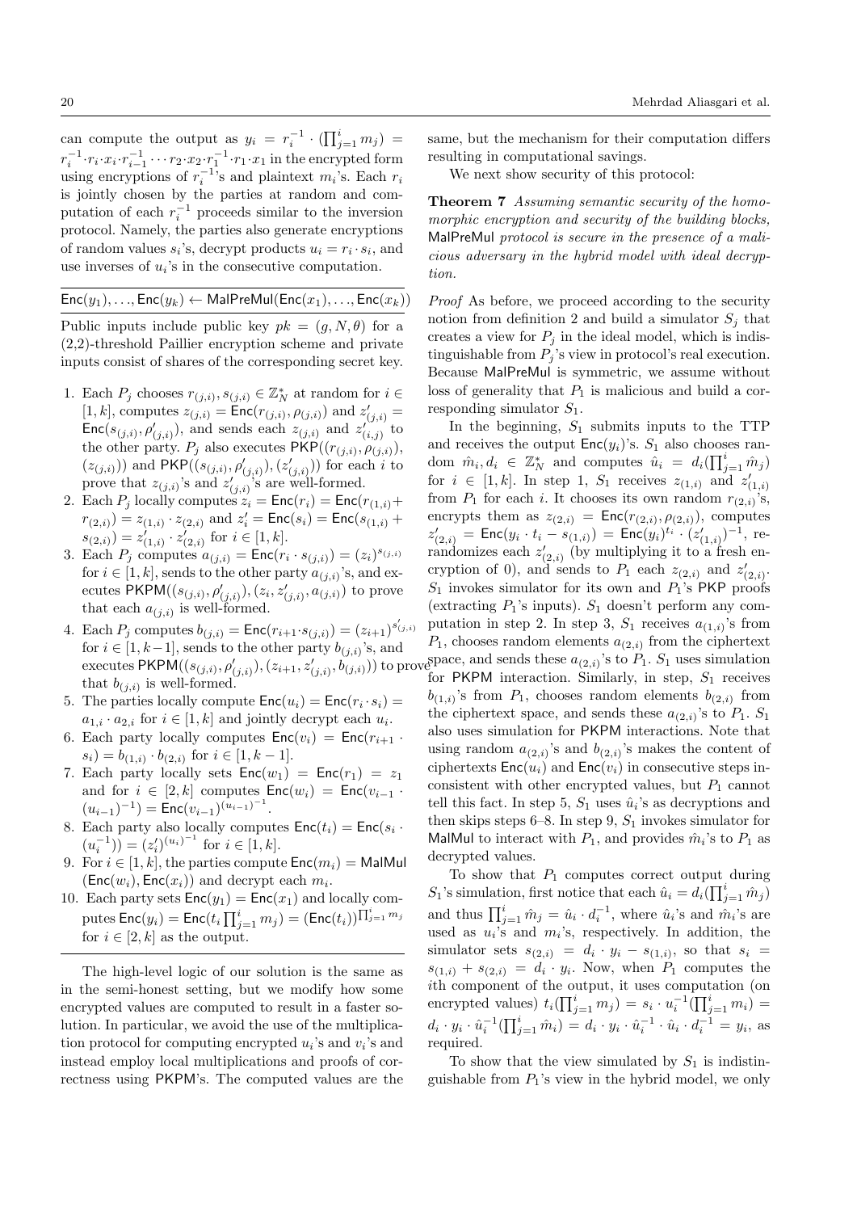can compute the output as $y_i = r_i^{-1} \cdot (\prod_{j=1}^{i} m_j) = r_i^{-1} \cdot r_i \cdot x_i \cdot r_{i-1}^{-1} \cdots r_2 \cdot x_2 \cdot r_1^{-1} \cdot r_1 \cdot x_1$ in the encrypted form using encryptions of $r_i^{-1}$'s and plaintext $m_i$'s. Each $r_i$ is jointly chosen by the parties at random and computation of each $r_i^{-1}$ proceeds similar to the inversion protocol. Namely, the parties also generate encryptions of random values $s_i$'s, decrypt products $u_i = r_i \cdot s_i$, and use inverses of $u_i$'s in the consecutive computation.

---

$\mathsf{Enc}(y_1), \ldots, \mathsf{Enc}(y_k) \leftarrow \mathsf{MalPreMul}(\mathsf{Enc}(x_1), \ldots, \mathsf{Enc}(x_k))$

---

Public inputs include public key $pk = (g, N, \theta)$ for a (2,2)-threshold Paillier encryption scheme and private inputs consist of shares of the corresponding secret key.

1. Each $P_j$ chooses $r_{(j,i)}, s_{(j,i)} \in \mathbb{Z}_N^*$ at random for $i \in [1, k]$, computes $z_{(j,i)} = \mathsf{Enc}(r_{(j,i)}, \rho_{(j,i)})$ and $z'_{(j,i)} = \mathsf{Enc}(s_{(j,i)}, \rho'_{(j,i)})$, and sends each $z_{(j,i)}$ and $z'_{(i,j)}$ to the other party. $P_j$ also executes $\mathsf{PKP}((r_{(j,i)}, \rho_{(j,i)}), (z_{(j,i)}))$ and $\mathsf{PKP}((s_{(j,i)}, \rho'_{(j,i)}), (z'_{(j,i)}))$ for each $i$ to prove that $z_{(j,i)}$'s and $z'_{(j,i)}$'s are well-formed.
2. Each $P_j$ locally computes $z_i = \mathsf{Enc}(r_i) = \mathsf{Enc}(r_{(1,i)} + r_{(2,i)}) = z_{(1,i)} \cdot z_{(2,i)}$ and $z'_i = \mathsf{Enc}(s_i) = \mathsf{Enc}(s_{(1,i)} + s_{(2,i)}) = z'_{(1,i)} \cdot z'_{(2,i)}$ for $i \in [1, k]$.
3. Each $P_j$ computes $a_{(j,i)} = \mathsf{Enc}(r_i \cdot s_{(j,i)}) = (z_i)^{s_{(j,i)}}$ for $i \in [1, k]$, sends to the other party $a_{(j,i)}$'s, and executes $\mathsf{PKPM}((s_{(j,i)}, \rho'_{(j,i)}), (z_i, z'_{(j,i)}, a_{(j,i)})$ to prove that each $a_{(j,i)}$ is well-formed.
4. Each $P_j$ computes $b_{(j,i)} = \mathsf{Enc}(r_{i+1} \cdot s_{(j,i)}) = (z_{i+1})^{s'_{(j,i)}}$ for $i \in [1, k-1]$, sends to the other party $b_{(j,i)}$'s, and executes $\mathsf{PKPM}((s_{(j,i)}, \rho'_{(j,i)}), (z_{i+1}, z'_{(j,i)}, b_{(j,i)}))$ to prove that $b_{(j,i)}$ is well-formed.
5. The parties locally compute $\mathsf{Enc}(u_i) = \mathsf{Enc}(r_i \cdot s_i) = a_{1,i} \cdot a_{2,i}$ for $i \in [1, k]$ and jointly decrypt each $u_i$.
6. Each party locally computes $\mathsf{Enc}(v_i) = \mathsf{Enc}(r_{i+1} \cdot s_i) = b_{(1,i)} \cdot b_{(2,i)}$ for $i \in [1, k-1]$.
7. Each party locally sets $\mathsf{Enc}(w_1) = \mathsf{Enc}(r_1) = z_1$ and for $i \in [2, k]$ computes $\mathsf{Enc}(w_i) = \mathsf{Enc}(v_{i-1} \cdot (u_{i-1})^{-1}) = \mathsf{Enc}(v_{i-1})^{(u_{i-1})^{-1}}$.
8. Each party also locally computes $\mathsf{Enc}(t_i) = \mathsf{Enc}(s_i \cdot (u_i^{-1})) = (z'_i)^{(u_i)^{-1}}$ for $i \in [1, k]$.
9. For $i \in [1, k]$, the parties compute $\mathsf{Enc}(m_i) = \mathsf{MalMul}(\mathsf{Enc}(w_i), \mathsf{Enc}(x_i))$ and decrypt each $m_i$.
10. Each party sets $\mathsf{Enc}(y_1) = \mathsf{Enc}(x_1)$ and locally computes $\mathsf{Enc}(y_i) = \mathsf{Enc}(t_i \prod_{j=1}^{i} m_j) = (\mathsf{Enc}(t_i))^{\prod_{j=1}^{i} m_j}$ for $i \in [2, k]$ as the output.

---

The high-level logic of our solution is the same as in the semi-honest setting, but we modify how some encrypted values are computed to result in a faster solution. In particular, we avoid the use of the multiplication protocol for computing encrypted $u_i$'s and $v_i$'s and instead employ local multiplications and proofs of correctness using PKPM's. The computed values are the same, but the mechanism for their computation differs resulting in computational savings.

We next show security of this protocol:

**Theorem 7** *Assuming semantic security of the homomorphic encryption and security of the building blocks,* MalPreMul *protocol is secure in the presence of a malicious adversary in the hybrid model with ideal decryption.*

*Proof* As before, we proceed according to the security notion from definition 2 and build a simulator $S_j$ that creates a view for $P_j$ in the ideal model, which is indistinguishable from $P_j$'s view in protocol's real execution. Because MalPreMul is symmetric, we assume without loss of generality that $P_1$ is malicious and build a corresponding simulator $S_1$.

In the beginning, $S_1$ submits inputs to the TTP and receives the output $\mathsf{Enc}(y_i)$'s. $S_1$ also chooses random $\hat{m}_i, d_i \in \mathbb{Z}_N^*$ and computes $\hat{u}_i = d_i(\prod_{j=1}^{i} \hat{m}_j)$ for $i \in [1, k]$. In step 1, $S_1$ receives $z_{(1,i)}$ and $z'_{(1,i)}$ from $P_1$ for each $i$. It chooses its own random $r_{(2,i)}$'s, encrypts them as $z_{(2,i)} = \mathsf{Enc}(r_{(2,i)}, \rho_{(2,i)})$, computes $z'_{(2,i)} = \mathsf{Enc}(y_i \cdot t_i - s_{(1,i)}) = \mathsf{Enc}(y_i)^{t_i} \cdot (z'_{(1,i)})^{-1}$, rerandomizes each $z'_{(2,i)}$ (by multiplying it to a fresh encryption of 0), and sends to $P_1$ each $z_{(2,i)}$ and $z'_{(2,i)}$. $S_1$ invokes simulator for its own and $P_1$'s PKP proofs (extracting $P_1$'s inputs). $S_1$ doesn't perform any computation in step 2. In step 3, $S_1$ receives $a_{(1,i)}$'s from $P_1$, chooses random elements $a_{(2,i)}$ from the ciphertext space, and sends these $a_{(2,i)}$'s to $P_1$. $S_1$ uses simulation for PKPM interaction. Similarly, in step, $S_1$ receives $b_{(1,i)}$'s from $P_1$, chooses random elements $b_{(2,i)}$ from the ciphertext space, and sends these $a_{(2,i)}$'s to $P_1$. $S_1$ also uses simulation for PKPM interactions. Note that using random $a_{(2,i)}$'s and $b_{(2,i)}$'s makes the content of ciphertexts $\mathsf{Enc}(u_i)$ and $\mathsf{Enc}(v_i)$ in consecutive steps inconsistent with other encrypted values, but $P_1$ cannot tell this fact. In step 5, $S_1$ uses $\hat{u}_i$'s as decryptions and then skips steps 6–8. In step 9, $S_1$ invokes simulator for MalMul to interact with $P_1$, and provides $\hat{m}_i$'s to $P_1$ as decrypted values.

To show that $P_1$ computes correct output during $S_1$'s simulation, first notice that each $\hat{u}_i = d_i(\prod_{j=1}^{i} \hat{m}_j)$ and thus $\prod_{j=1}^{i} \hat{m}_j = \hat{u}_i \cdot d_i^{-1}$, where $\hat{u}_i$'s and $\hat{m}_i$'s are used as $u_i$'s and $m_i$'s, respectively. In addition, the simulator sets $s_{(2,i)} = d_i \cdot y_i - s_{(1,i)}$, so that $s_i = s_{(1,i)} + s_{(2,i)} = d_i \cdot y_i$. Now, when $P_1$ computes the $i$th component of the output, it uses computation (on encrypted values) $t_i(\prod_{j=1}^{i} m_j) = s_i \cdot u_i^{-1}(\prod_{j=1}^{i} m_i) = d_i \cdot y_i \cdot \hat{u}_i^{-1}(\prod_{j=1}^{i} \hat{m}_i) = d_i \cdot y_i \cdot \hat{u}_i^{-1} \cdot \hat{u}_i \cdot d_i^{-1} = y_i$, as required.

To show that the view simulated by $S_1$ is indistinguishable from $P_1$'s view in the hybrid model, we only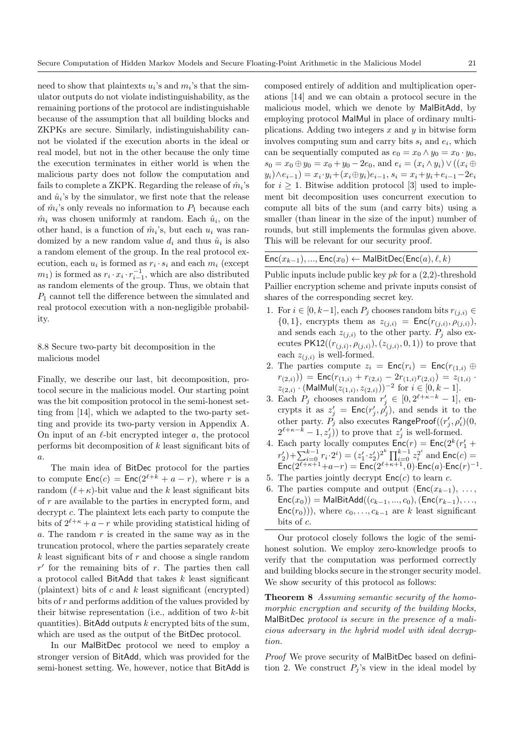need to show that plaintexts $u_i$'s and $m_i$'s that the simulator outputs do not violate indistinguishability, as the remaining portions of the protocol are indistinguishable because of the assumption that all building blocks and ZKPKs are secure. Similarly, indistinguishability cannot be violated if the execution aborts in the ideal or real model, but not in the other because the only time the execution terminates in either world is when the malicious party does not follow the computation and fails to complete a ZKPK. Regarding the release of $\hat{m}_i$'s and $\hat{u}_i$'s by the simulator, we first note that the release of $\hat{m}_i$'s only reveals no information to $P_1$ because each $\hat{m}_i$ was chosen uniformly at random. Each $\hat{u}_i$, on the other hand, is a function of $\hat{m}_i$'s, but each $u_i$ was randomized by a new random value $d_i$ and thus $\hat{u}_i$ is also a random element of the group. In the real protocol execution, each $u_i$ is formed as $r_i \cdot s_i$ and each $m_i$ (except $m_1$) is formed as $r_i \cdot x_i \cdot r_{i-1}^{-1}$, which are also distributed as random elements of the group. Thus, we obtain that $P_1$ cannot tell the difference between the simulated and real protocol execution with a non-negligible probability.

### 8.8 Secure two-party bit decomposition in the malicious model

Finally, we describe our last, bit decomposition, protocol secure in the malicious model. Our starting point was the bit composition protocol in the semi-honest setting from [14], which we adapted to the two-party setting and provide its two-party version in Appendix A. On input of an $\ell$-bit encrypted integer $a$, the protocol performs bit decomposition of $k$ least significant bits of $a$.

The main idea of BitDec protocol for the parties to compute $\mathsf{Enc}(c) = \mathsf{Enc}(2^{\ell+k} + a - r)$, where $r$ is a random $(\ell+\kappa)$-bit value and the $k$ least significant bits of $r$ are available to the parties in encrypted form, and decrypt $c$. The plaintext lets each party to compute the bits of $2^{\ell+\kappa} + a - r$ while providing statistical hiding of $a$. The random $r$ is created in the same way as in the truncation protocol, where the parties separately create $k$ least significant bits of $r$ and choose a single random $r'$ for the remaining bits of $r$. The parties then call a protocol called BitAdd that takes $k$ least significant (plaintext) bits of $c$ and $k$ least significant (encrypted) bits of $r$ and performs addition of the values provided by their bitwise representation (i.e., addition of two $k$-bit quantities). BitAdd outputs $k$ encrypted bits of the sum, which are used as the output of the BitDec protocol.

In our MalBitDec protocol we need to employ a stronger version of BitAdd, which was provided for the semi-honest setting. We, however, notice that BitAdd is composed entirely of addition and multiplication operations [14] and we can obtain a protocol secure in the malicious model, which we denote by MalBitAdd, by employing protocol MalMul in place of ordinary multiplications. Adding two integers $x$ and $y$ in bitwise form involves computing sum and carry bits $s_i$ and $e_i$, which can be sequentially computed as $e_0 = x_0 \wedge y_0 = x_0 \cdot y_0$, $s_0 = x_0 \oplus y_0 = x_0 + y_0 - 2e_0$, and $e_i = (x_i \wedge y_i) \vee ((x_i \oplus y_i) \wedge e_{i-1}) = x_i \cdot y_i + (x_i \oplus y_i)e_{i-1}$, $s_i = x_i + y_i + e_{i-1} - 2e_i$ for $i \geq 1$. Bitwise addition protocol [3] used to implement bit decomposition uses concurrent execution to compute all bits of the sum (and carry bits) using a smaller (than linear in the size of the input) number of rounds, but still implements the formulas given above. This will be relevant for our security proof.

---

$\mathsf{Enc}(x_{k-1}), ..., \mathsf{Enc}(x_0) \leftarrow \mathsf{MalBitDec}(\mathsf{Enc}(a), \ell, k)$

---

Public inputs include public key $pk$ for a (2,2)-threshold Paillier encryption scheme and private inputs consist of shares of the corresponding secret key.

1. For $i \in [0, k-1]$, each $P_j$ chooses random bits $r_{(j,i)} \in \{0, 1\}$, encrypts them as $z_{(j,i)} = \mathsf{Enc}(r_{(j,i)}, \rho_{(j,i)})$, and sends each $z_{(j,i)}$ to the other party. $P_j$ also executes $\mathsf{PK12}((r_{(j,i)}, \rho_{(j,i)}), (z_{(j,i)}, 0, 1))$ to prove that each $z_{(j,i)}$ is well-formed.
2. The parties compute $z_i = \mathsf{Enc}(r_i) = \mathsf{Enc}(r_{(1,i)} \oplus r_{(2,i)})) = \mathsf{Enc}(r_{(1,i)} + r_{(2,i)} - 2r_{(1,i)}r_{(2,i)}) = z_{(1,i)} \cdot z_{(2,i)} \cdot (\mathsf{MalMul}(z_{(1,i)}, z_{(2,i)}))^{-2}$ for $i \in [0, k-1]$.
3. Each $P_j$ chooses random $r'_j \in [0, 2^{\ell+\kappa-k} - 1]$, encrypts it as $z'_j = \mathsf{Enc}(r'_j, \rho'_j)$, and sends it to the other party. $P_j$ also executes $\mathsf{RangeProof}((r'_j, \rho'_i)(0, 2^{\ell+\kappa-k} - 1, z'_j))$ to prove that $z'_j$ is well-formed.
4. Each party locally computes $\mathsf{Enc}(r) = \mathsf{Enc}(2^k(r'_1 + r'_2) + \sum_{i=0}^{k-1} r_i \cdot 2^i) = (z'_1 \cdot z'_2)^{2^k} \prod_{i=0}^{k-1} z_i^{2^i}$ and $\mathsf{Enc}(c) = \mathsf{Enc}(2^{\ell+\kappa+1} + a - r) = \mathsf{Enc}(2^{\ell+\kappa+1}, 0) \cdot \mathsf{Enc}(a) \cdot \mathsf{Enc}(r)^{-1}$.
5. The parties jointly decrypt $\mathsf{Enc}(c)$ to learn $c$.
6. The parties compute and output $(\mathsf{Enc}(x_{k-1}), \ldots, \mathsf{Enc}(x_0)) = \mathsf{MalBitAdd}((c_{k-1}, ..., c_0), (\mathsf{Enc}(r_{k-1}), \ldots, \mathsf{Enc}(r_0)))$, where $c_0, \ldots, c_{k-1}$ are $k$ least significant bits of $c$.

---

Our protocol closely follows the logic of the semi-honest solution. We employ zero-knowledge proofs to verify that the computation was performed correctly and building blocks secure in the stronger security model. We show security of this protocol as follows:

**Theorem 8** *Assuming semantic security of the homomorphic encryption and security of the building blocks,* MalBitDec *protocol is secure in the presence of a malicious adversary in the hybrid model with ideal decryption.*

*Proof* We prove security of MalBitDec based on definition 2. We construct $P_j$'s view in the ideal model by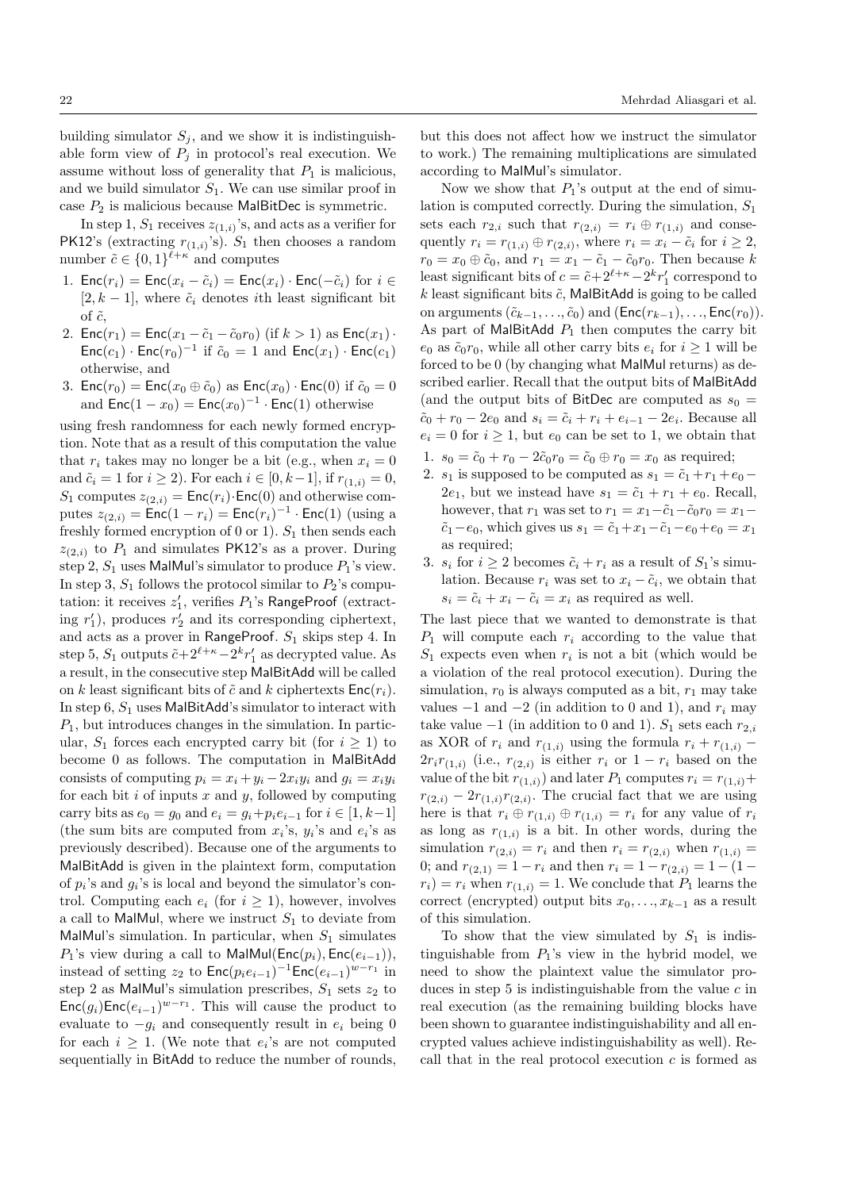building simulator $S_j$, and we show it is indistinguishable form view of $P_j$ in protocol's real execution. We assume without loss of generality that $P_1$ is malicious, and we build simulator $S_1$. We can use similar proof in case $P_2$ is malicious because $\mathsf{MalBitDec}$ is symmetric.

In step 1, $S_1$ receives $z_{(1,i)}$'s, and acts as a verifier for $\mathsf{PK12}$'s (extracting $r_{(1,i)}$'s). $S_1$ then chooses a random number $\tilde{c} \in \{0,1\}^{\ell+\kappa}$ and computes

1. $\mathsf{Enc}(r_i) = \mathsf{Enc}(x_i - \tilde{c}_i) = \mathsf{Enc}(x_i) \cdot \mathsf{Enc}(-\tilde{c}_i)$ for $i \in [2, k-1]$, where $\tilde{c}_i$ denotes $i$th least significant bit of $\tilde{c}$,
2. $\mathsf{Enc}(r_1) = \mathsf{Enc}(x_1 - \tilde{c}_1 - \tilde{c}_0 r_0)$ (if $k > 1$) as $\mathsf{Enc}(x_1) \cdot \mathsf{Enc}(c_1) \cdot \mathsf{Enc}(r_0)^{-1}$ if $\tilde{c}_0 = 1$ and $\mathsf{Enc}(x_1) \cdot \mathsf{Enc}(c_1)$ otherwise, and
3. $\mathsf{Enc}(r_0) = \mathsf{Enc}(x_0 \oplus \tilde{c}_0)$ as $\mathsf{Enc}(x_0) \cdot \mathsf{Enc}(0)$ if $\tilde{c}_0 = 0$ and $\mathsf{Enc}(1 - x_0) = \mathsf{Enc}(x_0)^{-1} \cdot \mathsf{Enc}(1)$ otherwise

using fresh randomness for each newly formed encryption. Note that as a result of this computation the value that $r_i$ takes may no longer be a bit (e.g., when $x_i = 0$ and $\tilde{c}_i = 1$ for $i \geq 2$). For each $i \in [0, k-1]$, if $r_{(1,i)} = 0$, $S_1$ computes $z_{(2,i)} = \mathsf{Enc}(r_i) \cdot \mathsf{Enc}(0)$ and otherwise computes $z_{(2,i)} = \mathsf{Enc}(1 - r_i) = \mathsf{Enc}(r_i)^{-1} \cdot \mathsf{Enc}(1)$ (using a freshly formed encryption of 0 or 1). $S_1$ then sends each $z_{(2,i)}$ to $P_1$ and simulates $\mathsf{PK12}$'s as a prover. During step 2, $S_1$ uses $\mathsf{MalMul}$'s simulator to produce $P_1$'s view. In step 3, $S_1$ follows the protocol similar to $P_2$'s computation: it receives $z'_1$, verifies $P_1$'s $\mathsf{RangeProof}$ (extracting $r'_1$), produces $r'_2$ and its corresponding ciphertext, and acts as a prover in $\mathsf{RangeProof}$. $S_1$ skips step 4. In step 5, $S_1$ outputs $\tilde{c}+2^{\ell+\kappa}-2^k r'_1$ as decrypted value. As a result, in the consecutive step $\mathsf{MalBitAdd}$ will be called on $k$ least significant bits of $\tilde{c}$ and $k$ ciphertexts $\mathsf{Enc}(r_i)$. In step 6, $S_1$ uses $\mathsf{MalBitAdd}$'s simulator to interact with $P_1$, but introduces changes in the simulation. In particular, $S_1$ forces each encrypted carry bit (for $i \geq 1$) to become 0 as follows. The computation in $\mathsf{MalBitAdd}$ consists of computing $p_i = x_i + y_i - 2x_i y_i$ and $g_i = x_i y_i$ for each bit $i$ of inputs $x$ and $y$, followed by computing carry bits as $e_0 = g_0$ and $e_i = g_i + p_i e_{i-1}$ for $i \in [1, k-1]$ (the sum bits are computed from $x_i$'s, $y_i$'s and $e_i$'s as previously described). Because one of the arguments to $\mathsf{MalBitAdd}$ is given in the plaintext form, computation of $p_i$'s and $g_i$'s is local and beyond the simulator's control. Computing each $e_i$ (for $i \geq 1$), however, involves a call to $\mathsf{MalMul}$, where we instruct $S_1$ to deviate from $\mathsf{MalMul}$'s simulation. In particular, when $S_1$ simulates $P_1$'s view during a call to $\mathsf{MalMul}(\mathsf{Enc}(p_i), \mathsf{Enc}(e_{i-1}))$, instead of setting $z_2$ to $\mathsf{Enc}(p_i e_{i-1})^{-1} \mathsf{Enc}(e_{i-1})^{w-r_1}$ in step 2 as $\mathsf{MalMul}$'s simulation prescribes, $S_1$ sets $z_2$ to $\mathsf{Enc}(g_i)\mathsf{Enc}(e_{i-1})^{w-r_1}$. This will cause the product to evaluate to $-g_i$ and consequently result in $e_i$ being 0 for each $i \geq 1$. (We note that $e_i$'s are not computed sequentially in $\mathsf{BitAdd}$ to reduce the number of rounds, but this does not affect how we instruct the simulator to work.) The remaining multiplications are simulated according to $\mathsf{MalMul}$'s simulator.

Now we show that $P_1$'s output at the end of simulation is computed correctly. During the simulation, $S_1$ sets each $r_{2,i}$ such that $r_{(2,i)} = r_i \oplus r_{(1,i)}$ and consequently $r_i = r_{(1,i)} \oplus r_{(2,i)}$, where $r_i = x_i - \tilde{c}_i$ for $i \geq 2$, $r_0 = x_0 \oplus \tilde{c}_0$, and $r_1 = x_1 - \tilde{c}_1 - \tilde{c}_0 r_0$. Then because $k$ least significant bits of $c = \tilde{c}+2^{\ell+\kappa}-2^k r'_1$ correspond to $k$ least significant bits $\tilde{c}$, $\mathsf{MalBitAdd}$ is going to be called on arguments $(\tilde{c}_{k-1}, \ldots, \tilde{c}_0)$ and $(\mathsf{Enc}(r_{k-1}), \ldots, \mathsf{Enc}(r_0))$. As part of $\mathsf{MalBitAdd}$ $P_1$ then computes the carry bit $e_0$ as $\tilde{c}_0 r_0$, while all other carry bits $e_i$ for $i \geq 1$ will be forced to be 0 (by changing what $\mathsf{MalMul}$ returns) as described earlier. Recall that the output bits of $\mathsf{MalBitAdd}$ (and the output bits of $\mathsf{BitDec}$ are computed as $s_0 = \tilde{c}_0 + r_0 - 2e_0$ and $s_i = \tilde{c}_i + r_i + e_{i-1} - 2e_i$. Because all $e_i = 0$ for $i \geq 1$, but $e_0$ can be set to 1, we obtain that

1. $s_0 = \tilde{c}_0 + r_0 - 2\tilde{c}_0 r_0 = \tilde{c}_0 \oplus r_0 = x_0$ as required;
2. $s_1$ is supposed to be computed as $s_1 = \tilde{c}_1 + r_1 + e_0 - 2e_1$, but we instead have $s_1 = \tilde{c}_1 + r_1 + e_0$. Recall, however, that $r_1$ was set to $r_1 = x_1 - \tilde{c}_1 - \tilde{c}_0 r_0 = x_1 - \tilde{c}_1 - e_0$, which gives us $s_1 = \tilde{c}_1 + x_1 - \tilde{c}_1 - e_0 + e_0 = x_1$ as required;
3. $s_i$ for $i \geq 2$ becomes $\tilde{c}_i + r_i$ as a result of $S_1$'s simulation. Because $r_i$ was set to $x_i - \tilde{c}_i$, we obtain that $s_i = \tilde{c}_i + x_i - \tilde{c}_i = x_i$ as required as well.

The last piece that we wanted to demonstrate is that $P_1$ will compute each $r_i$ according to the value that $S_1$ expects even when $r_i$ is not a bit (which would be a violation of the real protocol execution). During the simulation, $r_0$ is always computed as a bit, $r_1$ may take values $-1$ and $-2$ (in addition to 0 and 1), and $r_i$ may take value $-1$ (in addition to 0 and 1). $S_1$ sets each $r_{2,i}$ as XOR of $r_i$ and $r_{(1,i)}$ using the formula $r_i + r_{(1,i)} - 2r_i r_{(1,i)}$ (i.e., $r_{(2,i)}$ is either $r_i$ or $1 - r_i$ based on the value of the bit $r_{(1,i)}$) and later $P_1$ computes $r_i = r_{(1,i)} + r_{(2,i)} - 2r_{(1,i)} r_{(2,i)}$. The crucial fact that we are using here is that $r_i \oplus r_{(1,i)} \oplus r_{(1,i)} = r_i$ for any value of $r_i$ as long as $r_{(1,i)}$ is a bit. In other words, during the simulation $r_{(2,i)} = r_i$ and then $r_i = r_{(2,i)}$ when $r_{(1,i)} = 0$; and $r_{(2,1)} = 1 - r_i$ and then $r_i = 1 - r_{(2,i)} = 1 - (1 - r_i) = r_i$ when $r_{(1,i)} = 1$. We conclude that $P_1$ learns the correct (encrypted) output bits $x_0, \ldots, x_{k-1}$ as a result of this simulation.

To show that the view simulated by $S_1$ is indistinguishable from $P_1$'s view in the hybrid model, we need to show the plaintext value the simulator produces in step 5 is indistinguishable from the value $c$ in real execution (as the remaining building blocks have been shown to guarantee indistinguishability and all encrypted values achieve indistinguishability as well). Recall that in the real protocol execution $c$ is formed as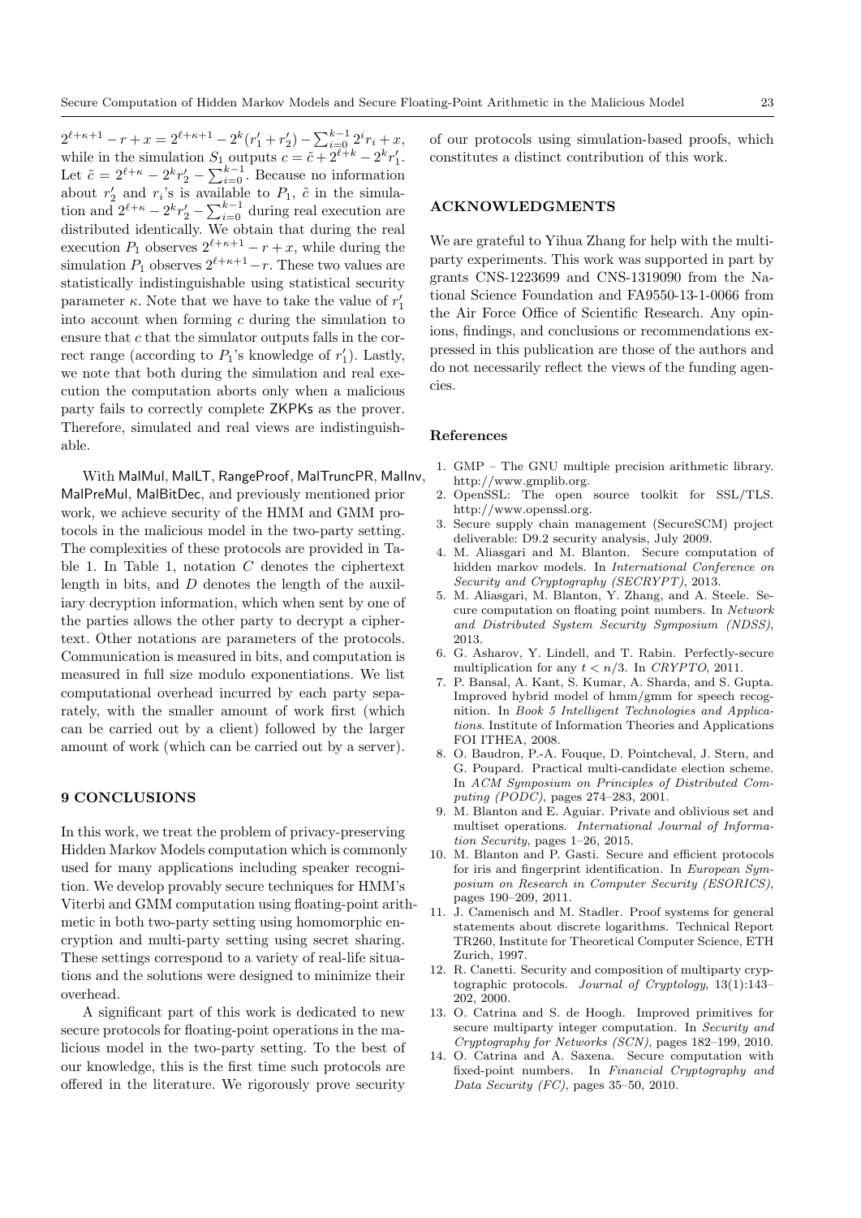$2^{\ell+\kappa+1} - r + x = 2^{\ell+\kappa+1} - 2^k(r'_1 + r'_2) - \sum_{i=0}^{k-1} 2^i r_i + x$, while in the simulation $S_1$ outputs $c = \tilde{c} + 2^{\ell+k} - 2^k r'_1$. Let $\tilde{c} = 2^{\ell+\kappa} - 2^k r'_2 - \sum_{i=0}^{k-1}$. Because no information about $r'_2$ and $r_i$'s is available to $P_1$, $\tilde{c}$ in the simulation and $2^{\ell+\kappa} - 2^k r'_2 - \sum_{i=0}^{k-1}$ during real execution are distributed identically. We obtain that during the real execution $P_1$ observes $2^{\ell+\kappa+1} - r + x$, while during the simulation $P_1$ observes $2^{\ell+\kappa+1} - r$. These two values are statistically indistinguishable using statistical security parameter $\kappa$. Note that we have to take the value of $r'_1$ into account when forming $c$ during the simulation to ensure that $c$ that the simulator outputs falls in the correct range (according to $P_1$'s knowledge of $r'_1$). Lastly, we note that both during the simulation and real execution the computation aborts only when a malicious party fails to correctly complete ZKPKs as the prover. Therefore, simulated and real views are indistinguishable.

With MalMul, MalLT, RangeProof, MalTruncPR, MalInv, MalPreMul, MalBitDec, and previously mentioned prior work, we achieve security of the HMM and GMM protocols in the malicious model in the two-party setting. The complexities of these protocols are provided in Table 1. In Table 1, notation $C$ denotes the ciphertext length in bits, and $D$ denotes the length of the auxiliary decryption information, which when sent by one of the parties allows the other party to decrypt a ciphertext. Other notations are parameters of the protocols. Communication is measured in bits, and computation is measured in full size modulo exponentiations. We list computational overhead incurred by each party separately, with the smaller amount of work first (which can be carried out by a client) followed by the larger amount of work (which can be carried out by a server).

## 9 CONCLUSIONS

In this work, we treat the problem of privacy-preserving Hidden Markov Models computation which is commonly used for many applications including speaker recognition. We develop provably secure techniques for HMM's Viterbi and GMM computation using floating-point arithmetic in both two-party setting using homomorphic encryption and multi-party setting using secret sharing. These settings correspond to a variety of real-life situations and the solutions were designed to minimize their overhead.

A significant part of this work is dedicated to new secure protocols for floating-point operations in the malicious model in the two-party setting. To the best of our knowledge, this is the first time such protocols are offered in the literature. We rigorously prove security of our protocols using simulation-based proofs, which constitutes a distinct contribution of this work.

## ACKNOWLEDGMENTS

We are grateful to Yihua Zhang for help with the multiparty experiments. This work was supported in part by grants CNS-1223699 and CNS-1319090 from the National Science Foundation and FA9550-13-1-0066 from the Air Force Office of Scientific Research. Any opinions, findings, and conclusions or recommendations expressed in this publication are those of the authors and do not necessarily reflect the views of the funding agencies.

### References

1. GMP – The GNU multiple precision arithmetic library. http://www.gmplib.org.
2. OpenSSL: The open source toolkit for SSL/TLS. http://www.openssl.org.
3. Secure supply chain management (SecureSCM) project deliverable: D9.2 security analysis, July 2009.
4. M. Aliasgari and M. Blanton. Secure computation of hidden markov models. In *International Conference on Security and Cryptography (SECRYPT)*, 2013.
5. M. Aliasgari, M. Blanton, Y. Zhang, and A. Steele. Secure computation on floating point numbers. In *Network and Distributed System Security Symposium (NDSS)*, 2013.
6. G. Asharov, Y. Lindell, and T. Rabin. Perfectly-secure multiplication for any $t < n/3$. In *CRYPTO*, 2011.
7. P. Bansal, A. Kant, S. Kumar, A. Sharda, and S. Gupta. Improved hybrid model of hmm/gmm for speech recognition. In *Book 5 Intelligent Technologies and Applications*. Institute of Information Theories and Applications FOI ITHEA, 2008.
8. O. Baudron, P.-A. Fouque, D. Pointcheval, J. Stern, and G. Poupard. Practical multi-candidate election scheme. In *ACM Symposium on Principles of Distributed Computing (PODC)*, pages 274–283, 2001.
9. M. Blanton and E. Aguiar. Private and oblivious set and multiset operations. *International Journal of Information Security*, pages 1–26, 2015.
10. M. Blanton and P. Gasti. Secure and efficient protocols for iris and fingerprint identification. In *European Symposium on Research in Computer Security (ESORICS)*, pages 190–209, 2011.
11. J. Camenisch and M. Stadler. Proof systems for general statements about discrete logarithms. Technical Report TR260, Institute for Theoretical Computer Science, ETH Zurich, 1997.
12. R. Canetti. Security and composition of multiparty cryptographic protocols. *Journal of Cryptology*, 13(1):143–202, 2000.
13. O. Catrina and S. de Hoogh. Improved primitives for secure multiparty integer computation. In *Security and Cryptography for Networks (SCN)*, pages 182–199, 2010.
14. O. Catrina and A. Saxena. Secure computation with fixed-point numbers. In *Financial Cryptography and Data Security (FC)*, pages 35–50, 2010.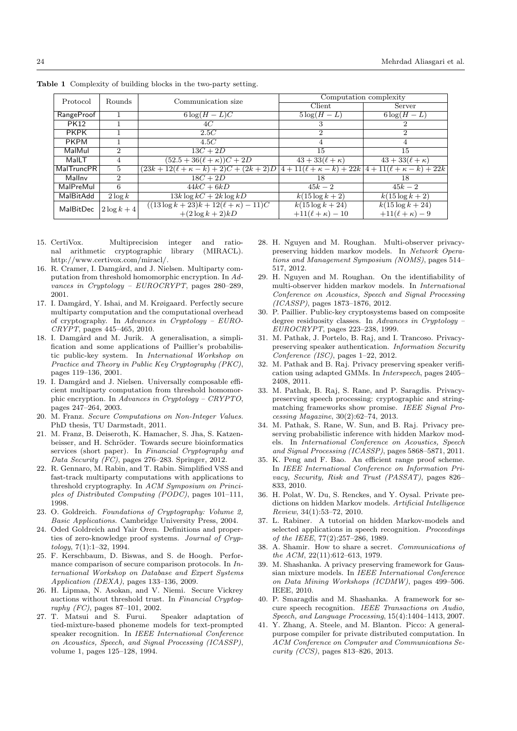**Table 1** Complexity of building blocks in the two-party setting.

| Protocol | Rounds | Communication size | Computation complexity | |
|---|---|---|---|---|
| | | | Client | Server |
| RangeProof | 1 | $6\log(H-L)C$ | $5\log(H-L)$ | $6\log(H-L)$ |
| PK12 | 1 | $4C$ | 3 | 2 |
| PKPK | 1 | $2.5C$ | 2 | 2 |
| PKPM | 1 | $4.5C$ | 4 | 4 |
| MalMul | 2 | $13C+2D$ | 15 | 15 |
| MalLT | 4 | $(52.5+36(\ell+\kappa))C+2D$ | $43+33(\ell+\kappa)$ | $43+33(\ell+\kappa)$ |
| MalTruncPR | 5 | $(23k+12(\ell+\kappa-k)+2)C+(2k+2)D$ | $4+11(\ell+\kappa-k)+22k$ | $4+11(\ell+\kappa-k)+22k$ |
| MalInv | 2 | $18C+2D$ | 18 | 18 |
| MalPreMul | 6 | $44kC+6kD$ | $45k-2$ | $45k-2$ |
| MalBitAdd | $2\log k$ | $13k\log kC+2k\log kD$ | $k(15\log k+2)$ | $k(15\log k+2)$ |
| MalBitDec | $2\log k+4$ | $((13\log k+23)k+12(\ell+\kappa)-11)C$ $+(2\log k+2)kD$ | $k(15\log k+24)$ $+11(\ell+\kappa)-10$ | $k(15\log k+24)$ $+11(\ell+\kappa)-9$ |

15. CertiVox. Multiprecision integer and rational arithmetic cryptographic library (MIRACL). http://www.certivox.com/miracl/.
16. R. Cramer, I. Damgård, and J. Nielsen. Multiparty computation from threshold homomorphic encryption. In *Advances in Cryptology – EUROCRYPT*, pages 280–289, 2001.
17. I. Damgård, Y. Ishai, and M. Krøigaard. Perfectly secure multiparty computation and the computational overhead of cryptography. In *Advances in Cryptology – EUROCRYPT*, pages 445–465, 2010.
18. I. Damgård and M. Jurik. A generalisation, a simplification and some applications of Paillier's probabilistic public-key system. In *International Workshop on Practice and Theory in Public Key Cryptography (PKC)*, pages 119–136, 2001.
19. I. Damgård and J. Nielsen. Universally composable efficient multiparty computation from threshold homomorphic encryption. In *Advances in Cryptology – CRYPTO*, pages 247–264, 2003.
20. M. Franz. *Secure Computations on Non-Integer Values*. PhD thesis, TU Darmstadt, 2011.
21. M. Franz, B. Deiseroth, K. Hamacher, S. Jha, S. Katzenbeisser, and H. Schröder. Towards secure bioinformatics services (short paper). In *Financial Cryptography and Data Security (FC)*, pages 276–283. Springer, 2012.
22. R. Gennaro, M. Rabin, and T. Rabin. Simplified VSS and fast-track multiparty computations with applications to threshold cryptography. In *ACM Symposium on Principles of Distributed Computing (PODC)*, pages 101–111, 1998.
23. O. Goldreich. *Foundations of Cryptography: Volume 2, Basic Applications*. Cambridge University Press, 2004.
24. Oded Goldreich and Yair Oren. Definitions and properties of zero-knowledge proof systems. *Journal of Cryptology*, 7(1):1–32, 1994.
25. F. Kerschbaum, D. Biswas, and S. de Hoogh. Performance comparison of secure comparison protocols. In *International Workshop on Database and Expert Systems Application (DEXA)*, pages 133–136, 2009.
26. H. Lipmaa, N. Asokan, and V. Niemi. Secure Vickrey auctions without threshold trust. In *Financial Cryptography (FC)*, pages 87–101, 2002.
27. T. Matsui and S. Furui. Speaker adaptation of tied-mixture-based phoneme models for text-prompted speaker recognition. In *IEEE International Conference on Acoustics, Speech, and Signal Processing (ICASSP)*, volume 1, pages 125–128, 1994.
28. H. Nguyen and M. Roughan. Multi-observer privacy-preserving hidden markov models. In *Network Operations and Management Symposium (NOMS)*, pages 514–517, 2012.
29. H. Nguyen and M. Roughan. On the identifiability of multi-observer hidden markov models. In *International Conference on Acoustics, Speech and Signal Processing (ICASSP)*, pages 1873–1876, 2012.
30. P. Paillier. Public-key cryptosystems based on composite degree residuosity classes. In *Advances in Cryptology – EUROCRYPT*, pages 223–238, 1999.
31. M. Pathak, J. Portelo, B. Raj, and I. Trancoso. Privacy-preserving speaker authentication. *Information Security Conference (ISC)*, pages 1–22, 2012.
32. M. Pathak and B. Raj. Privacy preserving speaker verification using adapted GMMs. In *Interspeech*, pages 2405–2408, 2011.
33. M. Pathak, B. Raj, S. Rane, and P. Saragdis. Privacy-preserving speech processing: cryptographic and string-matching frameworks show promise. *IEEE Signal Processing Magazine*, 30(2):62–74, 2013.
34. M. Pathak, S. Rane, W. Sun, and B. Raj. Privacy preserving probabilistic inference with hidden Markov models. In *International Conference on Acoustics, Speech and Signal Processing (ICASSP)*, pages 5868–5871, 2011.
35. K. Peng and F. Bao. An efficient range proof scheme. In *IEEE International Conference on Information Privacy, Security, Risk and Trust (PASSAT)*, pages 826–833, 2010.
36. H. Polat, W. Du, S. Renckes, and Y. Oysal. Private predictions on hidden Markov models. *Artificial Intelligence Review*, 34(1):53–72, 2010.
37. L. Rabiner. A tutorial on hidden Markov-models and selected applications in speech recognition. *Proceedings of the IEEE*, 77(2):257–286, 1989.
38. A. Shamir. How to share a secret. *Communications of the ACM*, 22(11):612–613, 1979.
39. M. Shashanka. A privacy preserving framework for Gaussian mixture models. In *IEEE International Conference on Data Mining Workshops (ICDMW)*, pages 499–506. IEEE, 2010.
40. P. Smaragdis and M. Shashanka. A framework for secure speech recognition. *IEEE Transactions on Audio, Speech, and Language Processing*, 15(4):1404–1413, 2007.
41. Y. Zhang, A. Steele, and M. Blanton. Picco: A general-purpose compiler for private distributed computation. In *ACM Conference on Computer and Communications Security (CCS)*, pages 813–826, 2013.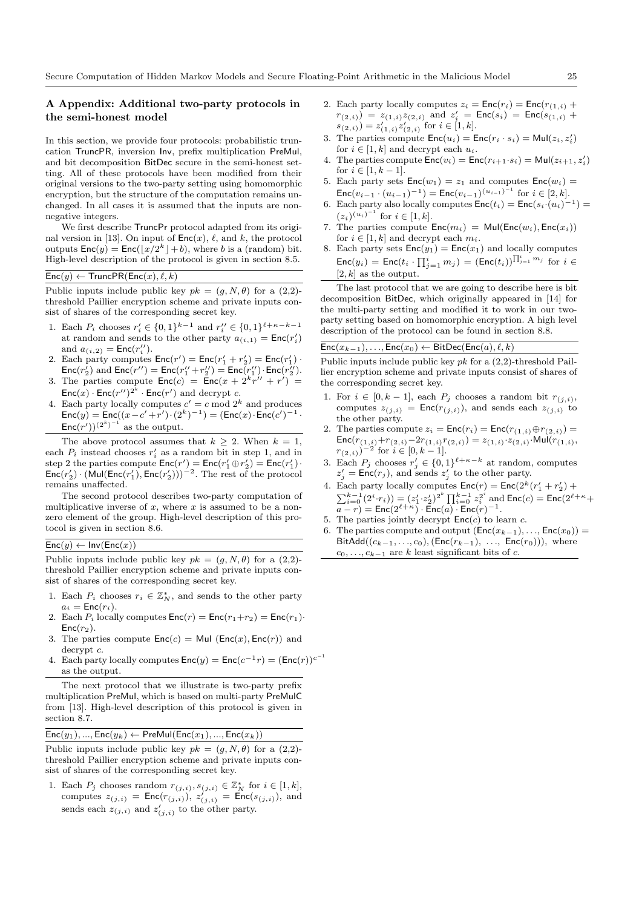## A Appendix: Additional two-party protocols in the semi-honest model

In this section, we provide four protocols: probabilistic truncation TruncPR, inversion Inv, prefix multiplication PreMul, and bit decomposition BitDec secure in the semi-honest setting. All of these protocols have been modified from their original versions to the two-party setting using homomorphic encryption, but the structure of the computation remains unchanged. In all cases it is assumed that the inputs are nonnegative integers.

We first describe TruncPr protocol adapted from its original version in [13]. On input of $\mathsf{Enc}(x)$, $\ell$, and $k$, the protocol outputs $\mathsf{Enc}(y) = \mathsf{Enc}(\lfloor x/2^k \rfloor + b)$, where $b$ is a (random) bit. High-level description of the protocol is given in section 8.5.

$\mathsf{Enc}(y) \leftarrow \mathsf{TruncPR}(\mathsf{Enc}(x), \ell, k)$

Public inputs include public key $pk = (g, N, \theta)$ for a (2,2)-threshold Paillier encryption scheme and private inputs consist of shares of the corresponding secret key.

1. Each $P_i$ chooses $r'_i \in \{0,1\}^{k-1}$ and $r''_i \in \{0,1\}^{\ell+\kappa-k-1}$ at random and sends to the other party $a_{(i,1)} = \mathsf{Enc}(r'_i)$ and $a_{(i,2)} = \mathsf{Enc}(r''_i)$.
2. Each party computes $\mathsf{Enc}(r') = \mathsf{Enc}(r'_1 + r'_2) = \mathsf{Enc}(r'_1) \cdot \mathsf{Enc}(r'_2)$ and $\mathsf{Enc}(r'') = \mathsf{Enc}(r''_1 + r''_2) = \mathsf{Enc}(r''_1) \cdot \mathsf{Enc}(r''_2)$.
3. The parties compute $\mathsf{Enc}(c) = \mathsf{Enc}(x + 2^k r'' + r') = \mathsf{Enc}(x) \cdot \mathsf{Enc}(r'')^{2^k} \cdot \mathsf{Enc}(r')$ and decrypt $c$.
4. Each party locally computes $c' = c \bmod 2^k$ and produces $\mathsf{Enc}(y) = \mathsf{Enc}((x - c' + r') \cdot (2^k)^{-1}) = (\mathsf{Enc}(x) \cdot \mathsf{Enc}(c')^{-1} \cdot \mathsf{Enc}(r'))^{(2^k)^{-1}}$ as the output.

The above protocol assumes that $k \geq 2$. When $k = 1$, each $P_i$ instead chooses $r'_i$ as a random bit in step 1, and in step 2 the parties compute $\mathsf{Enc}(r') = \mathsf{Enc}(r'_1 \oplus r'_2) = \mathsf{Enc}(r'_1) \cdot \mathsf{Enc}(r'_2) \cdot (\mathsf{Mul}(\mathsf{Enc}(r'_1), \mathsf{Enc}(r'_2)))^{-2}$. The rest of the protocol remains unaffected.

The second protocol describes two-party computation of multiplicative inverse of $x$, where $x$ is assumed to be a nonzero element of the group. High-level description of this protocol is given in section 8.6.

$\mathsf{Enc}(y) \leftarrow \mathsf{Inv}(\mathsf{Enc}(x))$

Public inputs include public key $pk = (g, N, \theta)$ for a (2,2)-threshold Paillier encryption scheme and private inputs consist of shares of the corresponding secret key.

1. Each $P_i$ chooses $r_i \in \mathbb{Z}^*_N$, and sends to the other party $a_i = \mathsf{Enc}(r_i)$.
2. Each $P_i$ locally computes $\mathsf{Enc}(r) = \mathsf{Enc}(r_1 + r_2) = \mathsf{Enc}(r_1) \cdot \mathsf{Enc}(r_2)$.
3. The parties compute $\mathsf{Enc}(c) = \mathsf{Mul}\ (\mathsf{Enc}(x), \mathsf{Enc}(r))$ and decrypt $c$.
4. Each party locally computes $\mathsf{Enc}(y) = \mathsf{Enc}(c^{-1} r) = (\mathsf{Enc}(r))^{c^{-1}}$ as the output.

The next protocol that we illustrate is two-party prefix multiplication PreMul, which is based on multi-party PreMulC from [13]. High-level description of this protocol is given in section 8.7.

$\mathsf{Enc}(y_1), ..., \mathsf{Enc}(y_k) \leftarrow \mathsf{PreMul}(\mathsf{Enc}(x_1), ..., \mathsf{Enc}(x_k))$

Public inputs include public key $pk = (g, N, \theta)$ for a (2,2)-threshold Paillier encryption scheme and private inputs consist of shares of the corresponding secret key.

1. Each $P_j$ chooses random $r_{(j,i)}, s_{(j,i)} \in \mathbb{Z}^*_N$ for $i \in [1, k]$, computes $z_{(j,i)} = \mathsf{Enc}(r_{(j,i)})$, $z'_{(j,i)} = \mathsf{Enc}(s_{(j,i)})$, and sends each $z_{(j,i)}$ and $z'_{(j,i)}$ to the other party.
2. Each party locally computes $z_i = \mathsf{Enc}(r_i) = \mathsf{Enc}(r_{(1,i)} + r_{(2,i)}) = z_{(1,i)} z_{(2,i)}$ and $z'_i = \mathsf{Enc}(s_i) = \mathsf{Enc}(s_{(1,i)} + s_{(2,i)}) = z'_{(1,i)} z'_{(2,i)}$ for $i \in [1, k]$.
3. The parties compute $\mathsf{Enc}(u_i) = \mathsf{Enc}(r_i \cdot s_i) = \mathsf{Mul}(z_i, z'_i)$ for $i \in [1, k]$ and decrypt each $u_i$.
4. The parties compute $\mathsf{Enc}(v_i) = \mathsf{Enc}(r_{i+1} \cdot s_i) = \mathsf{Mul}(z_{i+1}, z'_i)$ for $i \in [1, k-1]$.
5. Each party sets $\mathsf{Enc}(w_1) = z_1$ and computes $\mathsf{Enc}(w_i) = \mathsf{Enc}(v_{i-1} \cdot (u_{i-1})^{-1}) = \mathsf{Enc}(v_{i-1})^{(u_{i-1})^{-1}}$ for $i \in [2, k]$.
6. Each party also locally computes $\mathsf{Enc}(t_i) = \mathsf{Enc}(s_i \cdot (u_i)^{-1}) = (z_i)^{(u_i)^{-1}}$ for $i \in [1, k]$.
7. The parties compute $\mathsf{Enc}(m_i) = \mathsf{Mul}(\mathsf{Enc}(w_i), \mathsf{Enc}(x_i))$ for $i \in [1, k]$ and decrypt each $m_i$.
8. Each party sets $\mathsf{Enc}(y_1) = \mathsf{Enc}(x_1)$ and locally computes $\mathsf{Enc}(y_i) = \mathsf{Enc}(t_i \cdot \prod_{j=1}^{i} m_j) = (\mathsf{Enc}(t_i))^{\prod_{j=1}^{i} m_j}$ for $i \in [2, k]$ as the output.

The last protocol that we are going to describe here is bit decomposition BitDec, which originally appeared in [14] for the multi-party setting and modified it to work in our two-party setting based on homomorphic encryption. A high level description of the protocol can be found in section 8.8.

$\mathsf{Enc}(x_{k-1}), \ldots, \mathsf{Enc}(x_0) \leftarrow \mathsf{BitDec}(\mathsf{Enc}(a), \ell, k)$

Public inputs include public key $pk$ for a (2,2)-threshold Paillier encryption scheme and private inputs consist of shares of the corresponding secret key.

1. For $i \in [0, k-1]$, each $P_j$ chooses a random bit $r_{(j,i)}$, computes $z_{(j,i)} = \mathsf{Enc}(r_{(j,i)})$, and sends each $z_{(j,i)}$ to the other party.
2. The parties compute $z_i = \mathsf{Enc}(r_i) = \mathsf{Enc}(r_{(1,i)} \oplus r_{(2,i)}) = \mathsf{Enc}(r_{(1,i)} + r_{(2,i)} - 2 r_{(1,i)} r_{(2,i)}) = z_{(1,i)} \cdot z_{(2,i)} \cdot \mathsf{Mul}(r_{(1,i)}, r_{(2,i)})^{-2}$ for $i \in [0, k-1]$.
3. Each $P_j$ chooses $r'_j \in \{0,1\}^{\ell+\kappa-k}$ at random, computes $z'_j = \mathsf{Enc}(r_j)$, and sends $z'_j$ to the other party.
4. Each party locally computes $\mathsf{Enc}(r) = \mathsf{Enc}(2^k (r'_1 + r'_2) + \sum_{i=0}^{k-1} (2^i \cdot r_i)) = (z'_1 \cdot z'_2)^{2^k} \prod_{i=0}^{k-1} z_i^{2^i}$ and $\mathsf{Enc}(c) = \mathsf{Enc}(2^{\ell+\kappa} + a - r) = \mathsf{Enc}(2^{\ell+\kappa}) \cdot \mathsf{Enc}(a) \cdot \mathsf{Enc}(r)^{-1}$.
5. The parties jointly decrypt $\mathsf{Enc}(c)$ to learn $c$.
6. The parties compute and output $(\mathsf{Enc}(x_{k-1}), \ldots, \mathsf{Enc}(x_0)) = \mathsf{BitAdd}((c_{k-1}, \ldots, c_0), (\mathsf{Enc}(r_{k-1}),\ \ldots,\ \mathsf{Enc}(r_0)))$, where $c_0, \ldots, c_{k-1}$ are $k$ least significant bits of $c$.